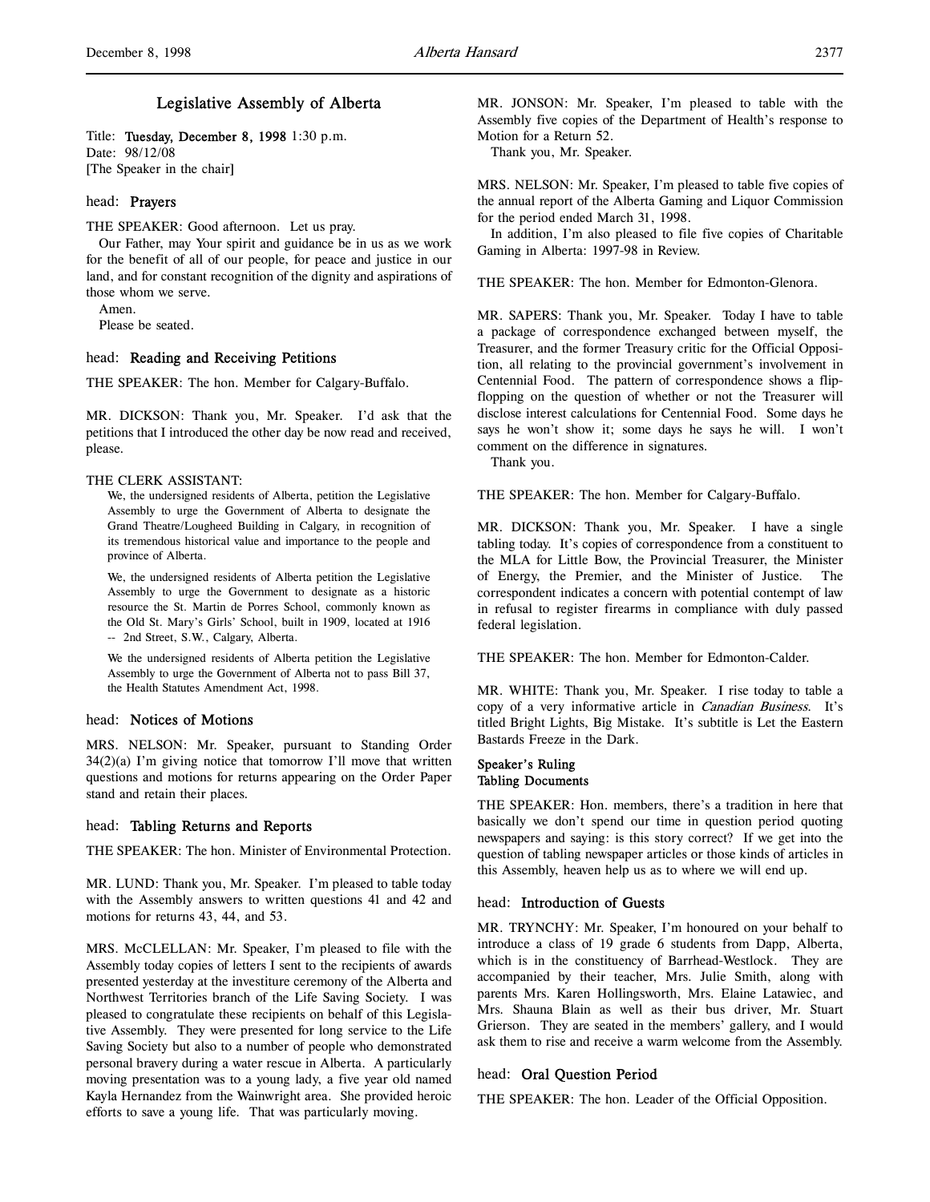# Legislative Assembly of Alberta

Title: **Tuesday, December 8, 1998** 1:30 p.m.
Date: 98/12/08
[The Speaker in the chair]

## head: Prayers

THE SPEAKER: Good afternoon. Let us pray.

Our Father, may Your spirit and guidance be in us as we work for the benefit of all of our people, for peace and justice in our land, and for constant recognition of the dignity and aspirations of those whom we serve.

Amen.

Please be seated.

## head: Reading and Receiving Petitions

THE SPEAKER: The hon. Member for Calgary-Buffalo.

MR. DICKSON: Thank you, Mr. Speaker. I'd ask that the petitions that I introduced the other day be now read and received, please.

THE CLERK ASSISTANT:

> We, the undersigned residents of Alberta, petition the Legislative Assembly to urge the Government of Alberta to designate the Grand Theatre/Lougheed Building in Calgary, in recognition of its tremendous historical value and importance to the people and province of Alberta.
>
> We, the undersigned residents of Alberta petition the Legislative Assembly to urge the Government to designate as a historic resource the St. Martin de Porres School, commonly known as the Old St. Mary's Girls' School, built in 1909, located at 1916 -- 2nd Street, S.W., Calgary, Alberta.
>
> We the undersigned residents of Alberta petition the Legislative Assembly to urge the Government of Alberta not to pass Bill 37, the Health Statutes Amendment Act, 1998.

## head: Notices of Motions

MRS. NELSON: Mr. Speaker, pursuant to Standing Order 34(2)(a) I'm giving notice that tomorrow I'll move that written questions and motions for returns appearing on the Order Paper stand and retain their places.

## head: Tabling Returns and Reports

THE SPEAKER: The hon. Minister of Environmental Protection.

MR. LUND: Thank you, Mr. Speaker. I'm pleased to table today with the Assembly answers to written questions 41 and 42 and motions for returns 43, 44, and 53.

MRS. McCLELLAN: Mr. Speaker, I'm pleased to file with the Assembly today copies of letters I sent to the recipients of awards presented yesterday at the investiture ceremony of the Alberta and Northwest Territories branch of the Life Saving Society. I was pleased to congratulate these recipients on behalf of this Legislative Assembly. They were presented for long service to the Life Saving Society but also to a number of people who demonstrated personal bravery during a water rescue in Alberta. A particularly moving presentation was to a young lady, a five year old named Kayla Hernandez from the Wainwright area. She provided heroic efforts to save a young life. That was particularly moving.

MR. JONSON: Mr. Speaker, I'm pleased to table with the Assembly five copies of the Department of Health's response to Motion for a Return 52.

Thank you, Mr. Speaker.

MRS. NELSON: Mr. Speaker, I'm pleased to table five copies of the annual report of the Alberta Gaming and Liquor Commission for the period ended March 31, 1998.

In addition, I'm also pleased to file five copies of Charitable Gaming in Alberta: 1997-98 in Review.

THE SPEAKER: The hon. Member for Edmonton-Glenora.

MR. SAPERS: Thank you, Mr. Speaker. Today I have to table a package of correspondence exchanged between myself, the Treasurer, and the former Treasury critic for the Official Opposition, all relating to the provincial government's involvement in Centennial Food. The pattern of correspondence shows a flip-flopping on the question of whether or not the Treasurer will disclose interest calculations for Centennial Food. Some days he says he won't show it; some days he says he will. I won't comment on the difference in signatures.

Thank you.

THE SPEAKER: The hon. Member for Calgary-Buffalo.

MR. DICKSON: Thank you, Mr. Speaker. I have a single tabling today. It's copies of correspondence from a constituent to the MLA for Little Bow, the Provincial Treasurer, the Minister of Energy, the Premier, and the Minister of Justice. The correspondent indicates a concern with potential contempt of law in refusal to register firearms in compliance with duly passed federal legislation.

THE SPEAKER: The hon. Member for Edmonton-Calder.

MR. WHITE: Thank you, Mr. Speaker. I rise today to table a copy of a very informative article in *Canadian Business*. It's titled Bright Lights, Big Mistake. It's subtitle is Let the Eastern Bastards Freeze in the Dark.

### Speaker's Ruling
### Tabling Documents

THE SPEAKER: Hon. members, there's a tradition in here that basically we don't spend our time in question period quoting newspapers and saying: is this story correct? If we get into the question of tabling newspaper articles or those kinds of articles in this Assembly, heaven help us as to where we will end up.

## head: Introduction of Guests

MR. TRYNCHY: Mr. Speaker, I'm honoured on your behalf to introduce a class of 19 grade 6 students from Dapp, Alberta, which is in the constituency of Barrhead-Westlock. They are accompanied by their teacher, Mrs. Julie Smith, along with parents Mrs. Karen Hollingsworth, Mrs. Elaine Latawiec, and Mrs. Shauna Blain as well as their bus driver, Mr. Stuart Grierson. They are seated in the members' gallery, and I would ask them to rise and receive a warm welcome from the Assembly.

## head: Oral Question Period

THE SPEAKER: The hon. Leader of the Official Opposition.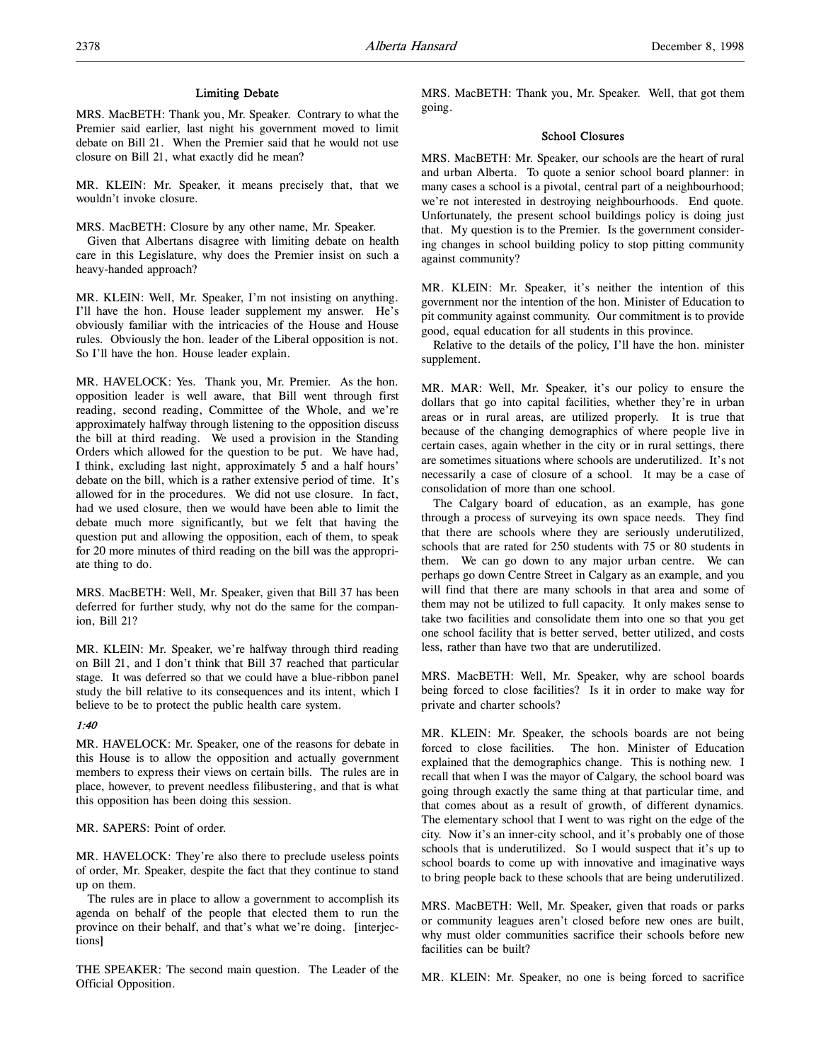### Limiting Debate

MRS. MacBETH: Thank you, Mr. Speaker. Contrary to what the Premier said earlier, last night his government moved to limit debate on Bill 21. When the Premier said that he would not use closure on Bill 21, what exactly did he mean?

MR. KLEIN: Mr. Speaker, it means precisely that, that we wouldn't invoke closure.

MRS. MacBETH: Closure by any other name, Mr. Speaker.

Given that Albertans disagree with limiting debate on health care in this Legislature, why does the Premier insist on such a heavy-handed approach?

MR. KLEIN: Well, Mr. Speaker, I'm not insisting on anything. I'll have the hon. House leader supplement my answer. He's obviously familiar with the intricacies of the House and House rules. Obviously the hon. leader of the Liberal opposition is not. So I'll have the hon. House leader explain.

MR. HAVELOCK: Yes. Thank you, Mr. Premier. As the hon. opposition leader is well aware, that Bill went through first reading, second reading, Committee of the Whole, and we're approximately halfway through listening to the opposition discuss the bill at third reading. We used a provision in the Standing Orders which allowed for the question to be put. We have had, I think, excluding last night, approximately 5 and a half hours' debate on the bill, which is a rather extensive period of time. It's allowed for in the procedures. We did not use closure. In fact, had we used closure, then we would have been able to limit the debate much more significantly, but we felt that having the question put and allowing the opposition, each of them, to speak for 20 more minutes of third reading on the bill was the appropriate thing to do.

MRS. MacBETH: Well, Mr. Speaker, given that Bill 37 has been deferred for further study, why not do the same for the companion, Bill 21?

MR. KLEIN: Mr. Speaker, we're halfway through third reading on Bill 21, and I don't think that Bill 37 reached that particular stage. It was deferred so that we could have a blue-ribbon panel study the bill relative to its consequences and its intent, which I believe to be to protect the public health care system.

*1:40*

MR. HAVELOCK: Mr. Speaker, one of the reasons for debate in this House is to allow the opposition and actually government members to express their views on certain bills. The rules are in place, however, to prevent needless filibustering, and that is what this opposition has been doing this session.

MR. SAPERS: Point of order.

MR. HAVELOCK: They're also there to preclude useless points of order, Mr. Speaker, despite the fact that they continue to stand up on them.

The rules are in place to allow a government to accomplish its agenda on behalf of the people that elected them to run the province on their behalf, and that's what we're doing. [interjections]

THE SPEAKER: The second main question. The Leader of the Official Opposition.

MRS. MacBETH: Thank you, Mr. Speaker. Well, that got them going.

### School Closures

MRS. MacBETH: Mr. Speaker, our schools are the heart of rural and urban Alberta. To quote a senior school board planner: in many cases a school is a pivotal, central part of a neighbourhood; we're not interested in destroying neighbourhoods. End quote. Unfortunately, the present school buildings policy is doing just that. My question is to the Premier. Is the government considering changes in school building policy to stop pitting community against community?

MR. KLEIN: Mr. Speaker, it's neither the intention of this government nor the intention of the hon. Minister of Education to pit community against community. Our commitment is to provide good, equal education for all students in this province.

Relative to the details of the policy, I'll have the hon. minister supplement.

MR. MAR: Well, Mr. Speaker, it's our policy to ensure the dollars that go into capital facilities, whether they're in urban areas or in rural areas, are utilized properly. It is true that because of the changing demographics of where people live in certain cases, again whether in the city or in rural settings, there are sometimes situations where schools are underutilized. It's not necessarily a case of closure of a school. It may be a case of consolidation of more than one school.

The Calgary board of education, as an example, has gone through a process of surveying its own space needs. They find that there are schools where they are seriously underutilized, schools that are rated for 250 students with 75 or 80 students in them. We can go down to any major urban centre. We can perhaps go down Centre Street in Calgary as an example, and you will find that there are many schools in that area and some of them may not be utilized to full capacity. It only makes sense to take two facilities and consolidate them into one so that you get one school facility that is better served, better utilized, and costs less, rather than have two that are underutilized.

MRS. MacBETH: Well, Mr. Speaker, why are school boards being forced to close facilities? Is it in order to make way for private and charter schools?

MR. KLEIN: Mr. Speaker, the schools boards are not being forced to close facilities. The hon. Minister of Education explained that the demographics change. This is nothing new. I recall that when I was the mayor of Calgary, the school board was going through exactly the same thing at that particular time, and that comes about as a result of growth, of different dynamics. The elementary school that I went to was right on the edge of the city. Now it's an inner-city school, and it's probably one of those schools that is underutilized. So I would suspect that it's up to school boards to come up with innovative and imaginative ways to bring people back to these schools that are being underutilized.

MRS. MacBETH: Well, Mr. Speaker, given that roads or parks or community leagues aren't closed before new ones are built, why must older communities sacrifice their schools before new facilities can be built?

MR. KLEIN: Mr. Speaker, no one is being forced to sacrifice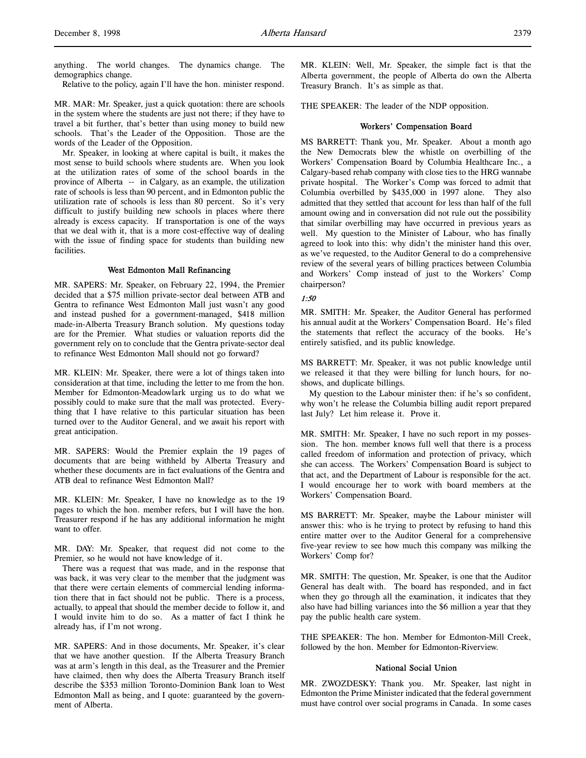anything. The world changes. The dynamics change. The demographics change.

Relative to the policy, again I'll have the hon. minister respond.

MR. MAR: Mr. Speaker, just a quick quotation: there are schools in the system where the students are just not there; if they have to travel a bit further, that's better than using money to build new schools. That's the Leader of the Opposition. Those are the words of the Leader of the Opposition.

Mr. Speaker, in looking at where capital is built, it makes the most sense to build schools where students are. When you look at the utilization rates of some of the school boards in the province of Alberta -- in Calgary, as an example, the utilization rate of schools is less than 90 percent, and in Edmonton public the utilization rate of schools is less than 80 percent. So it's very difficult to justify building new schools in places where there already is excess capacity. If transportation is one of the ways that we deal with it, that is a more cost-effective way of dealing with the issue of finding space for students than building new facilities.

### West Edmonton Mall Refinancing

MR. SAPERS: Mr. Speaker, on February 22, 1994, the Premier decided that a $75 million private-sector deal between ATB and Gentra to refinance West Edmonton Mall just wasn't any good and instead pushed for a government-managed, $418 million made-in-Alberta Treasury Branch solution. My questions today are for the Premier. What studies or valuation reports did the government rely on to conclude that the Gentra private-sector deal to refinance West Edmonton Mall should not go forward?

MR. KLEIN: Mr. Speaker, there were a lot of things taken into consideration at that time, including the letter to me from the hon. Member for Edmonton-Meadowlark urging us to do what we possibly could to make sure that the mall was protected. Everything that I have relative to this particular situation has been turned over to the Auditor General, and we await his report with great anticipation.

MR. SAPERS: Would the Premier explain the 19 pages of documents that are being withheld by Alberta Treasury and whether these documents are in fact evaluations of the Gentra and ATB deal to refinance West Edmonton Mall?

MR. KLEIN: Mr. Speaker, I have no knowledge as to the 19 pages to which the hon. member refers, but I will have the hon. Treasurer respond if he has any additional information he might want to offer.

MR. DAY: Mr. Speaker, that request did not come to the Premier, so he would not have knowledge of it.

There was a request that was made, and in the response that was back, it was very clear to the member that the judgment was that there were certain elements of commercial lending information there that in fact should not be public. There is a process, actually, to appeal that should the member decide to follow it, and I would invite him to do so. As a matter of fact I think he already has, if I'm not wrong.

MR. SAPERS: And in those documents, Mr. Speaker, it's clear that we have another question. If the Alberta Treasury Branch was at arm's length in this deal, as the Treasurer and the Premier have claimed, then why does the Alberta Treasury Branch itself describe the $353 million Toronto-Dominion Bank loan to West Edmonton Mall as being, and I quote: guaranteed by the government of Alberta.

MR. KLEIN: Well, Mr. Speaker, the simple fact is that the Alberta government, the people of Alberta do own the Alberta Treasury Branch. It's as simple as that.

THE SPEAKER: The leader of the NDP opposition.

### Workers' Compensation Board

MS BARRETT: Thank you, Mr. Speaker. About a month ago the New Democrats blew the whistle on overbilling of the Workers' Compensation Board by Columbia Healthcare Inc., a Calgary-based rehab company with close ties to the HRG wannabe private hospital. The Worker's Comp was forced to admit that Columbia overbilled by $435,000 in 1997 alone. They also admitted that they settled that account for less than half of the full amount owing and in conversation did not rule out the possibility that similar overbilling may have occurred in previous years as well. My question to the Minister of Labour, who has finally agreed to look into this: why didn't the minister hand this over, as we've requested, to the Auditor General to do a comprehensive review of the several years of billing practices between Columbia and Workers' Comp instead of just to the Workers' Comp chairperson?

*1:50*

MR. SMITH: Mr. Speaker, the Auditor General has performed his annual audit at the Workers' Compensation Board. He's filed the statements that reflect the accuracy of the books. He's entirely satisfied, and its public knowledge.

MS BARRETT: Mr. Speaker, it was not public knowledge until we released it that they were billing for lunch hours, for no-shows, and duplicate billings.

My question to the Labour minister then: if he's so confident, why won't he release the Columbia billing audit report prepared last July? Let him release it. Prove it.

MR. SMITH: Mr. Speaker, I have no such report in my possession. The hon. member knows full well that there is a process called freedom of information and protection of privacy, which she can access. The Workers' Compensation Board is subject to that act, and the Department of Labour is responsible for the act. I would encourage her to work with board members at the Workers' Compensation Board.

MS BARRETT: Mr. Speaker, maybe the Labour minister will answer this: who is he trying to protect by refusing to hand this entire matter over to the Auditor General for a comprehensive five-year review to see how much this company was milking the Workers' Comp for?

MR. SMITH: The question, Mr. Speaker, is one that the Auditor General has dealt with. The board has responded, and in fact when they go through all the examination, it indicates that they also have had billing variances into the $6 million a year that they pay the public health care system.

THE SPEAKER: The hon. Member for Edmonton-Mill Creek, followed by the hon. Member for Edmonton-Riverview.

### National Social Union

MR. ZWOZDESKY: Thank you. Mr. Speaker, last night in Edmonton the Prime Minister indicated that the federal government must have control over social programs in Canada. In some cases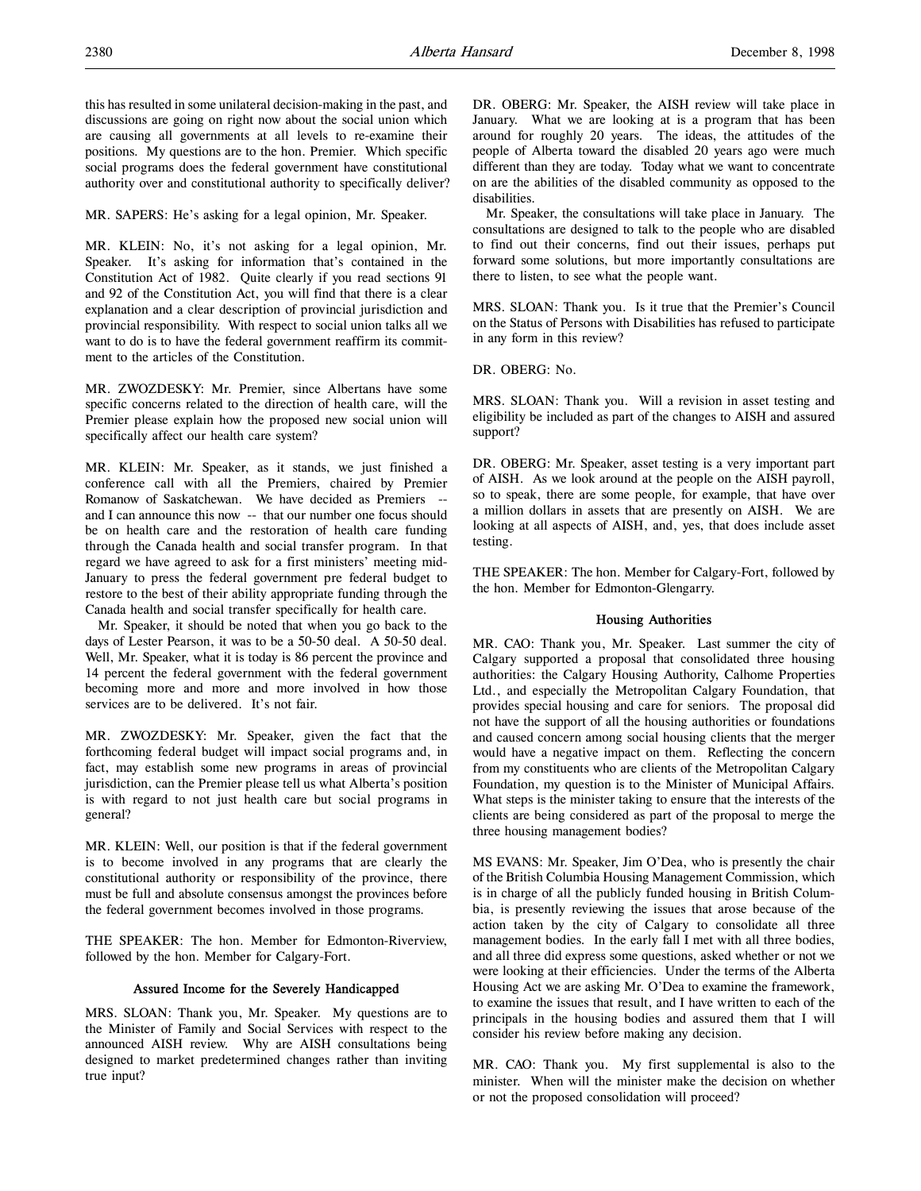this has resulted in some unilateral decision-making in the past, and discussions are going on right now about the social union which are causing all governments at all levels to re-examine their positions. My questions are to the hon. Premier. Which specific social programs does the federal government have constitutional authority over and constitutional authority to specifically deliver?

MR. SAPERS: He's asking for a legal opinion, Mr. Speaker.

MR. KLEIN: No, it's not asking for a legal opinion, Mr. Speaker. It's asking for information that's contained in the Constitution Act of 1982. Quite clearly if you read sections 91 and 92 of the Constitution Act, you will find that there is a clear explanation and a clear description of provincial jurisdiction and provincial responsibility. With respect to social union talks all we want to do is to have the federal government reaffirm its commitment to the articles of the Constitution.

MR. ZWOZDESKY: Mr. Premier, since Albertans have some specific concerns related to the direction of health care, will the Premier please explain how the proposed new social union will specifically affect our health care system?

MR. KLEIN: Mr. Speaker, as it stands, we just finished a conference call with all the Premiers, chaired by Premier Romanow of Saskatchewan. We have decided as Premiers -- and I can announce this now -- that our number one focus should be on health care and the restoration of health care funding through the Canada health and social transfer program. In that regard we have agreed to ask for a first ministers' meeting mid-January to press the federal government pre federal budget to restore to the best of their ability appropriate funding through the Canada health and social transfer specifically for health care.

Mr. Speaker, it should be noted that when you go back to the days of Lester Pearson, it was to be a 50-50 deal. A 50-50 deal. Well, Mr. Speaker, what it is today is 86 percent the province and 14 percent the federal government with the federal government becoming more and more and more involved in how those services are to be delivered. It's not fair.

MR. ZWOZDESKY: Mr. Speaker, given the fact that the forthcoming federal budget will impact social programs and, in fact, may establish some new programs in areas of provincial jurisdiction, can the Premier please tell us what Alberta's position is with regard to not just health care but social programs in general?

MR. KLEIN: Well, our position is that if the federal government is to become involved in any programs that are clearly the constitutional authority or responsibility of the province, there must be full and absolute consensus amongst the provinces before the federal government becomes involved in those programs.

THE SPEAKER: The hon. Member for Edmonton-Riverview, followed by the hon. Member for Calgary-Fort.

### Assured Income for the Severely Handicapped

MRS. SLOAN: Thank you, Mr. Speaker. My questions are to the Minister of Family and Social Services with respect to the announced AISH review. Why are AISH consultations being designed to market predetermined changes rather than inviting true input?

DR. OBERG: Mr. Speaker, the AISH review will take place in January. What we are looking at is a program that has been around for roughly 20 years. The ideas, the attitudes of the people of Alberta toward the disabled 20 years ago were much different than they are today. Today what we want to concentrate on are the abilities of the disabled community as opposed to the disabilities.

Mr. Speaker, the consultations will take place in January. The consultations are designed to talk to the people who are disabled to find out their concerns, find out their issues, perhaps put forward some solutions, but more importantly consultations are there to listen, to see what the people want.

MRS. SLOAN: Thank you. Is it true that the Premier's Council on the Status of Persons with Disabilities has refused to participate in any form in this review?

DR. OBERG: No.

MRS. SLOAN: Thank you. Will a revision in asset testing and eligibility be included as part of the changes to AISH and assured support?

DR. OBERG: Mr. Speaker, asset testing is a very important part of AISH. As we look around at the people on the AISH payroll, so to speak, there are some people, for example, that have over a million dollars in assets that are presently on AISH. We are looking at all aspects of AISH, and, yes, that does include asset testing.

THE SPEAKER: The hon. Member for Calgary-Fort, followed by the hon. Member for Edmonton-Glengarry.

### Housing Authorities

MR. CAO: Thank you, Mr. Speaker. Last summer the city of Calgary supported a proposal that consolidated three housing authorities: the Calgary Housing Authority, Calhome Properties Ltd., and especially the Metropolitan Calgary Foundation, that provides special housing and care for seniors. The proposal did not have the support of all the housing authorities or foundations and caused concern among social housing clients that the merger would have a negative impact on them. Reflecting the concern from my constituents who are clients of the Metropolitan Calgary Foundation, my question is to the Minister of Municipal Affairs. What steps is the minister taking to ensure that the interests of the clients are being considered as part of the proposal to merge the three housing management bodies?

MS EVANS: Mr. Speaker, Jim O'Dea, who is presently the chair of the British Columbia Housing Management Commission, which is in charge of all the publicly funded housing in British Columbia, is presently reviewing the issues that arose because of the action taken by the city of Calgary to consolidate all three management bodies. In the early fall I met with all three bodies, and all three did express some questions, asked whether or not we were looking at their efficiencies. Under the terms of the Alberta Housing Act we are asking Mr. O'Dea to examine the framework, to examine the issues that result, and I have written to each of the principals in the housing bodies and assured them that I will consider his review before making any decision.

MR. CAO: Thank you. My first supplemental is also to the minister. When will the minister make the decision on whether or not the proposed consolidation will proceed?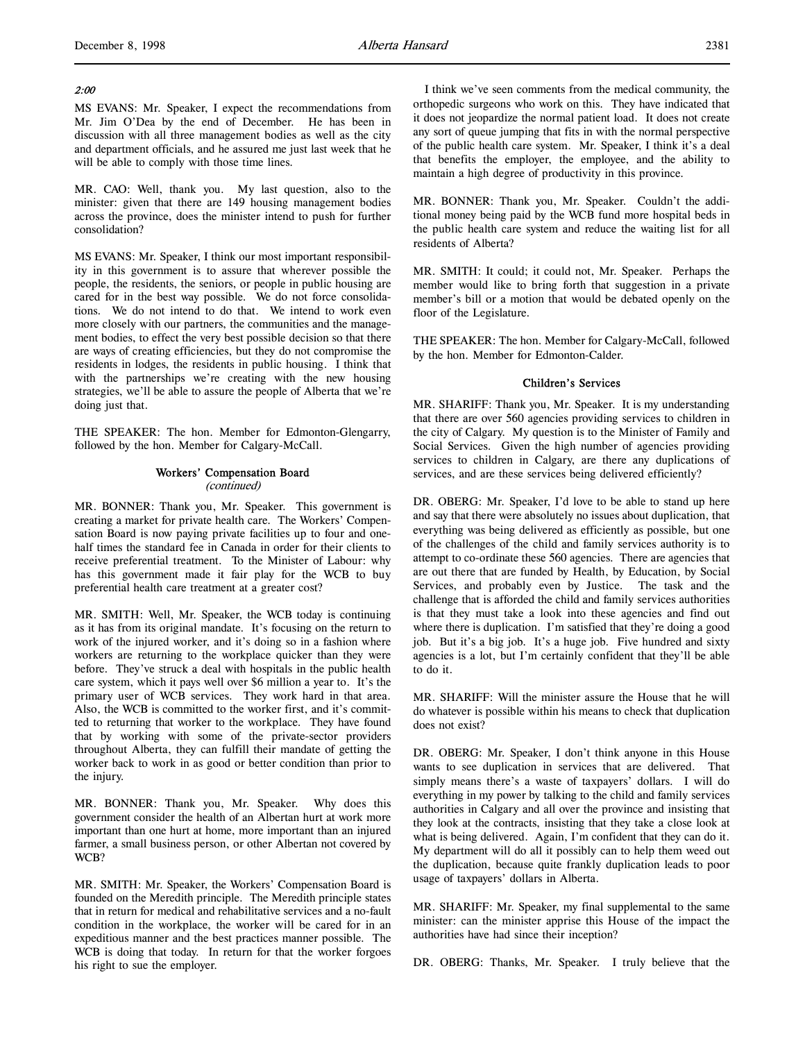*2:00*

MS EVANS: Mr. Speaker, I expect the recommendations from Mr. Jim O'Dea by the end of December. He has been in discussion with all three management bodies as well as the city and department officials, and he assured me just last week that he will be able to comply with those time lines.

MR. CAO: Well, thank you. My last question, also to the minister: given that there are 149 housing management bodies across the province, does the minister intend to push for further consolidation?

MS EVANS: Mr. Speaker, I think our most important responsibility in this government is to assure that wherever possible the people, the residents, the seniors, or people in public housing are cared for in the best way possible. We do not force consolidations. We do not intend to do that. We intend to work even more closely with our partners, the communities and the management bodies, to effect the very best possible decision so that there are ways of creating efficiencies, but they do not compromise the residents in lodges, the residents in public housing. I think that with the partnerships we're creating with the new housing strategies, we'll be able to assure the people of Alberta that we're doing just that.

THE SPEAKER: The hon. Member for Edmonton-Glengarry, followed by the hon. Member for Calgary-McCall.

### Workers' Compensation Board
*(continued)*

MR. BONNER: Thank you, Mr. Speaker. This government is creating a market for private health care. The Workers' Compensation Board is now paying private facilities up to four and one-half times the standard fee in Canada in order for their clients to receive preferential treatment. To the Minister of Labour: why has this government made it fair play for the WCB to buy preferential health care treatment at a greater cost?

MR. SMITH: Well, Mr. Speaker, the WCB today is continuing as it has from its original mandate. It's focusing on the return to work of the injured worker, and it's doing so in a fashion where workers are returning to the workplace quicker than they were before. They've struck a deal with hospitals in the public health care system, which it pays well over $6 million a year to. It's the primary user of WCB services. They work hard in that area. Also, the WCB is committed to the worker first, and it's committed to returning that worker to the workplace. They have found that by working with some of the private-sector providers throughout Alberta, they can fulfill their mandate of getting the worker back to work in as good or better condition than prior to the injury.

MR. BONNER: Thank you, Mr. Speaker. Why does this government consider the health of an Albertan hurt at work more important than one hurt at home, more important than an injured farmer, a small business person, or other Albertan not covered by WCB?

MR. SMITH: Mr. Speaker, the Workers' Compensation Board is founded on the Meredith principle. The Meredith principle states that in return for medical and rehabilitative services and a no-fault condition in the workplace, the worker will be cared for in an expeditious manner and the best practices manner possible. The WCB is doing that today. In return for that the worker forgoes his right to sue the employer.

I think we've seen comments from the medical community, the orthopedic surgeons who work on this. They have indicated that it does not jeopardize the normal patient load. It does not create any sort of queue jumping that fits in with the normal perspective of the public health care system. Mr. Speaker, I think it's a deal that benefits the employer, the employee, and the ability to maintain a high degree of productivity in this province.

MR. BONNER: Thank you, Mr. Speaker. Couldn't the additional money being paid by the WCB fund more hospital beds in the public health care system and reduce the waiting list for all residents of Alberta?

MR. SMITH: It could; it could not, Mr. Speaker. Perhaps the member would like to bring forth that suggestion in a private member's bill or a motion that would be debated openly on the floor of the Legislature.

THE SPEAKER: The hon. Member for Calgary-McCall, followed by the hon. Member for Edmonton-Calder.

### Children's Services

MR. SHARIFF: Thank you, Mr. Speaker. It is my understanding that there are over 560 agencies providing services to children in the city of Calgary. My question is to the Minister of Family and Social Services. Given the high number of agencies providing services to children in Calgary, are there any duplications of services, and are these services being delivered efficiently?

DR. OBERG: Mr. Speaker, I'd love to be able to stand up here and say that there were absolutely no issues about duplication, that everything was being delivered as efficiently as possible, but one of the challenges of the child and family services authority is to attempt to co-ordinate these 560 agencies. There are agencies that are out there that are funded by Health, by Education, by Social Services, and probably even by Justice. The task and the challenge that is afforded the child and family services authorities is that they must take a look into these agencies and find out where there is duplication. I'm satisfied that they're doing a good job. But it's a big job. It's a huge job. Five hundred and sixty agencies is a lot, but I'm certainly confident that they'll be able to do it.

MR. SHARIFF: Will the minister assure the House that he will do whatever is possible within his means to check that duplication does not exist?

DR. OBERG: Mr. Speaker, I don't think anyone in this House wants to see duplication in services that are delivered. That simply means there's a waste of taxpayers' dollars. I will do everything in my power by talking to the child and family services authorities in Calgary and all over the province and insisting that they look at the contracts, insisting that they take a close look at what is being delivered. Again, I'm confident that they can do it. My department will do all it possibly can to help them weed out the duplication, because quite frankly duplication leads to poor usage of taxpayers' dollars in Alberta.

MR. SHARIFF: Mr. Speaker, my final supplemental to the same minister: can the minister apprise this House of the impact the authorities have had since their inception?

DR. OBERG: Thanks, Mr. Speaker. I truly believe that the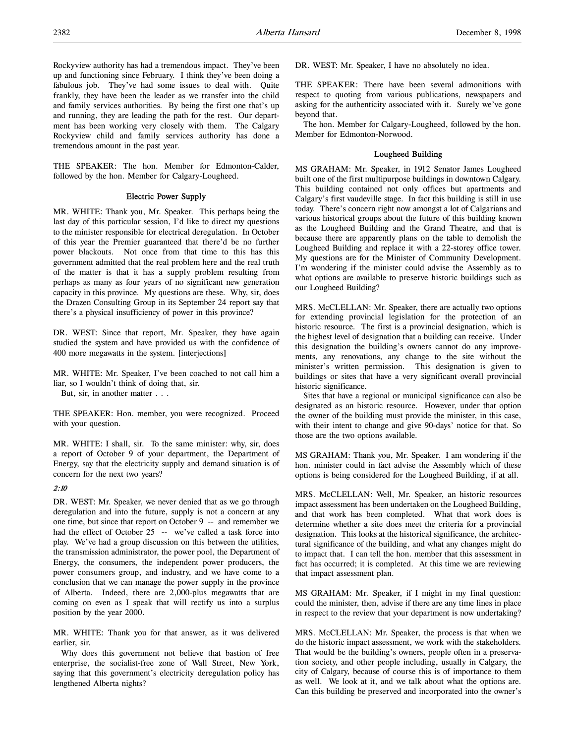Rockyview authority has had a tremendous impact. They've been up and functioning since February. I think they've been doing a fabulous job. They've had some issues to deal with. Quite frankly, they have been the leader as we transfer into the child and family services authorities. By being the first one that's up and running, they are leading the path for the rest. Our department has been working very closely with them. The Calgary Rockyview child and family services authority has done a tremendous amount in the past year.

THE SPEAKER: The hon. Member for Edmonton-Calder, followed by the hon. Member for Calgary-Lougheed.

### Electric Power Supply

MR. WHITE: Thank you, Mr. Speaker. This perhaps being the last day of this particular session, I'd like to direct my questions to the minister responsible for electrical deregulation. In October of this year the Premier guaranteed that there'd be no further power blackouts. Not once from that time to this has this government admitted that the real problem here and the real truth of the matter is that it has a supply problem resulting from perhaps as many as four years of no significant new generation capacity in this province. My questions are these. Why, sir, does the Drazen Consulting Group in its September 24 report say that there's a physical insufficiency of power in this province?

DR. WEST: Since that report, Mr. Speaker, they have again studied the system and have provided us with the confidence of 400 more megawatts in the system. [interjections]

MR. WHITE: Mr. Speaker, I've been coached to not call him a liar, so I wouldn't think of doing that, sir.

But, sir, in another matter . . .

THE SPEAKER: Hon. member, you were recognized. Proceed with your question.

MR. WHITE: I shall, sir. To the same minister: why, sir, does a report of October 9 of your department, the Department of Energy, say that the electricity supply and demand situation is of concern for the next two years?

*2:10*

DR. WEST: Mr. Speaker, we never denied that as we go through deregulation and into the future, supply is not a concern at any one time, but since that report on October 9 -- and remember we had the effect of October 25 -- we've called a task force into play. We've had a group discussion on this between the utilities, the transmission administrator, the power pool, the Department of Energy, the consumers, the independent power producers, the power consumers group, and industry, and we have come to a conclusion that we can manage the power supply in the province of Alberta. Indeed, there are 2,000-plus megawatts that are coming on even as I speak that will rectify us into a surplus position by the year 2000.

MR. WHITE: Thank you for that answer, as it was delivered earlier, sir.

Why does this government not believe that bastion of free enterprise, the socialist-free zone of Wall Street, New York, saying that this government's electricity deregulation policy has lengthened Alberta nights?

DR. WEST: Mr. Speaker, I have no absolutely no idea.

THE SPEAKER: There have been several admonitions with respect to quoting from various publications, newspapers and asking for the authenticity associated with it. Surely we've gone beyond that.

The hon. Member for Calgary-Lougheed, followed by the hon. Member for Edmonton-Norwood.

### Lougheed Building

MS GRAHAM: Mr. Speaker, in 1912 Senator James Lougheed built one of the first multipurpose buildings in downtown Calgary. This building contained not only offices but apartments and Calgary's first vaudeville stage. In fact this building is still in use today. There's concern right now amongst a lot of Calgarians and various historical groups about the future of this building known as the Lougheed Building and the Grand Theatre, and that is because there are apparently plans on the table to demolish the Lougheed Building and replace it with a 22-storey office tower. My questions are for the Minister of Community Development. I'm wondering if the minister could advise the Assembly as to what options are available to preserve historic buildings such as our Lougheed Building?

MRS. McCLELLAN: Mr. Speaker, there are actually two options for extending provincial legislation for the protection of an historic resource. The first is a provincial designation, which is the highest level of designation that a building can receive. Under this designation the building's owners cannot do any improvements, any renovations, any change to the site without the minister's written permission. This designation is given to buildings or sites that have a very significant overall provincial historic significance.

Sites that have a regional or municipal significance can also be designated as an historic resource. However, under that option the owner of the building must provide the minister, in this case, with their intent to change and give 90-days' notice for that. So those are the two options available.

MS GRAHAM: Thank you, Mr. Speaker. I am wondering if the hon. minister could in fact advise the Assembly which of these options is being considered for the Lougheed Building, if at all.

MRS. McCLELLAN: Well, Mr. Speaker, an historic resources impact assessment has been undertaken on the Lougheed Building, and that work has been completed. What that work does is determine whether a site does meet the criteria for a provincial designation. This looks at the historical significance, the architectural significance of the building, and what any changes might do to impact that. I can tell the hon. member that this assessment in fact has occurred; it is completed. At this time we are reviewing that impact assessment plan.

MS GRAHAM: Mr. Speaker, if I might in my final question: could the minister, then, advise if there are any time lines in place in respect to the review that your department is now undertaking?

MRS. McCLELLAN: Mr. Speaker, the process is that when we do the historic impact assessment, we work with the stakeholders. That would be the building's owners, people often in a preservation society, and other people including, usually in Calgary, the city of Calgary, because of course this is of importance to them as well. We look at it, and we talk about what the options are. Can this building be preserved and incorporated into the owner's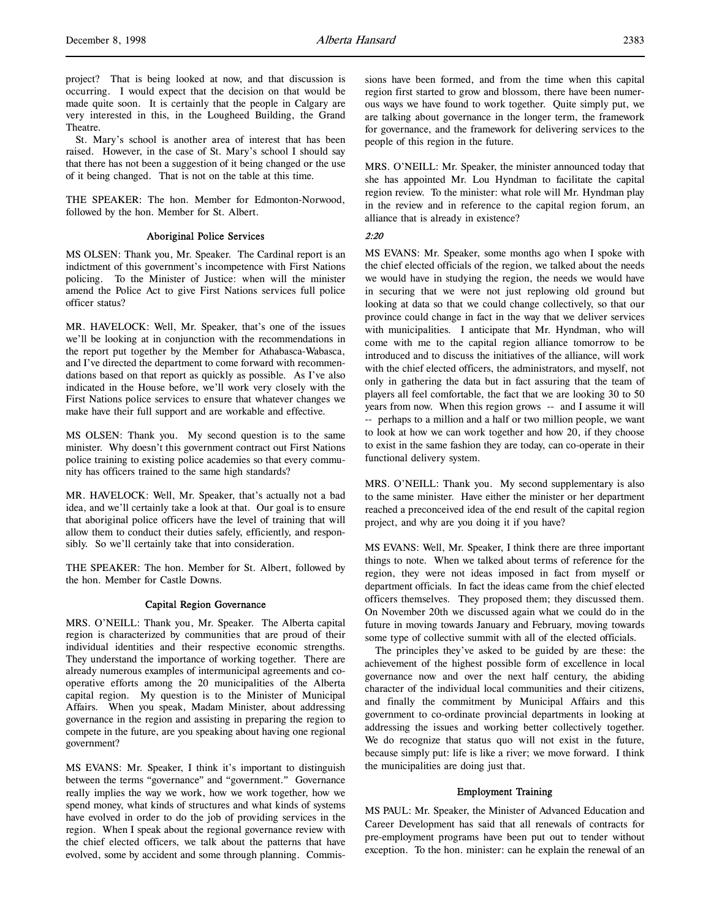project? That is being looked at now, and that discussion is occurring. I would expect that the decision on that would be made quite soon. It is certainly that the people in Calgary are very interested in this, in the Lougheed Building, the Grand Theatre.

St. Mary's school is another area of interest that has been raised. However, in the case of St. Mary's school I should say that there has not been a suggestion of it being changed or the use of it being changed. That is not on the table at this time.

THE SPEAKER: The hon. Member for Edmonton-Norwood, followed by the hon. Member for St. Albert.

### Aboriginal Police Services

MS OLSEN: Thank you, Mr. Speaker. The Cardinal report is an indictment of this government's incompetence with First Nations policing. To the Minister of Justice: when will the minister amend the Police Act to give First Nations services full police officer status?

MR. HAVELOCK: Well, Mr. Speaker, that's one of the issues we'll be looking at in conjunction with the recommendations in the report put together by the Member for Athabasca-Wabasca, and I've directed the department to come forward with recommendations based on that report as quickly as possible. As I've also indicated in the House before, we'll work very closely with the First Nations police services to ensure that whatever changes we make have their full support and are workable and effective.

MS OLSEN: Thank you. My second question is to the same minister. Why doesn't this government contract out First Nations police training to existing police academies so that every community has officers trained to the same high standards?

MR. HAVELOCK: Well, Mr. Speaker, that's actually not a bad idea, and we'll certainly take a look at that. Our goal is to ensure that aboriginal police officers have the level of training that will allow them to conduct their duties safely, efficiently, and responsibly. So we'll certainly take that into consideration.

THE SPEAKER: The hon. Member for St. Albert, followed by the hon. Member for Castle Downs.

### Capital Region Governance

MRS. O'NEILL: Thank you, Mr. Speaker. The Alberta capital region is characterized by communities that are proud of their individual identities and their respective economic strengths. They understand the importance of working together. There are already numerous examples of intermunicipal agreements and co-operative efforts among the 20 municipalities of the Alberta capital region. My question is to the Minister of Municipal Affairs. When you speak, Madam Minister, about addressing governance in the region and assisting in preparing the region to compete in the future, are you speaking about having one regional government?

MS EVANS: Mr. Speaker, I think it's important to distinguish between the terms "governance" and "government." Governance really implies the way we work, how we work together, how we spend money, what kinds of structures and what kinds of systems have evolved in order to do the job of providing services in the region. When I speak about the regional governance review with the chief elected officers, we talk about the patterns that have evolved, some by accident and some through planning. Commissions have been formed, and from the time when this capital region first started to grow and blossom, there have been numerous ways we have found to work together. Quite simply put, we are talking about governance in the longer term, the framework for governance, and the framework for delivering services to the people of this region in the future.

MRS. O'NEILL: Mr. Speaker, the minister announced today that she has appointed Mr. Lou Hyndman to facilitate the capital region review. To the minister: what role will Mr. Hyndman play in the review and in reference to the capital region forum, an alliance that is already in existence?

*2:20*

MS EVANS: Mr. Speaker, some months ago when I spoke with the chief elected officials of the region, we talked about the needs we would have in studying the region, the needs we would have in securing that we were not just replowing old ground but looking at data so that we could change collectively, so that our province could change in fact in the way that we deliver services with municipalities. I anticipate that Mr. Hyndman, who will come with me to the capital region alliance tomorrow to be introduced and to discuss the initiatives of the alliance, will work with the chief elected officers, the administrators, and myself, not only in gathering the data but in fact assuring that the team of players all feel comfortable, the fact that we are looking 30 to 50 years from now. When this region grows -- and I assume it will -- perhaps to a million and a half or two million people, we want to look at how we can work together and how 20, if they choose to exist in the same fashion they are today, can co-operate in their functional delivery system.

MRS. O'NEILL: Thank you. My second supplementary is also to the same minister. Have either the minister or her department reached a preconceived idea of the end result of the capital region project, and why are you doing it if you have?

MS EVANS: Well, Mr. Speaker, I think there are three important things to note. When we talked about terms of reference for the region, they were not ideas imposed in fact from myself or department officials. In fact the ideas came from the chief elected officers themselves. They proposed them; they discussed them. On November 20th we discussed again what we could do in the future in moving towards January and February, moving towards some type of collective summit with all of the elected officials.

The principles they've asked to be guided by are these: the achievement of the highest possible form of excellence in local governance now and over the next half century, the abiding character of the individual local communities and their citizens, and finally the commitment by Municipal Affairs and this government to co-ordinate provincial departments in looking at addressing the issues and working better collectively together. We do recognize that status quo will not exist in the future, because simply put: life is like a river; we move forward. I think the municipalities are doing just that.

### Employment Training

MS PAUL: Mr. Speaker, the Minister of Advanced Education and Career Development has said that all renewals of contracts for pre-employment programs have been put out to tender without exception. To the hon. minister: can he explain the renewal of an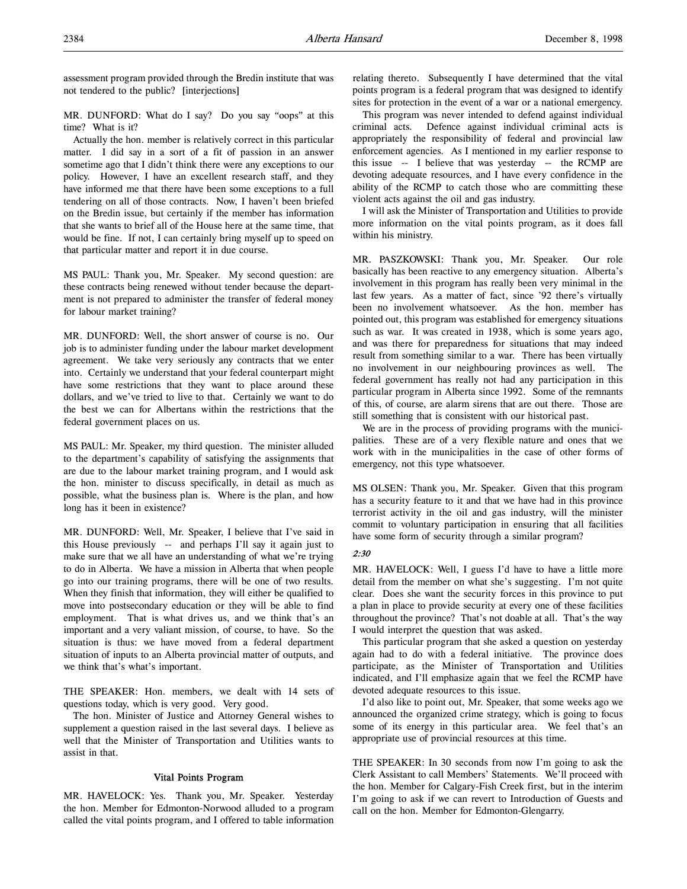assessment program provided through the Bredin institute that was not tendered to the public? [interjections]

MR. DUNFORD: What do I say? Do you say "oops" at this time? What is it?

Actually the hon. member is relatively correct in this particular matter. I did say in a sort of a fit of passion in an answer sometime ago that I didn't think there were any exceptions to our policy. However, I have an excellent research staff, and they have informed me that there have been some exceptions to a full tendering on all of those contracts. Now, I haven't been briefed on the Bredin issue, but certainly if the member has information that she wants to brief all of the House here at the same time, that would be fine. If not, I can certainly bring myself up to speed on that particular matter and report it in due course.

MS PAUL: Thank you, Mr. Speaker. My second question: are these contracts being renewed without tender because the department is not prepared to administer the transfer of federal money for labour market training?

MR. DUNFORD: Well, the short answer of course is no. Our job is to administer funding under the labour market development agreement. We take very seriously any contracts that we enter into. Certainly we understand that your federal counterpart might have some restrictions that they want to place around these dollars, and we've tried to live to that. Certainly we want to do the best we can for Albertans within the restrictions that the federal government places on us.

MS PAUL: Mr. Speaker, my third question. The minister alluded to the department's capability of satisfying the assignments that are due to the labour market training program, and I would ask the hon. minister to discuss specifically, in detail as much as possible, what the business plan is. Where is the plan, and how long has it been in existence?

MR. DUNFORD: Well, Mr. Speaker, I believe that I've said in this House previously -- and perhaps I'll say it again just to make sure that we all have an understanding of what we're trying to do in Alberta. We have a mission in Alberta that when people go into our training programs, there will be one of two results. When they finish that information, they will either be qualified to move into postsecondary education or they will be able to find employment. That is what drives us, and we think that's an important and a very valiant mission, of course, to have. So the situation is thus: we have moved from a federal department situation of inputs to an Alberta provincial matter of outputs, and we think that's what's important.

THE SPEAKER: Hon. members, we dealt with 14 sets of questions today, which is very good. Very good.

The hon. Minister of Justice and Attorney General wishes to supplement a question raised in the last several days. I believe as well that the Minister of Transportation and Utilities wants to assist in that.

### Vital Points Program

MR. HAVELOCK: Yes. Thank you, Mr. Speaker. Yesterday the hon. Member for Edmonton-Norwood alluded to a program called the vital points program, and I offered to table information relating thereto. Subsequently I have determined that the vital points program is a federal program that was designed to identify sites for protection in the event of a war or a national emergency.

This program was never intended to defend against individual criminal acts. Defence against individual criminal acts is appropriately the responsibility of federal and provincial law enforcement agencies. As I mentioned in my earlier response to this issue -- I believe that was yesterday -- the RCMP are devoting adequate resources, and I have every confidence in the ability of the RCMP to catch those who are committing these violent acts against the oil and gas industry.

I will ask the Minister of Transportation and Utilities to provide more information on the vital points program, as it does fall within his ministry.

MR. PASZKOWSKI: Thank you, Mr. Speaker. Our role basically has been reactive to any emergency situation. Alberta's involvement in this program has really been very minimal in the last few years. As a matter of fact, since '92 there's virtually been no involvement whatsoever. As the hon. member has pointed out, this program was established for emergency situations such as war. It was created in 1938, which is some years ago, and was there for preparedness for situations that may indeed result from something similar to a war. There has been virtually no involvement in our neighbouring provinces as well. The federal government has really not had any participation in this particular program in Alberta since 1992. Some of the remnants of this, of course, are alarm sirens that are out there. Those are still something that is consistent with our historical past.

We are in the process of providing programs with the municipalities. These are of a very flexible nature and ones that we work with in the municipalities in the case of other forms of emergency, not this type whatsoever.

MS OLSEN: Thank you, Mr. Speaker. Given that this program has a security feature to it and that we have had in this province terrorist activity in the oil and gas industry, will the minister commit to voluntary participation in ensuring that all facilities have some form of security through a similar program?

*2:30*

MR. HAVELOCK: Well, I guess I'd have to have a little more detail from the member on what she's suggesting. I'm not quite clear. Does she want the security forces in this province to put a plan in place to provide security at every one of these facilities throughout the province? That's not doable at all. That's the way I would interpret the question that was asked.

This particular program that she asked a question on yesterday again had to do with a federal initiative. The province does participate, as the Minister of Transportation and Utilities indicated, and I'll emphasize again that we feel the RCMP have devoted adequate resources to this issue.

I'd also like to point out, Mr. Speaker, that some weeks ago we announced the organized crime strategy, which is going to focus some of its energy in this particular area. We feel that's an appropriate use of provincial resources at this time.

THE SPEAKER: In 30 seconds from now I'm going to ask the Clerk Assistant to call Members' Statements. We'll proceed with the hon. Member for Calgary-Fish Creek first, but in the interim I'm going to ask if we can revert to Introduction of Guests and call on the hon. Member for Edmonton-Glengarry.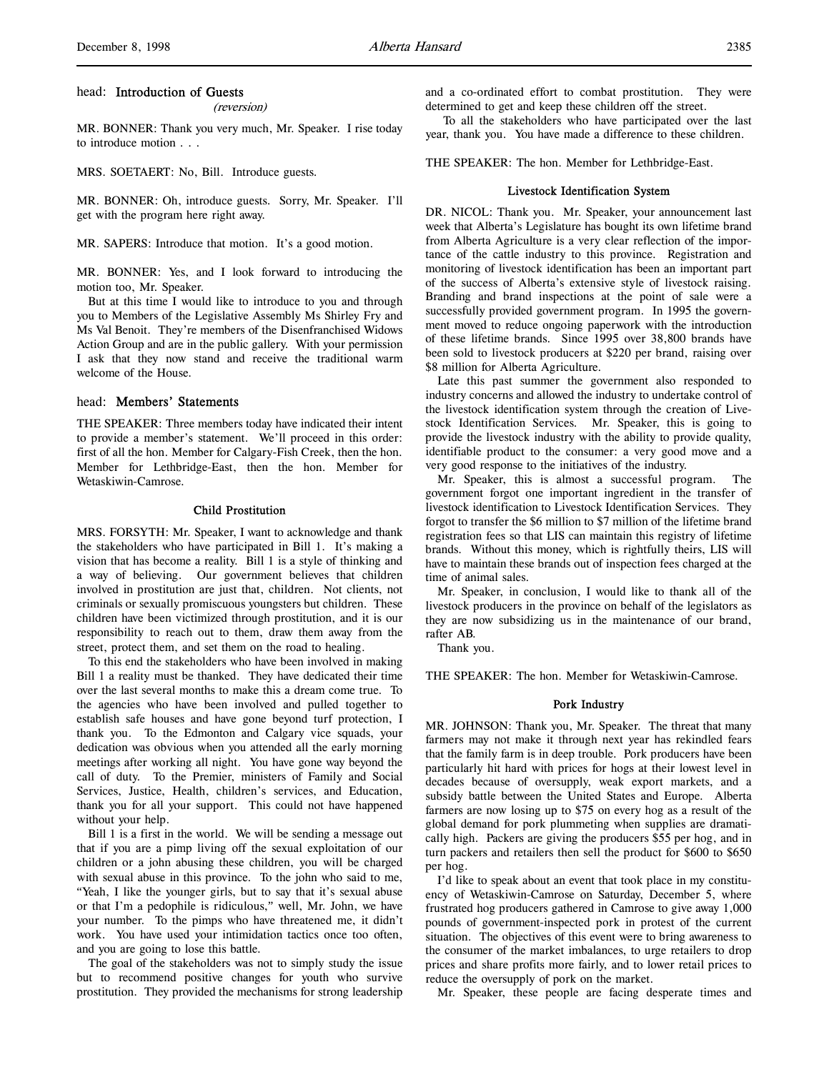## head: Introduction of Guests

*(reversion)*

MR. BONNER: Thank you very much, Mr. Speaker. I rise today to introduce motion . . .

MRS. SOETAERT: No, Bill. Introduce guests.

MR. BONNER: Oh, introduce guests. Sorry, Mr. Speaker. I'll get with the program here right away.

MR. SAPERS: Introduce that motion. It's a good motion.

MR. BONNER: Yes, and I look forward to introducing the motion too, Mr. Speaker.

But at this time I would like to introduce to you and through you to Members of the Legislative Assembly Ms Shirley Fry and Ms Val Benoit. They're members of the Disenfranchised Widows Action Group and are in the public gallery. With your permission I ask that they now stand and receive the traditional warm welcome of the House.

## head: Members' Statements

THE SPEAKER: Three members today have indicated their intent to provide a member's statement. We'll proceed in this order: first of all the hon. Member for Calgary-Fish Creek, then the hon. Member for Lethbridge-East, then the hon. Member for Wetaskiwin-Camrose.

### Child Prostitution

MRS. FORSYTH: Mr. Speaker, I want to acknowledge and thank the stakeholders who have participated in Bill 1. It's making a vision that has become a reality. Bill 1 is a style of thinking and a way of believing. Our government believes that children involved in prostitution are just that, children. Not clients, not criminals or sexually promiscuous youngsters but children. These children have been victimized through prostitution, and it is our responsibility to reach out to them, draw them away from the street, protect them, and set them on the road to healing.

To this end the stakeholders who have been involved in making Bill 1 a reality must be thanked. They have dedicated their time over the last several months to make this a dream come true. To the agencies who have been involved and pulled together to establish safe houses and have gone beyond turf protection, I thank you. To the Edmonton and Calgary vice squads, your dedication was obvious when you attended all the early morning meetings after working all night. You have gone way beyond the call of duty. To the Premier, ministers of Family and Social Services, Justice, Health, children's services, and Education, thank you for all your support. This could not have happened without your help.

Bill 1 is a first in the world. We will be sending a message out that if you are a pimp living off the sexual exploitation of our children or a john abusing these children, you will be charged with sexual abuse in this province. To the john who said to me, "Yeah, I like the younger girls, but to say that it's sexual abuse or that I'm a pedophile is ridiculous," well, Mr. John, we have your number. To the pimps who have threatened me, it didn't work. You have used your intimidation tactics once too often, and you are going to lose this battle.

The goal of the stakeholders was not to simply study the issue but to recommend positive changes for youth who survive prostitution. They provided the mechanisms for strong leadership and a co-ordinated effort to combat prostitution. They were determined to get and keep these children off the street.

To all the stakeholders who have participated over the last year, thank you. You have made a difference to these children.

THE SPEAKER: The hon. Member for Lethbridge-East.

### Livestock Identification System

DR. NICOL: Thank you. Mr. Speaker, your announcement last week that Alberta's Legislature has bought its own lifetime brand from Alberta Agriculture is a very clear reflection of the importance of the cattle industry to this province. Registration and monitoring of livestock identification has been an important part of the success of Alberta's extensive style of livestock raising. Branding and brand inspections at the point of sale were a successfully provided government program. In 1995 the government moved to reduce ongoing paperwork with the introduction of these lifetime brands. Since 1995 over 38,800 brands have been sold to livestock producers at $220 per brand, raising over $8 million for Alberta Agriculture.

Late this past summer the government also responded to industry concerns and allowed the industry to undertake control of the livestock identification system through the creation of Livestock Identification Services. Mr. Speaker, this is going to provide the livestock industry with the ability to provide quality, identifiable product to the consumer: a very good move and a very good response to the initiatives of the industry.

Mr. Speaker, this is almost a successful program. The government forgot one important ingredient in the transfer of livestock identification to Livestock Identification Services. They forgot to transfer the $6 million to $7 million of the lifetime brand registration fees so that LIS can maintain this registry of lifetime brands. Without this money, which is rightfully theirs, LIS will have to maintain these brands out of inspection fees charged at the time of animal sales.

Mr. Speaker, in conclusion, I would like to thank all of the livestock producers in the province on behalf of the legislators as they are now subsidizing us in the maintenance of our brand, rafter AB.

Thank you.

THE SPEAKER: The hon. Member for Wetaskiwin-Camrose.

### Pork Industry

MR. JOHNSON: Thank you, Mr. Speaker. The threat that many farmers may not make it through next year has rekindled fears that the family farm is in deep trouble. Pork producers have been particularly hit hard with prices for hogs at their lowest level in decades because of oversupply, weak export markets, and a subsidy battle between the United States and Europe. Alberta farmers are now losing up to $75 on every hog as a result of the global demand for pork plummeting when supplies are dramatically high. Packers are giving the producers $55 per hog, and in turn packers and retailers then sell the product for $600 to $650 per hog.

I'd like to speak about an event that took place in my constituency of Wetaskiwin-Camrose on Saturday, December 5, where frustrated hog producers gathered in Camrose to give away 1,000 pounds of government-inspected pork in protest of the current situation. The objectives of this event were to bring awareness to the consumer of the market imbalances, to urge retailers to drop prices and share profits more fairly, and to lower retail prices to reduce the oversupply of pork on the market.

Mr. Speaker, these people are facing desperate times and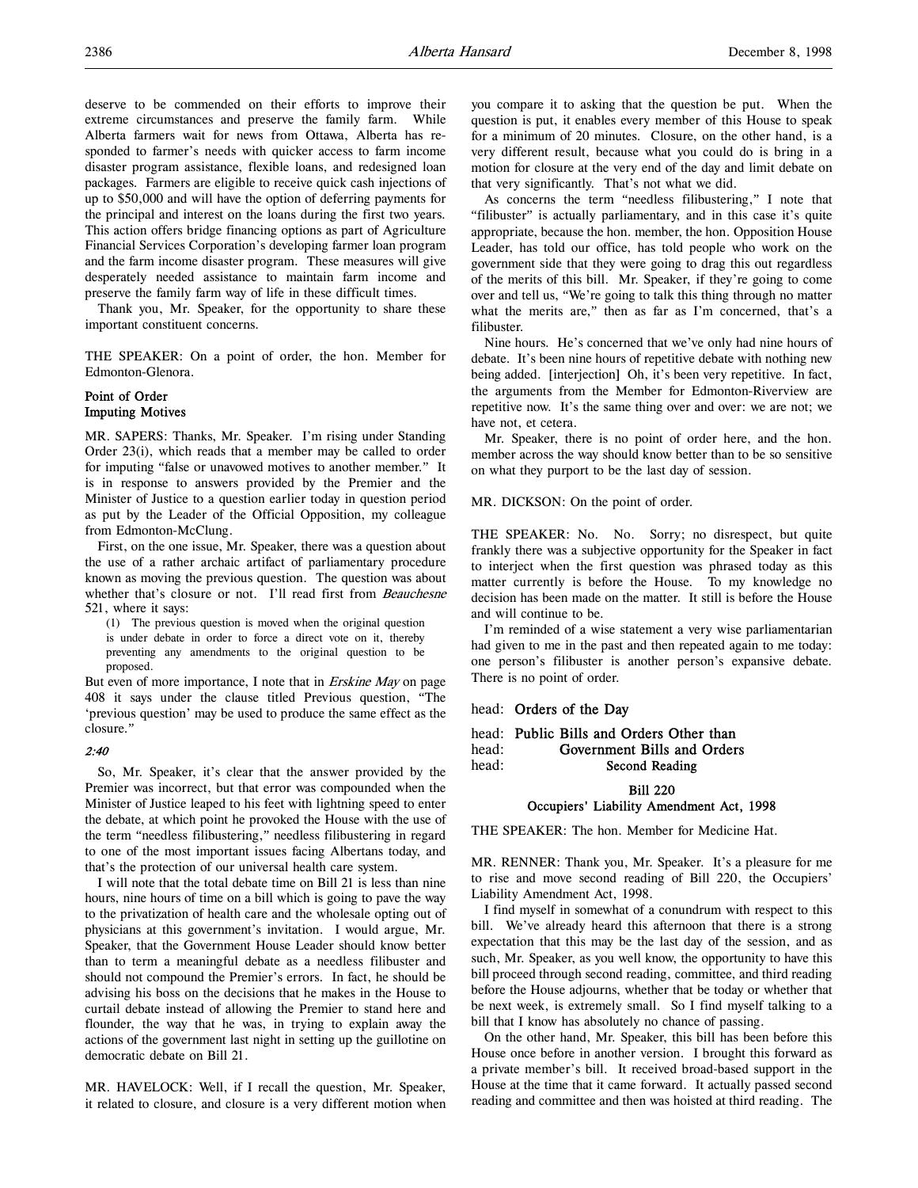deserve to be commended on their efforts to improve their extreme circumstances and preserve the family farm. While Alberta farmers wait for news from Ottawa, Alberta has responded to farmer's needs with quicker access to farm income disaster program assistance, flexible loans, and redesigned loan packages. Farmers are eligible to receive quick cash injections of up to $50,000 and will have the option of deferring payments for the principal and interest on the loans during the first two years. This action offers bridge financing options as part of Agriculture Financial Services Corporation's developing farmer loan program and the farm income disaster program. These measures will give desperately needed assistance to maintain farm income and preserve the family farm way of life in these difficult times.

Thank you, Mr. Speaker, for the opportunity to share these important constituent concerns.

THE SPEAKER: On a point of order, the hon. Member for Edmonton-Glenora.

**Point of Order**
**Imputing Motives**

MR. SAPERS: Thanks, Mr. Speaker. I'm rising under Standing Order 23(i), which reads that a member may be called to order for imputing "false or unavowed motives to another member." It is in response to answers provided by the Premier and the Minister of Justice to a question earlier today in question period as put by the Leader of the Official Opposition, my colleague from Edmonton-McClung.

First, on the one issue, Mr. Speaker, there was a question about the use of a rather archaic artifact of parliamentary procedure known as moving the previous question. The question was about whether that's closure or not. I'll read first from *Beauchesne* 521, where it says:

> (1) The previous question is moved when the original question is under debate in order to force a direct vote on it, thereby preventing any amendments to the original question to be proposed.

But even of more importance, I note that in *Erskine May* on page 408 it says under the clause titled Previous question, "The 'previous question' may be used to produce the same effect as the closure."

*2:40*

So, Mr. Speaker, it's clear that the answer provided by the Premier was incorrect, but that error was compounded when the Minister of Justice leaped to his feet with lightning speed to enter the debate, at which point he provoked the House with the use of the term "needless filibustering," needless filibustering in regard to one of the most important issues facing Albertans today, and that's the protection of our universal health care system.

I will note that the total debate time on Bill 21 is less than nine hours, nine hours of time on a bill which is going to pave the way to the privatization of health care and the wholesale opting out of physicians at this government's invitation. I would argue, Mr. Speaker, that the Government House Leader should know better than to term a meaningful debate as a needless filibuster and should not compound the Premier's errors. In fact, he should be advising his boss on the decisions that he makes in the House to curtail debate instead of allowing the Premier to stand here and flounder, the way that he was, in trying to explain away the actions of the government last night in setting up the guillotine on democratic debate on Bill 21.

MR. HAVELOCK: Well, if I recall the question, Mr. Speaker, it related to closure, and closure is a very different motion when you compare it to asking that the question be put. When the question is put, it enables every member of this House to speak for a minimum of 20 minutes. Closure, on the other hand, is a very different result, because what you could do is bring in a motion for closure at the very end of the day and limit debate on that very significantly. That's not what we did.

As concerns the term "needless filibustering," I note that "filibuster" is actually parliamentary, and in this case it's quite appropriate, because the hon. member, the hon. Opposition House Leader, has told our office, has told people who work on the government side that they were going to drag this out regardless of the merits of this bill. Mr. Speaker, if they're going to come over and tell us, "We're going to talk this thing through no matter what the merits are," then as far as I'm concerned, that's a filibuster.

Nine hours. He's concerned that we've only had nine hours of debate. It's been nine hours of repetitive debate with nothing new being added. [interjection] Oh, it's been very repetitive. In fact, the arguments from the Member for Edmonton-Riverview are repetitive now. It's the same thing over and over: we are not; we have not, et cetera.

Mr. Speaker, there is no point of order here, and the hon. member across the way should know better than to be so sensitive on what they purport to be the last day of session.

MR. DICKSON: On the point of order.

THE SPEAKER: No. No. Sorry; no disrespect, but quite frankly there was a subjective opportunity for the Speaker in fact to interject when the first question was phrased today as this matter currently is before the House. To my knowledge no decision has been made on the matter. It still is before the House and will continue to be.

I'm reminded of a wise statement a very wise parliamentarian had given to me in the past and then repeated again to me today: one person's filibuster is another person's expansive debate. There is no point of order.

head: **Orders of the Day**

head: **Public Bills and Orders Other than**
head: **Government Bills and Orders**
head: **Second Reading**

**Bill 220**
**Occupiers' Liability Amendment Act, 1998**

THE SPEAKER: The hon. Member for Medicine Hat.

MR. RENNER: Thank you, Mr. Speaker. It's a pleasure for me to rise and move second reading of Bill 220, the Occupiers' Liability Amendment Act, 1998.

I find myself in somewhat of a conundrum with respect to this bill. We've already heard this afternoon that there is a strong expectation that this may be the last day of the session, and as such, Mr. Speaker, as you well know, the opportunity to have this bill proceed through second reading, committee, and third reading before the House adjourns, whether that be today or whether that be next week, is extremely small. So I find myself talking to a bill that I know has absolutely no chance of passing.

On the other hand, Mr. Speaker, this bill has been before this House once before in another version. I brought this forward as a private member's bill. It received broad-based support in the House at the time that it came forward. It actually passed second reading and committee and then was hoisted at third reading. The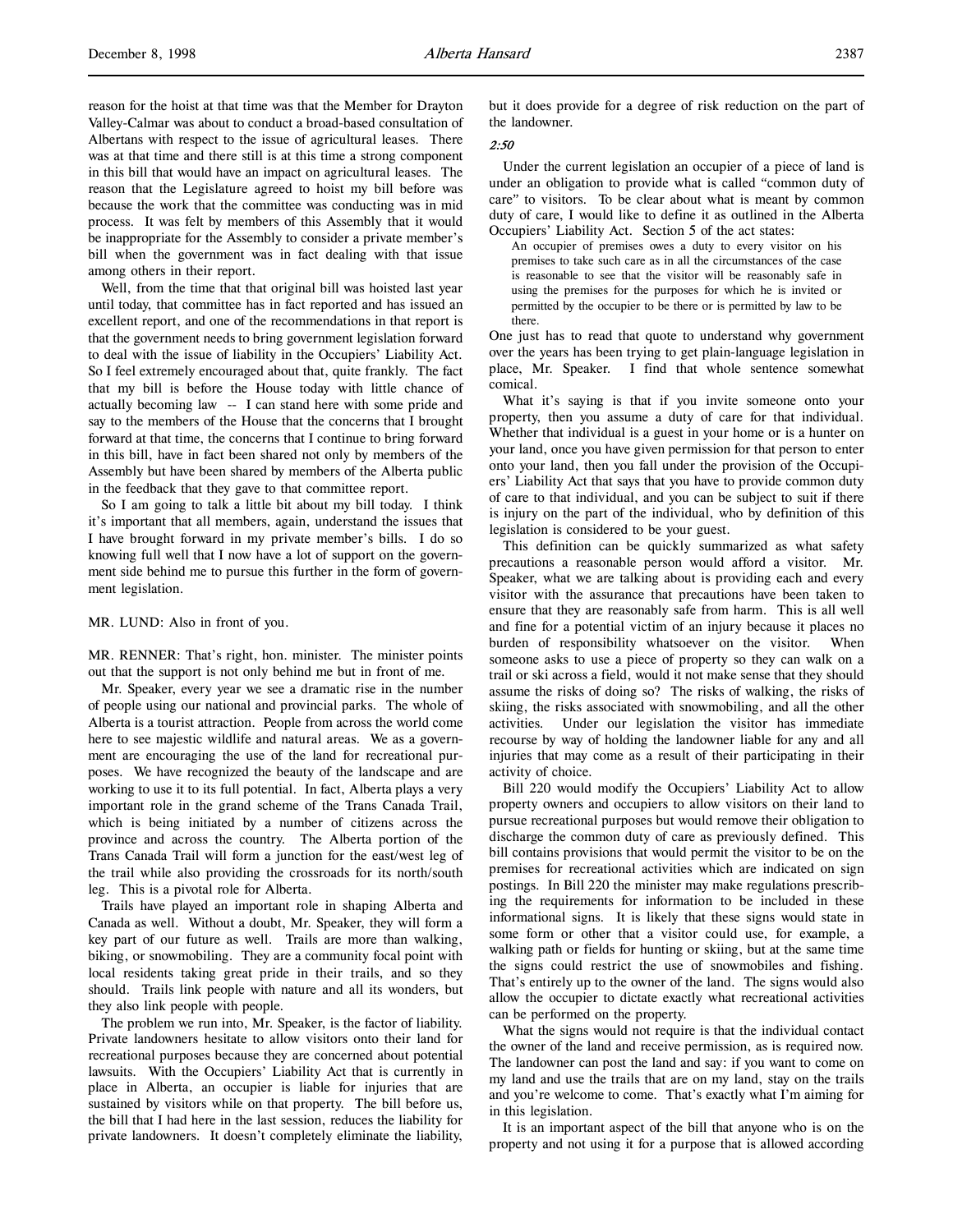reason for the hoist at that time was that the Member for Drayton Valley-Calmar was about to conduct a broad-based consultation of Albertans with respect to the issue of agricultural leases. There was at that time and there still is at this time a strong component in this bill that would have an impact on agricultural leases. The reason that the Legislature agreed to hoist my bill before was because the work that the committee was conducting was in mid process. It was felt by members of this Assembly that it would be inappropriate for the Assembly to consider a private member's bill when the government was in fact dealing with that issue among others in their report.

Well, from the time that that original bill was hoisted last year until today, that committee has in fact reported and has issued an excellent report, and one of the recommendations in that report is that the government needs to bring government legislation forward to deal with the issue of liability in the Occupiers' Liability Act. So I feel extremely encouraged about that, quite frankly. The fact that my bill is before the House today with little chance of actually becoming law -- I can stand here with some pride and say to the members of the House that the concerns that I brought forward at that time, the concerns that I continue to bring forward in this bill, have in fact been shared not only by members of the Assembly but have been shared by members of the Alberta public in the feedback that they gave to that committee report.

So I am going to talk a little bit about my bill today. I think it's important that all members, again, understand the issues that I have brought forward in my private member's bills. I do so knowing full well that I now have a lot of support on the government side behind me to pursue this further in the form of government legislation.

MR. LUND: Also in front of you.

MR. RENNER: That's right, hon. minister. The minister points out that the support is not only behind me but in front of me.

Mr. Speaker, every year we see a dramatic rise in the number of people using our national and provincial parks. The whole of Alberta is a tourist attraction. People from across the world come here to see majestic wildlife and natural areas. We as a government are encouraging the use of the land for recreational purposes. We have recognized the beauty of the landscape and are working to use it to its full potential. In fact, Alberta plays a very important role in the grand scheme of the Trans Canada Trail, which is being initiated by a number of citizens across the province and across the country. The Alberta portion of the Trans Canada Trail will form a junction for the east/west leg of the trail while also providing the crossroads for its north/south leg. This is a pivotal role for Alberta.

Trails have played an important role in shaping Alberta and Canada as well. Without a doubt, Mr. Speaker, they will form a key part of our future as well. Trails are more than walking, biking, or snowmobiling. They are a community focal point with local residents taking great pride in their trails, and so they should. Trails link people with nature and all its wonders, but they also link people with people.

The problem we run into, Mr. Speaker, is the factor of liability. Private landowners hesitate to allow visitors onto their land for recreational purposes because they are concerned about potential lawsuits. With the Occupiers' Liability Act that is currently in place in Alberta, an occupier is liable for injuries that are sustained by visitors while on that property. The bill before us, the bill that I had here in the last session, reduces the liability for private landowners. It doesn't completely eliminate the liability, but it does provide for a degree of risk reduction on the part of the landowner.

*2:50*

Under the current legislation an occupier of a piece of land is under an obligation to provide what is called "common duty of care" to visitors. To be clear about what is meant by common duty of care, I would like to define it as outlined in the Alberta Occupiers' Liability Act. Section 5 of the act states:

> An occupier of premises owes a duty to every visitor on his premises to take such care as in all the circumstances of the case is reasonable to see that the visitor will be reasonably safe in using the premises for the purposes for which he is invited or permitted by the occupier to be there or is permitted by law to be there.

One just has to read that quote to understand why government over the years has been trying to get plain-language legislation in place, Mr. Speaker. I find that whole sentence somewhat comical.

What it's saying is that if you invite someone onto your property, then you assume a duty of care for that individual. Whether that individual is a guest in your home or is a hunter on your land, once you have given permission for that person to enter onto your land, then you fall under the provision of the Occupiers' Liability Act that says that you have to provide common duty of care to that individual, and you can be subject to suit if there is injury on the part of the individual, who by definition of this legislation is considered to be your guest.

This definition can be quickly summarized as what safety precautions a reasonable person would afford a visitor. Mr. Speaker, what we are talking about is providing each and every visitor with the assurance that precautions have been taken to ensure that they are reasonably safe from harm. This is all well and fine for a potential victim of an injury because it places no burden of responsibility whatsoever on the visitor. When someone asks to use a piece of property so they can walk on a trail or ski across a field, would it not make sense that they should assume the risks of doing so? The risks of walking, the risks of skiing, the risks associated with snowmobiling, and all the other activities. Under our legislation the visitor has immediate recourse by way of holding the landowner liable for any and all injuries that may come as a result of their participating in their activity of choice.

Bill 220 would modify the Occupiers' Liability Act to allow property owners and occupiers to allow visitors on their land to pursue recreational purposes but would remove their obligation to discharge the common duty of care as previously defined. This bill contains provisions that would permit the visitor to be on the premises for recreational activities which are indicated on sign postings. In Bill 220 the minister may make regulations prescribing the requirements for information to be included in these informational signs. It is likely that these signs would state in some form or other that a visitor could use, for example, a walking path or fields for hunting or skiing, but at the same time the signs could restrict the use of snowmobiles and fishing. That's entirely up to the owner of the land. The signs would also allow the occupier to dictate exactly what recreational activities can be performed on the property.

What the signs would not require is that the individual contact the owner of the land and receive permission, as is required now. The landowner can post the land and say: if you want to come on my land and use the trails that are on my land, stay on the trails and you're welcome to come. That's exactly what I'm aiming for in this legislation.

It is an important aspect of the bill that anyone who is on the property and not using it for a purpose that is allowed according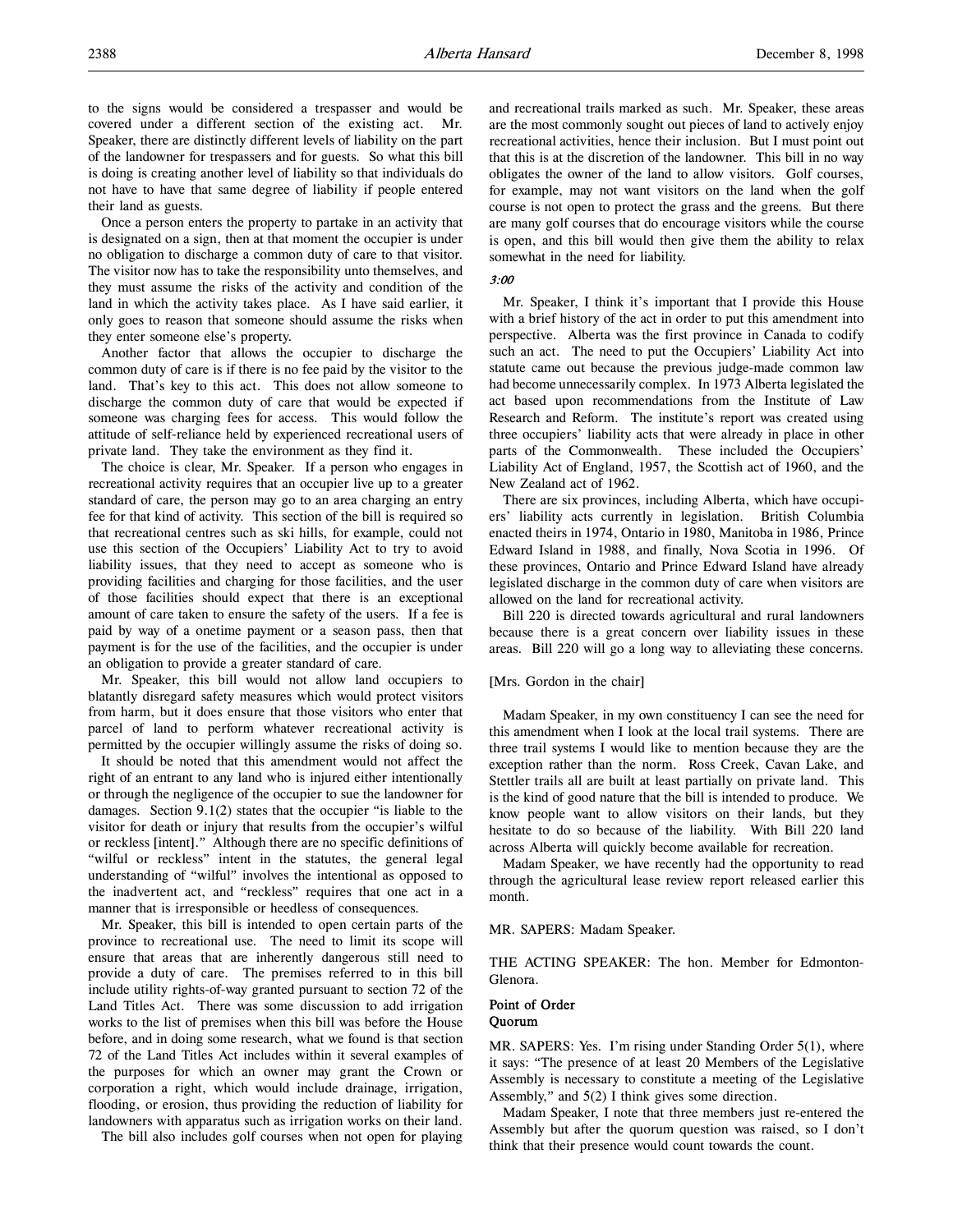to the signs would be considered a trespasser and would be covered under a different section of the existing act. Mr. Speaker, there are distinctly different levels of liability on the part of the landowner for trespassers and for guests. So what this bill is doing is creating another level of liability so that individuals do not have to have that same degree of liability if people entered their land as guests.

Once a person enters the property to partake in an activity that is designated on a sign, then at that moment the occupier is under no obligation to discharge a common duty of care to that visitor. The visitor now has to take the responsibility unto themselves, and they must assume the risks of the activity and condition of the land in which the activity takes place. As I have said earlier, it only goes to reason that someone should assume the risks when they enter someone else's property.

Another factor that allows the occupier to discharge the common duty of care is if there is no fee paid by the visitor to the land. That's key to this act. This does not allow someone to discharge the common duty of care that would be expected if someone was charging fees for access. This would follow the attitude of self-reliance held by experienced recreational users of private land. They take the environment as they find it.

The choice is clear, Mr. Speaker. If a person who engages in recreational activity requires that an occupier live up to a greater standard of care, the person may go to an area charging an entry fee for that kind of activity. This section of the bill is required so that recreational centres such as ski hills, for example, could not use this section of the Occupiers' Liability Act to try to avoid liability issues, that they need to accept as someone who is providing facilities and charging for those facilities, and the user of those facilities should expect that there is an exceptional amount of care taken to ensure the safety of the users. If a fee is paid by way of a onetime payment or a season pass, then that payment is for the use of the facilities, and the occupier is under an obligation to provide a greater standard of care.

Mr. Speaker, this bill would not allow land occupiers to blatantly disregard safety measures which would protect visitors from harm, but it does ensure that those visitors who enter that parcel of land to perform whatever recreational activity is permitted by the occupier willingly assume the risks of doing so.

It should be noted that this amendment would not affect the right of an entrant to any land who is injured either intentionally or through the negligence of the occupier to sue the landowner for damages. Section 9.1(2) states that the occupier "is liable to the visitor for death or injury that results from the occupier's wilful or reckless [intent]." Although there are no specific definitions of "wilful or reckless" intent in the statutes, the general legal understanding of "wilful" involves the intentional as opposed to the inadvertent act, and "reckless" requires that one act in a manner that is irresponsible or heedless of consequences.

Mr. Speaker, this bill is intended to open certain parts of the province to recreational use. The need to limit its scope will ensure that areas that are inherently dangerous still need to provide a duty of care. The premises referred to in this bill include utility rights-of-way granted pursuant to section 72 of the Land Titles Act. There was some discussion to add irrigation works to the list of premises when this bill was before the House before, and in doing some research, what we found is that section 72 of the Land Titles Act includes within it several examples of the purposes for which an owner may grant the Crown or corporation a right, which would include drainage, irrigation, flooding, or erosion, thus providing the reduction of liability for landowners with apparatus such as irrigation works on their land.

The bill also includes golf courses when not open for playing and recreational trails marked as such. Mr. Speaker, these areas are the most commonly sought out pieces of land to actively enjoy recreational activities, hence their inclusion. But I must point out that this is at the discretion of the landowner. This bill in no way obligates the owner of the land to allow visitors. Golf courses, for example, may not want visitors on the land when the golf course is not open to protect the grass and the greens. But there are many golf courses that do encourage visitors while the course is open, and this bill would then give them the ability to relax somewhat in the need for liability.

*3:00*

Mr. Speaker, I think it's important that I provide this House with a brief history of the act in order to put this amendment into perspective. Alberta was the first province in Canada to codify such an act. The need to put the Occupiers' Liability Act into statute came out because the previous judge-made common law had become unnecessarily complex. In 1973 Alberta legislated the act based upon recommendations from the Institute of Law Research and Reform. The institute's report was created using three occupiers' liability acts that were already in place in other parts of the Commonwealth. These included the Occupiers' Liability Act of England, 1957, the Scottish act of 1960, and the New Zealand act of 1962.

There are six provinces, including Alberta, which have occupiers' liability acts currently in legislation. British Columbia enacted theirs in 1974, Ontario in 1980, Manitoba in 1986, Prince Edward Island in 1988, and finally, Nova Scotia in 1996. Of these provinces, Ontario and Prince Edward Island have already legislated discharge in the common duty of care when visitors are allowed on the land for recreational activity.

Bill 220 is directed towards agricultural and rural landowners because there is a great concern over liability issues in these areas. Bill 220 will go a long way to alleviating these concerns.

[Mrs. Gordon in the chair]

Madam Speaker, in my own constituency I can see the need for this amendment when I look at the local trail systems. There are three trail systems I would like to mention because they are the exception rather than the norm. Ross Creek, Cavan Lake, and Stettler trails all are built at least partially on private land. This is the kind of good nature that the bill is intended to produce. We know people want to allow visitors on their lands, but they hesitate to do so because of the liability. With Bill 220 land across Alberta will quickly become available for recreation.

Madam Speaker, we have recently had the opportunity to read through the agricultural lease review report released earlier this month.

MR. SAPERS: Madam Speaker.

THE ACTING SPEAKER: The hon. Member for Edmonton-Glenora.

**Point of Order**
**Quorum**

MR. SAPERS: Yes. I'm rising under Standing Order 5(1), where it says: "The presence of at least 20 Members of the Legislative Assembly is necessary to constitute a meeting of the Legislative Assembly," and 5(2) I think gives some direction.

Madam Speaker, I note that three members just re-entered the Assembly but after the quorum question was raised, so I don't think that their presence would count towards the count.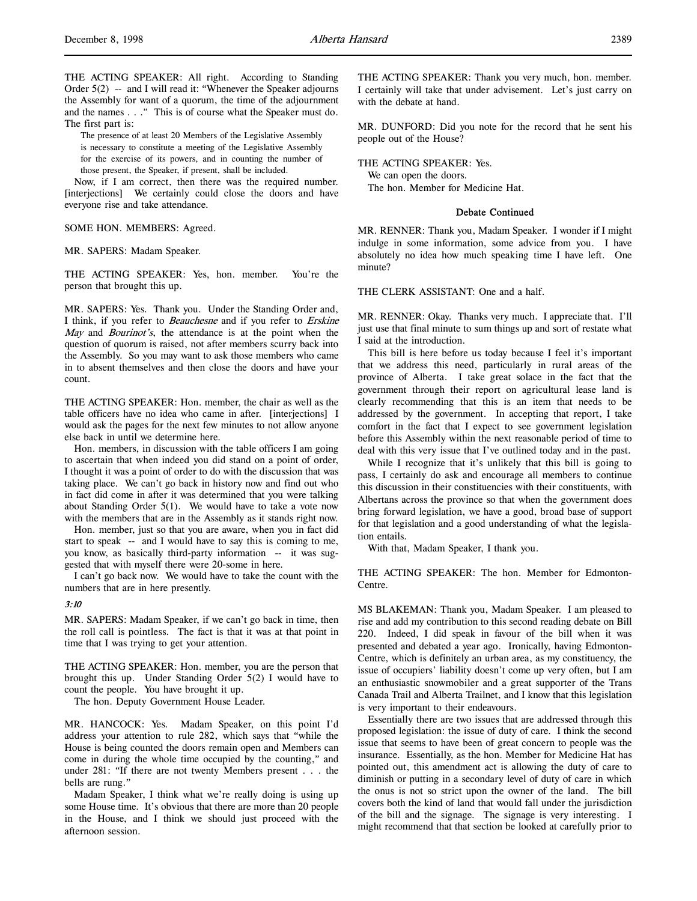THE ACTING SPEAKER: All right. According to Standing Order 5(2) -- and I will read it: "Whenever the Speaker adjourns the Assembly for want of a quorum, the time of the adjournment and the names . . ." This is of course what the Speaker must do. The first part is:

> The presence of at least 20 Members of the Legislative Assembly is necessary to constitute a meeting of the Legislative Assembly for the exercise of its powers, and in counting the number of those present, the Speaker, if present, shall be included.

Now, if I am correct, then there was the required number. [interjections] We certainly could close the doors and have everyone rise and take attendance.

SOME HON. MEMBERS: Agreed.

MR. SAPERS: Madam Speaker.

THE ACTING SPEAKER: Yes, hon. member. You're the person that brought this up.

MR. SAPERS: Yes. Thank you. Under the Standing Order and, I think, if you refer to *Beauchesne* and if you refer to *Erskine May* and *Bourinot's*, the attendance is at the point when the question of quorum is raised, not after members scurry back into the Assembly. So you may want to ask those members who came in to absent themselves and then close the doors and have your count.

THE ACTING SPEAKER: Hon. member, the chair as well as the table officers have no idea who came in after. [interjections] I would ask the pages for the next few minutes to not allow anyone else back in until we determine here.

Hon. members, in discussion with the table officers I am going to ascertain that when indeed you did stand on a point of order, I thought it was a point of order to do with the discussion that was taking place. We can't go back in history now and find out who in fact did come in after it was determined that you were talking about Standing Order 5(1). We would have to take a vote now with the members that are in the Assembly as it stands right now.

Hon. member, just so that you are aware, when you in fact did start to speak -- and I would have to say this is coming to me, you know, as basically third-party information -- it was suggested that with myself there were 20-some in here.

I can't go back now. We would have to take the count with the numbers that are in here presently.

*3:10*

MR. SAPERS: Madam Speaker, if we can't go back in time, then the roll call is pointless. The fact is that it was at that point in time that I was trying to get your attention.

THE ACTING SPEAKER: Hon. member, you are the person that brought this up. Under Standing Order 5(2) I would have to count the people. You have brought it up.

The hon. Deputy Government House Leader.

MR. HANCOCK: Yes. Madam Speaker, on this point I'd address your attention to rule 282, which says that "while the House is being counted the doors remain open and Members can come in during the whole time occupied by the counting," and under 281: "If there are not twenty Members present . . . the bells are rung."

Madam Speaker, I think what we're really doing is using up some House time. It's obvious that there are more than 20 people in the House, and I think we should just proceed with the afternoon session.

THE ACTING SPEAKER: Thank you very much, hon. member. I certainly will take that under advisement. Let's just carry on with the debate at hand.

MR. DUNFORD: Did you note for the record that he sent his people out of the House?

THE ACTING SPEAKER: Yes.

We can open the doors.

The hon. Member for Medicine Hat.

## Debate Continued

MR. RENNER: Thank you, Madam Speaker. I wonder if I might indulge in some information, some advice from you. I have absolutely no idea how much speaking time I have left. One minute?

THE CLERK ASSISTANT: One and a half.

MR. RENNER: Okay. Thanks very much. I appreciate that. I'll just use that final minute to sum things up and sort of restate what I said at the introduction.

This bill is here before us today because I feel it's important that we address this need, particularly in rural areas of the province of Alberta. I take great solace in the fact that the government through their report on agricultural lease land is clearly recommending that this is an item that needs to be addressed by the government. In accepting that report, I take comfort in the fact that I expect to see government legislation before this Assembly within the next reasonable period of time to deal with this very issue that I've outlined today and in the past.

While I recognize that it's unlikely that this bill is going to pass, I certainly do ask and encourage all members to continue this discussion in their constituencies with their constituents, with Albertans across the province so that when the government does bring forward legislation, we have a good, broad base of support for that legislation and a good understanding of what the legislation entails.

With that, Madam Speaker, I thank you.

THE ACTING SPEAKER: The hon. Member for Edmonton-Centre.

MS BLAKEMAN: Thank you, Madam Speaker. I am pleased to rise and add my contribution to this second reading debate on Bill 220. Indeed, I did speak in favour of the bill when it was presented and debated a year ago. Ironically, having Edmonton-Centre, which is definitely an urban area, as my constituency, the issue of occupiers' liability doesn't come up very often, but I am an enthusiastic snowmobiler and a great supporter of the Trans Canada Trail and Alberta Trailnet, and I know that this legislation is very important to their endeavours.

Essentially there are two issues that are addressed through this proposed legislation: the issue of duty of care. I think the second issue that seems to have been of great concern to people was the insurance. Essentially, as the hon. Member for Medicine Hat has pointed out, this amendment act is allowing the duty of care to diminish or putting in a secondary level of duty of care in which the onus is not so strict upon the owner of the land. The bill covers both the kind of land that would fall under the jurisdiction of the bill and the signage. The signage is very interesting. I might recommend that that section be looked at carefully prior to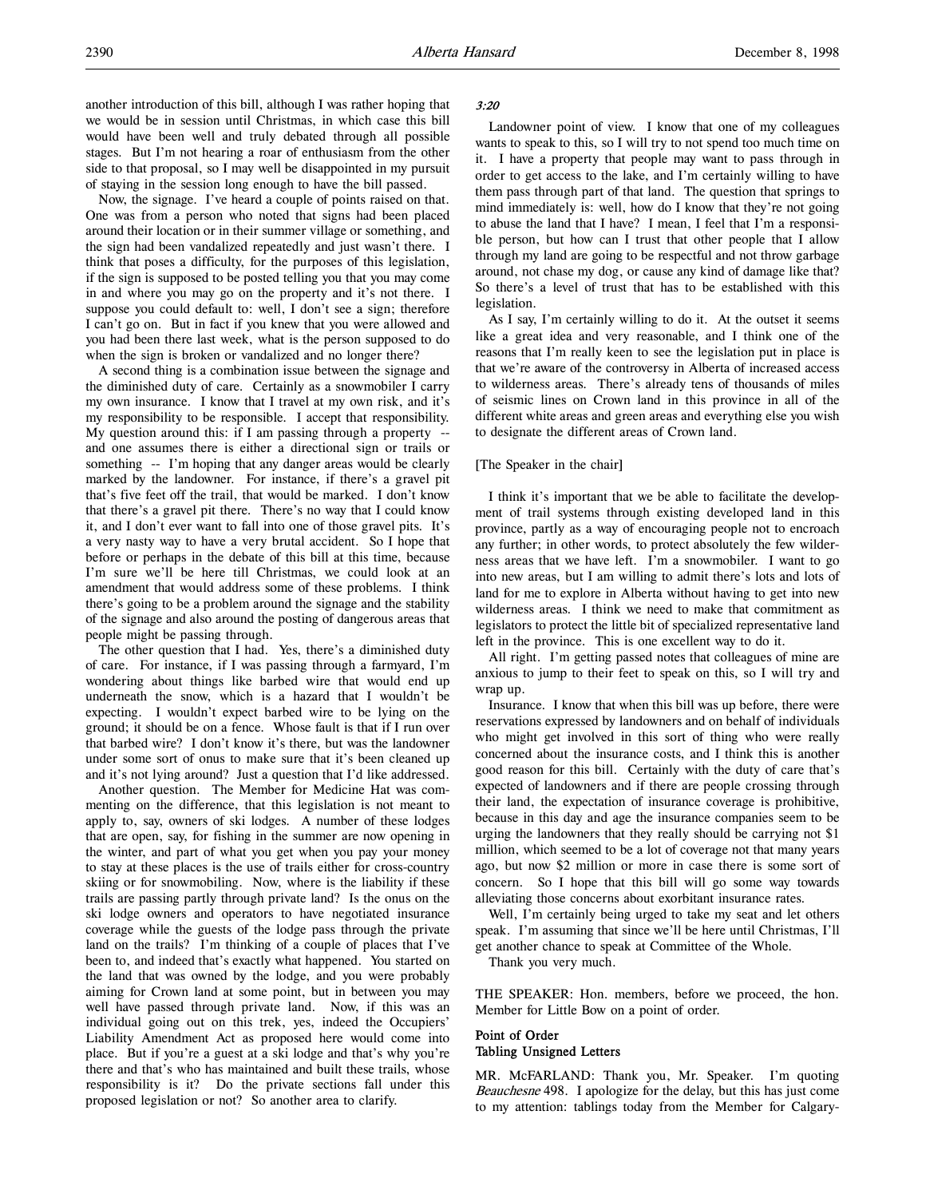another introduction of this bill, although I was rather hoping that we would be in session until Christmas, in which case this bill would have been well and truly debated through all possible stages. But I'm not hearing a roar of enthusiasm from the other side to that proposal, so I may well be disappointed in my pursuit of staying in the session long enough to have the bill passed.

Now, the signage. I've heard a couple of points raised on that. One was from a person who noted that signs had been placed around their location or in their summer village or something, and the sign had been vandalized repeatedly and just wasn't there. I think that poses a difficulty, for the purposes of this legislation, if the sign is supposed to be posted telling you that you may come in and where you may go on the property and it's not there. I suppose you could default to: well, I don't see a sign; therefore I can't go on. But in fact if you knew that you were allowed and you had been there last week, what is the person supposed to do when the sign is broken or vandalized and no longer there?

A second thing is a combination issue between the signage and the diminished duty of care. Certainly as a snowmobiler I carry my own insurance. I know that I travel at my own risk, and it's my responsibility to be responsible. I accept that responsibility. My question around this: if I am passing through a property -- and one assumes there is either a directional sign or trails or something -- I'm hoping that any danger areas would be clearly marked by the landowner. For instance, if there's a gravel pit that's five feet off the trail, that would be marked. I don't know that there's a gravel pit there. There's no way that I could know it, and I don't ever want to fall into one of those gravel pits. It's a very nasty way to have a very brutal accident. So I hope that before or perhaps in the debate of this bill at this time, because I'm sure we'll be here till Christmas, we could look at an amendment that would address some of these problems. I think there's going to be a problem around the signage and the stability of the signage and also around the posting of dangerous areas that people might be passing through.

The other question that I had. Yes, there's a diminished duty of care. For instance, if I was passing through a farmyard, I'm wondering about things like barbed wire that would end up underneath the snow, which is a hazard that I wouldn't be expecting. I wouldn't expect barbed wire to be lying on the ground; it should be on a fence. Whose fault is that if I run over that barbed wire? I don't know it's there, but was the landowner under some sort of onus to make sure that it's been cleaned up and it's not lying around? Just a question that I'd like addressed.

Another question. The Member for Medicine Hat was commenting on the difference, that this legislation is not meant to apply to, say, owners of ski lodges. A number of these lodges that are open, say, for fishing in the summer are now opening in the winter, and part of what you get when you pay your money to stay at these places is the use of trails either for cross-country skiing or for snowmobiling. Now, where is the liability if these trails are passing partly through private land? Is the onus on the ski lodge owners and operators to have negotiated insurance coverage while the guests of the lodge pass through the private land on the trails? I'm thinking of a couple of places that I've been to, and indeed that's exactly what happened. You started on the land that was owned by the lodge, and you were probably aiming for Crown land at some point, but in between you may well have passed through private land. Now, if this was an individual going out on this trek, yes, indeed the Occupiers' Liability Amendment Act as proposed here would come into place. But if you're a guest at a ski lodge and that's why you're there and that's who has maintained and built these trails, whose responsibility is it? Do the private sections fall under this proposed legislation or not? So another area to clarify.

*3:20*

Landowner point of view. I know that one of my colleagues wants to speak to this, so I will try to not spend too much time on it. I have a property that people may want to pass through in order to get access to the lake, and I'm certainly willing to have them pass through part of that land. The question that springs to mind immediately is: well, how do I know that they're not going to abuse the land that I have? I mean, I feel that I'm a responsible person, but how can I trust that other people that I allow through my land are going to be respectful and not throw garbage around, not chase my dog, or cause any kind of damage like that? So there's a level of trust that has to be established with this legislation.

As I say, I'm certainly willing to do it. At the outset it seems like a great idea and very reasonable, and I think one of the reasons that I'm really keen to see the legislation put in place is that we're aware of the controversy in Alberta of increased access to wilderness areas. There's already tens of thousands of miles of seismic lines on Crown land in this province in all of the different white areas and green areas and everything else you wish to designate the different areas of Crown land.

[The Speaker in the chair]

I think it's important that we be able to facilitate the development of trail systems through existing developed land in this province, partly as a way of encouraging people not to encroach any further; in other words, to protect absolutely the few wilderness areas that we have left. I'm a snowmobiler. I want to go into new areas, but I am willing to admit there's lots and lots of land for me to explore in Alberta without having to get into new wilderness areas. I think we need to make that commitment as legislators to protect the little bit of specialized representative land left in the province. This is one excellent way to do it.

All right. I'm getting passed notes that colleagues of mine are anxious to jump to their feet to speak on this, so I will try and wrap up.

Insurance. I know that when this bill was up before, there were reservations expressed by landowners and on behalf of individuals who might get involved in this sort of thing who were really concerned about the insurance costs, and I think this is another good reason for this bill. Certainly with the duty of care that's expected of landowners and if there are people crossing through their land, the expectation of insurance coverage is prohibitive, because in this day and age the insurance companies seem to be urging the landowners that they really should be carrying not $1 million, which seemed to be a lot of coverage not that many years ago, but now $2 million or more in case there is some sort of concern. So I hope that this bill will go some way towards alleviating those concerns about exorbitant insurance rates.

Well, I'm certainly being urged to take my seat and let others speak. I'm assuming that since we'll be here until Christmas, I'll get another chance to speak at Committee of the Whole.

Thank you very much.

THE SPEAKER: Hon. members, before we proceed, the hon. Member for Little Bow on a point of order.

**Point of Order**
**Tabling Unsigned Letters**

MR. McFARLAND: Thank you, Mr. Speaker. I'm quoting *Beauchesne* 498. I apologize for the delay, but this has just come to my attention: tablings today from the Member for Calgary-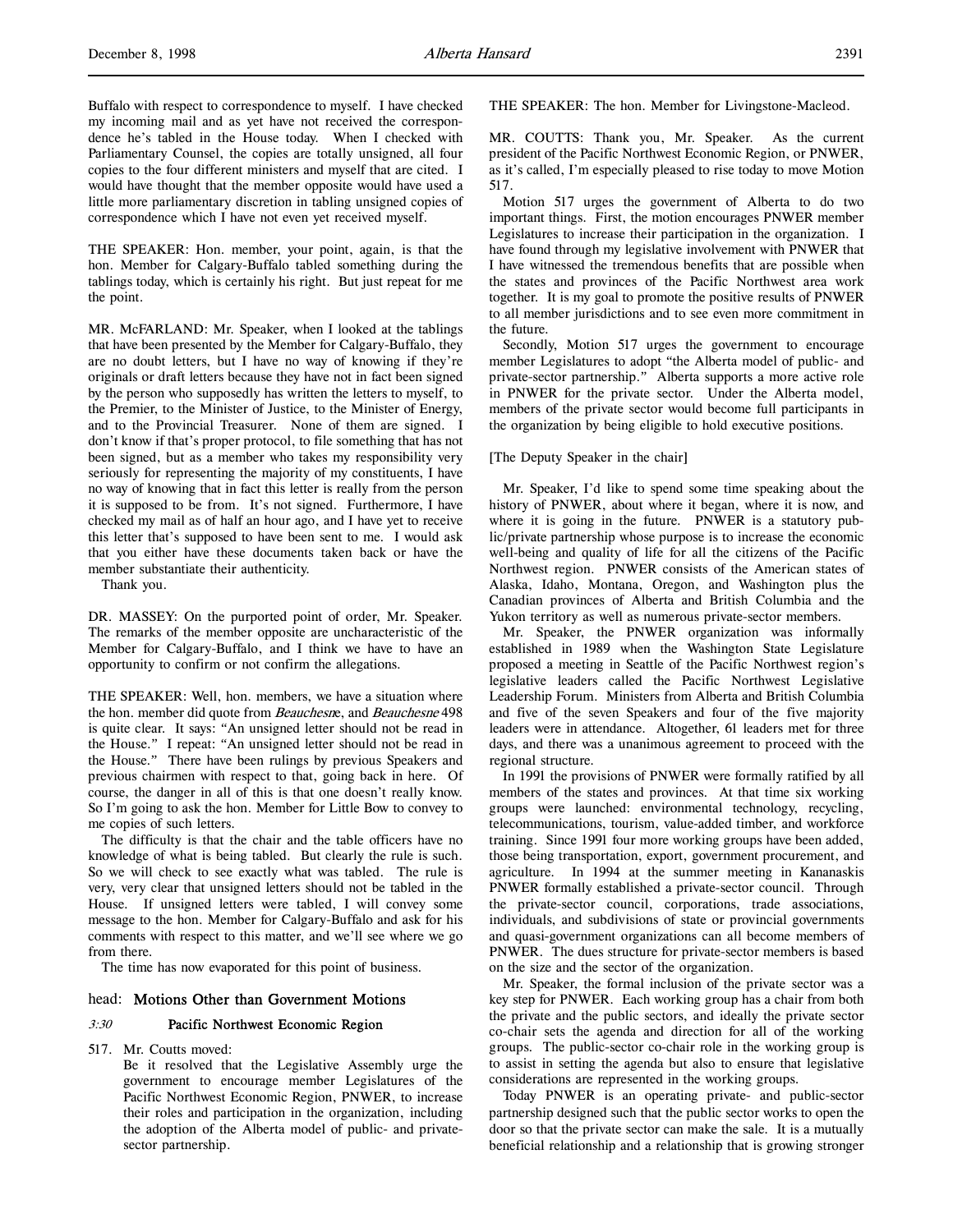Buffalo with respect to correspondence to myself. I have checked my incoming mail and as yet have not received the correspondence he's tabled in the House today. When I checked with Parliamentary Counsel, the copies are totally unsigned, all four copies to the four different ministers and myself that are cited. I would have thought that the member opposite would have used a little more parliamentary discretion in tabling unsigned copies of correspondence which I have not even yet received myself.

THE SPEAKER: Hon. member, your point, again, is that the hon. Member for Calgary-Buffalo tabled something during the tablings today, which is certainly his right. But just repeat for me the point.

MR. McFARLAND: Mr. Speaker, when I looked at the tablings that have been presented by the Member for Calgary-Buffalo, they are no doubt letters, but I have no way of knowing if they're originals or draft letters because they have not in fact been signed by the person who supposedly has written the letters to myself, to the Premier, to the Minister of Justice, to the Minister of Energy, and to the Provincial Treasurer. None of them are signed. I don't know if that's proper protocol, to file something that has not been signed, but as a member who takes my responsibility very seriously for representing the majority of my constituents, I have no way of knowing that in fact this letter is really from the person it is supposed to be from. It's not signed. Furthermore, I have checked my mail as of half an hour ago, and I have yet to receive this letter that's supposed to have been sent to me. I would ask that you either have these documents taken back or have the member substantiate their authenticity.

Thank you.

DR. MASSEY: On the purported point of order, Mr. Speaker. The remarks of the member opposite are uncharacteristic of the Member for Calgary-Buffalo, and I think we have to have an opportunity to confirm or not confirm the allegations.

THE SPEAKER: Well, hon. members, we have a situation where the hon. member did quote from *Beauchesne*, and *Beauchesne* 498 is quite clear. It says: "An unsigned letter should not be read in the House." I repeat: "An unsigned letter should not be read in the House." There have been rulings by previous Speakers and previous chairmen with respect to that, going back in here. Of course, the danger in all of this is that one doesn't really know. So I'm going to ask the hon. Member for Little Bow to convey to me copies of such letters.

The difficulty is that the chair and the table officers have no knowledge of what is being tabled. But clearly the rule is such. So we will check to see exactly what was tabled. The rule is very, very clear that unsigned letters should not be tabled in the House. If unsigned letters were tabled, I will convey some message to the hon. Member for Calgary-Buffalo and ask for his comments with respect to this matter, and we'll see where we go from there.

The time has now evaporated for this point of business.

## head: Motions Other than Government Motions

### *3:30* Pacific Northwest Economic Region

517. Mr. Coutts moved:

Be it resolved that the Legislative Assembly urge the government to encourage member Legislatures of the Pacific Northwest Economic Region, PNWER, to increase their roles and participation in the organization, including the adoption of the Alberta model of public- and private-sector partnership.

THE SPEAKER: The hon. Member for Livingstone-Macleod.

MR. COUTTS: Thank you, Mr. Speaker. As the current president of the Pacific Northwest Economic Region, or PNWER, as it's called, I'm especially pleased to rise today to move Motion 517.

Motion 517 urges the government of Alberta to do two important things. First, the motion encourages PNWER member Legislatures to increase their participation in the organization. I have found through my legislative involvement with PNWER that I have witnessed the tremendous benefits that are possible when the states and provinces of the Pacific Northwest area work together. It is my goal to promote the positive results of PNWER to all member jurisdictions and to see even more commitment in the future.

Secondly, Motion 517 urges the government to encourage member Legislatures to adopt "the Alberta model of public- and private-sector partnership." Alberta supports a more active role in PNWER for the private sector. Under the Alberta model, members of the private sector would become full participants in the organization by being eligible to hold executive positions.

[The Deputy Speaker in the chair]

Mr. Speaker, I'd like to spend some time speaking about the history of PNWER, about where it began, where it is now, and where it is going in the future. PNWER is a statutory public/private partnership whose purpose is to increase the economic well-being and quality of life for all the citizens of the Pacific Northwest region. PNWER consists of the American states of Alaska, Idaho, Montana, Oregon, and Washington plus the Canadian provinces of Alberta and British Columbia and the Yukon territory as well as numerous private-sector members.

Mr. Speaker, the PNWER organization was informally established in 1989 when the Washington State Legislature proposed a meeting in Seattle of the Pacific Northwest region's legislative leaders called the Pacific Northwest Legislative Leadership Forum. Ministers from Alberta and British Columbia and five of the seven Speakers and four of the five majority leaders were in attendance. Altogether, 61 leaders met for three days, and there was a unanimous agreement to proceed with the regional structure.

In 1991 the provisions of PNWER were formally ratified by all members of the states and provinces. At that time six working groups were launched: environmental technology, recycling, telecommunications, tourism, value-added timber, and workforce training. Since 1991 four more working groups have been added, those being transportation, export, government procurement, and agriculture. In 1994 at the summer meeting in Kananaskis PNWER formally established a private-sector council. Through the private-sector council, corporations, trade associations, individuals, and subdivisions of state or provincial governments and quasi-government organizations can all become members of PNWER. The dues structure for private-sector members is based on the size and the sector of the organization.

Mr. Speaker, the formal inclusion of the private sector was a key step for PNWER. Each working group has a chair from both the private and the public sectors, and ideally the private sector co-chair sets the agenda and direction for all of the working groups. The public-sector co-chair role in the working group is to assist in setting the agenda but also to ensure that legislative considerations are represented in the working groups.

Today PNWER is an operating private- and public-sector partnership designed such that the public sector works to open the door so that the private sector can make the sale. It is a mutually beneficial relationship and a relationship that is growing stronger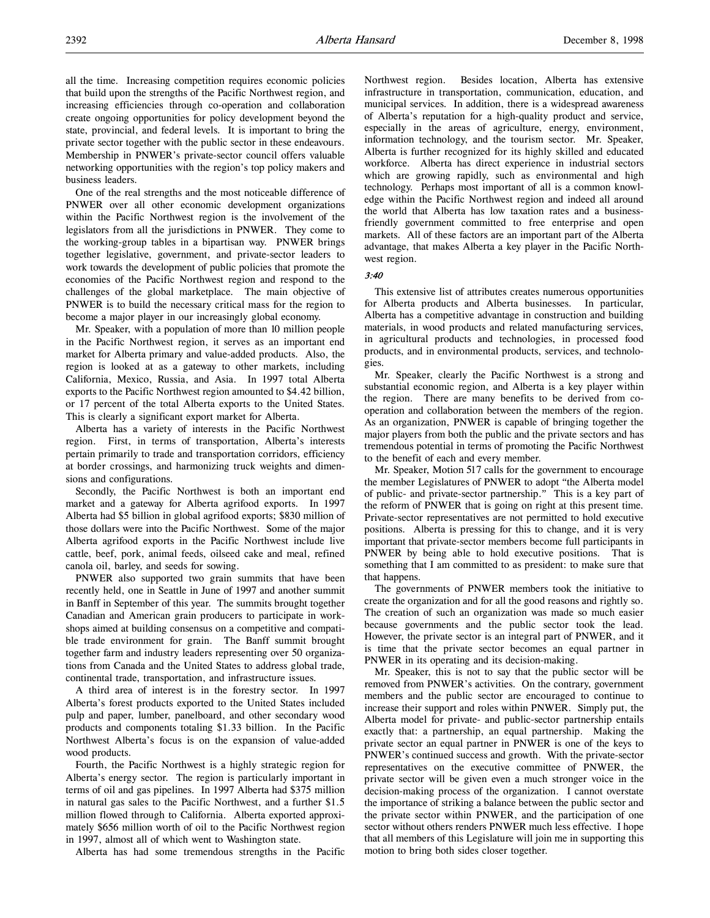all the time. Increasing competition requires economic policies that build upon the strengths of the Pacific Northwest region, and increasing efficiencies through co-operation and collaboration create ongoing opportunities for policy development beyond the state, provincial, and federal levels. It is important to bring the private sector together with the public sector in these endeavours. Membership in PNWER's private-sector council offers valuable networking opportunities with the region's top policy makers and business leaders.

One of the real strengths and the most noticeable difference of PNWER over all other economic development organizations within the Pacific Northwest region is the involvement of the legislators from all the jurisdictions in PNWER. They come to the working-group tables in a bipartisan way. PNWER brings together legislative, government, and private-sector leaders to work towards the development of public policies that promote the economies of the Pacific Northwest region and respond to the challenges of the global marketplace. The main objective of PNWER is to build the necessary critical mass for the region to become a major player in our increasingly global economy.

Mr. Speaker, with a population of more than 10 million people in the Pacific Northwest region, it serves as an important end market for Alberta primary and value-added products. Also, the region is looked at as a gateway to other markets, including California, Mexico, Russia, and Asia. In 1997 total Alberta exports to the Pacific Northwest region amounted to $4.42 billion, or 17 percent of the total Alberta exports to the United States. This is clearly a significant export market for Alberta.

Alberta has a variety of interests in the Pacific Northwest region. First, in terms of transportation, Alberta's interests pertain primarily to trade and transportation corridors, efficiency at border crossings, and harmonizing truck weights and dimensions and configurations.

Secondly, the Pacific Northwest is both an important end market and a gateway for Alberta agrifood exports. In 1997 Alberta had $5 billion in global agrifood exports; $830 million of those dollars were into the Pacific Northwest. Some of the major Alberta agrifood exports in the Pacific Northwest include live cattle, beef, pork, animal feeds, oilseed cake and meal, refined canola oil, barley, and seeds for sowing.

PNWER also supported two grain summits that have been recently held, one in Seattle in June of 1997 and another summit in Banff in September of this year. The summits brought together Canadian and American grain producers to participate in workshops aimed at building consensus on a competitive and compatible trade environment for grain. The Banff summit brought together farm and industry leaders representing over 50 organizations from Canada and the United States to address global trade, continental trade, transportation, and infrastructure issues.

A third area of interest is in the forestry sector. In 1997 Alberta's forest products exported to the United States included pulp and paper, lumber, panelboard, and other secondary wood products and components totaling $1.33 billion. In the Pacific Northwest Alberta's focus is on the expansion of value-added wood products.

Fourth, the Pacific Northwest is a highly strategic region for Alberta's energy sector. The region is particularly important in terms of oil and gas pipelines. In 1997 Alberta had $375 million in natural gas sales to the Pacific Northwest, and a further $1.5 million flowed through to California. Alberta exported approximately $656 million worth of oil to the Pacific Northwest region in 1997, almost all of which went to Washington state.

Alberta has had some tremendous strengths in the Pacific Northwest region. Besides location, Alberta has extensive infrastructure in transportation, communication, education, and municipal services. In addition, there is a widespread awareness of Alberta's reputation for a high-quality product and service, especially in the areas of agriculture, energy, environment, information technology, and the tourism sector. Mr. Speaker, Alberta is further recognized for its highly skilled and educated workforce. Alberta has direct experience in industrial sectors which are growing rapidly, such as environmental and high technology. Perhaps most important of all is a common knowledge within the Pacific Northwest region and indeed all around the world that Alberta has low taxation rates and a business-friendly government committed to free enterprise and open markets. All of these factors are an important part of the Alberta advantage, that makes Alberta a key player in the Pacific Northwest region.

*3:40*

This extensive list of attributes creates numerous opportunities for Alberta products and Alberta businesses. In particular, Alberta has a competitive advantage in construction and building materials, in wood products and related manufacturing services, in agricultural products and technologies, in processed food products, and in environmental products, services, and technologies.

Mr. Speaker, clearly the Pacific Northwest is a strong and substantial economic region, and Alberta is a key player within the region. There are many benefits to be derived from co-operation and collaboration between the members of the region. As an organization, PNWER is capable of bringing together the major players from both the public and the private sectors and has tremendous potential in terms of promoting the Pacific Northwest to the benefit of each and every member.

Mr. Speaker, Motion 517 calls for the government to encourage the member Legislatures of PNWER to adopt "the Alberta model of public- and private-sector partnership." This is a key part of the reform of PNWER that is going on right at this present time. Private-sector representatives are not permitted to hold executive positions. Alberta is pressing for this to change, and it is very important that private-sector members become full participants in PNWER by being able to hold executive positions. That is something that I am committed to as president: to make sure that that happens.

The governments of PNWER members took the initiative to create the organization and for all the good reasons and rightly so. The creation of such an organization was made so much easier because governments and the public sector took the lead. However, the private sector is an integral part of PNWER, and it is time that the private sector becomes an equal partner in PNWER in its operating and its decision-making.

Mr. Speaker, this is not to say that the public sector will be removed from PNWER's activities. On the contrary, government members and the public sector are encouraged to continue to increase their support and roles within PNWER. Simply put, the Alberta model for private- and public-sector partnership entails exactly that: a partnership, an equal partnership. Making the private sector an equal partner in PNWER is one of the keys to PNWER's continued success and growth. With the private-sector representatives on the executive committee of PNWER, the private sector will be given even a much stronger voice in the decision-making process of the organization. I cannot overstate the importance of striking a balance between the public sector and the private sector within PNWER, and the participation of one sector without others renders PNWER much less effective. I hope that all members of this Legislature will join me in supporting this motion to bring both sides closer together.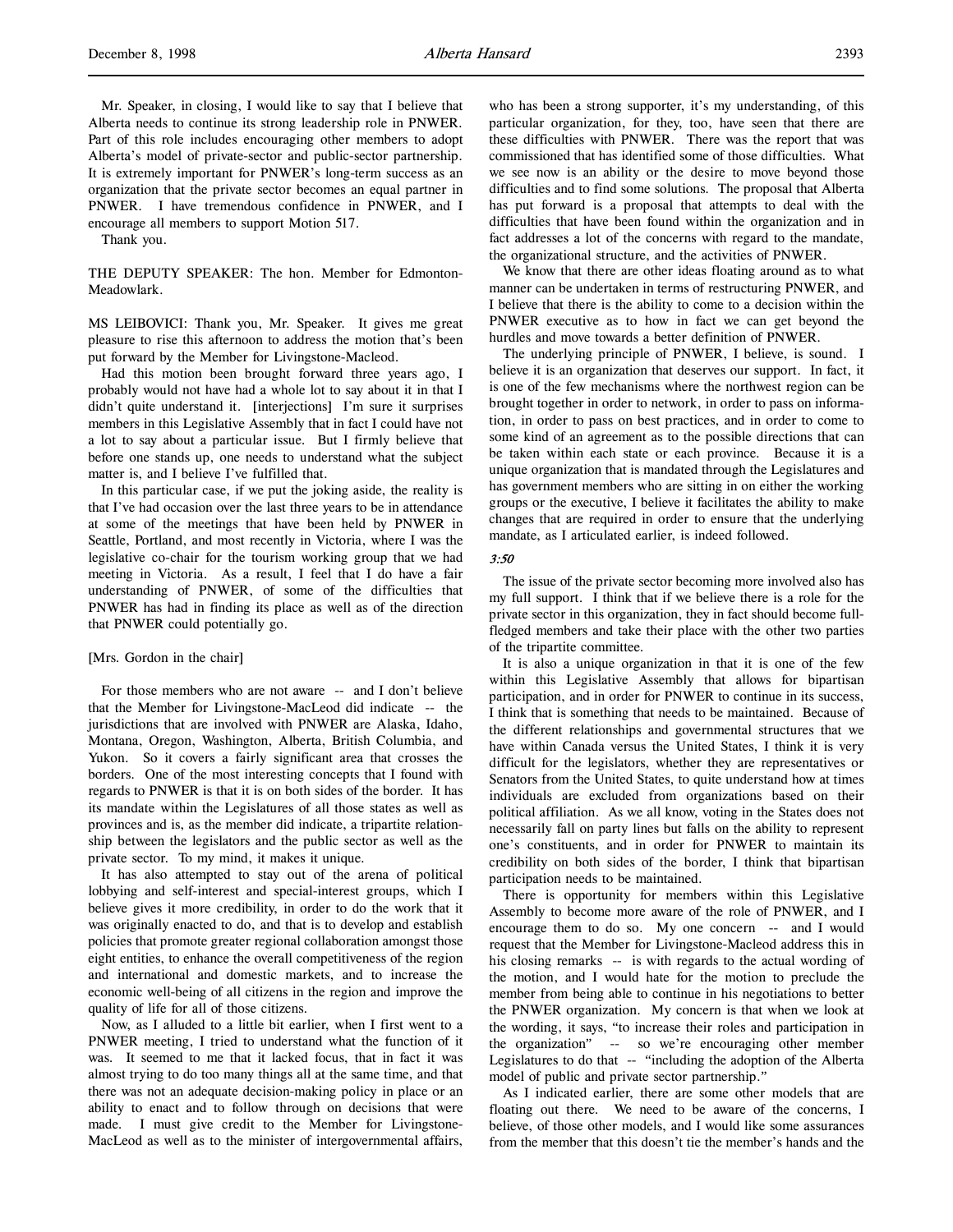Mr. Speaker, in closing, I would like to say that I believe that Alberta needs to continue its strong leadership role in PNWER. Part of this role includes encouraging other members to adopt Alberta's model of private-sector and public-sector partnership. It is extremely important for PNWER's long-term success as an organization that the private sector becomes an equal partner in PNWER. I have tremendous confidence in PNWER, and I encourage all members to support Motion 517.

Thank you.

THE DEPUTY SPEAKER: The hon. Member for Edmonton-Meadowlark.

MS LEIBOVICI: Thank you, Mr. Speaker. It gives me great pleasure to rise this afternoon to address the motion that's been put forward by the Member for Livingstone-Macleod.

Had this motion been brought forward three years ago, I probably would not have had a whole lot to say about it in that I didn't quite understand it. [interjections] I'm sure it surprises members in this Legislative Assembly that in fact I could have not a lot to say about a particular issue. But I firmly believe that before one stands up, one needs to understand what the subject matter is, and I believe I've fulfilled that.

In this particular case, if we put the joking aside, the reality is that I've had occasion over the last three years to be in attendance at some of the meetings that have been held by PNWER in Seattle, Portland, and most recently in Victoria, where I was the legislative co-chair for the tourism working group that we had meeting in Victoria. As a result, I feel that I do have a fair understanding of PNWER, of some of the difficulties that PNWER has had in finding its place as well as of the direction that PNWER could potentially go.

[Mrs. Gordon in the chair]

For those members who are not aware -- and I don't believe that the Member for Livingstone-MacLeod did indicate -- the jurisdictions that are involved with PNWER are Alaska, Idaho, Montana, Oregon, Washington, Alberta, British Columbia, and Yukon. So it covers a fairly significant area that crosses the borders. One of the most interesting concepts that I found with regards to PNWER is that it is on both sides of the border. It has its mandate within the Legislatures of all those states as well as provinces and is, as the member did indicate, a tripartite relationship between the legislators and the public sector as well as the private sector. To my mind, it makes it unique.

It has also attempted to stay out of the arena of political lobbying and self-interest and special-interest groups, which I believe gives it more credibility, in order to do the work that it was originally enacted to do, and that is to develop and establish policies that promote greater regional collaboration amongst those eight entities, to enhance the overall competitiveness of the region and international and domestic markets, and to increase the economic well-being of all citizens in the region and improve the quality of life for all of those citizens.

Now, as I alluded to a little bit earlier, when I first went to a PNWER meeting, I tried to understand what the function of it was. It seemed to me that it lacked focus, that in fact it was almost trying to do too many things all at the same time, and that there was not an adequate decision-making policy in place or an ability to enact and to follow through on decisions that were made. I must give credit to the Member for Livingstone-MacLeod as well as to the minister of intergovernmental affairs, who has been a strong supporter, it's my understanding, of this particular organization, for they, too, have seen that there are these difficulties with PNWER. There was the report that was commissioned that has identified some of those difficulties. What we see now is an ability or the desire to move beyond those difficulties and to find some solutions. The proposal that Alberta has put forward is a proposal that attempts to deal with the difficulties that have been found within the organization and in fact addresses a lot of the concerns with regard to the mandate, the organizational structure, and the activities of PNWER.

We know that there are other ideas floating around as to what manner can be undertaken in terms of restructuring PNWER, and I believe that there is the ability to come to a decision within the PNWER executive as to how in fact we can get beyond the hurdles and move towards a better definition of PNWER.

The underlying principle of PNWER, I believe, is sound. I believe it is an organization that deserves our support. In fact, it is one of the few mechanisms where the northwest region can be brought together in order to network, in order to pass on information, in order to pass on best practices, and in order to come to some kind of an agreement as to the possible directions that can be taken within each state or each province. Because it is a unique organization that is mandated through the Legislatures and has government members who are sitting in on either the working groups or the executive, I believe it facilitates the ability to make changes that are required in order to ensure that the underlying mandate, as I articulated earlier, is indeed followed.

*3:50*

The issue of the private sector becoming more involved also has my full support. I think that if we believe there is a role for the private sector in this organization, they in fact should become full-fledged members and take their place with the other two parties of the tripartite committee.

It is also a unique organization in that it is one of the few within this Legislative Assembly that allows for bipartisan participation, and in order for PNWER to continue in its success, I think that is something that needs to be maintained. Because of the different relationships and governmental structures that we have within Canada versus the United States, I think it is very difficult for the legislators, whether they are representatives or Senators from the United States, to quite understand how at times individuals are excluded from organizations based on their political affiliation. As we all know, voting in the States does not necessarily fall on party lines but falls on the ability to represent one's constituents, and in order for PNWER to maintain its credibility on both sides of the border, I think that bipartisan participation needs to be maintained.

There is opportunity for members within this Legislative Assembly to become more aware of the role of PNWER, and I encourage them to do so. My one concern -- and I would request that the Member for Livingstone-Macleod address this in his closing remarks -- is with regards to the actual wording of the motion, and I would hate for the motion to preclude the member from being able to continue in his negotiations to better the PNWER organization. My concern is that when we look at the wording, it says, "to increase their roles and participation in the organization" -- so we're encouraging other member Legislatures to do that -- "including the adoption of the Alberta model of public and private sector partnership."

As I indicated earlier, there are some other models that are floating out there. We need to be aware of the concerns, I believe, of those other models, and I would like some assurances from the member that this doesn't tie the member's hands and the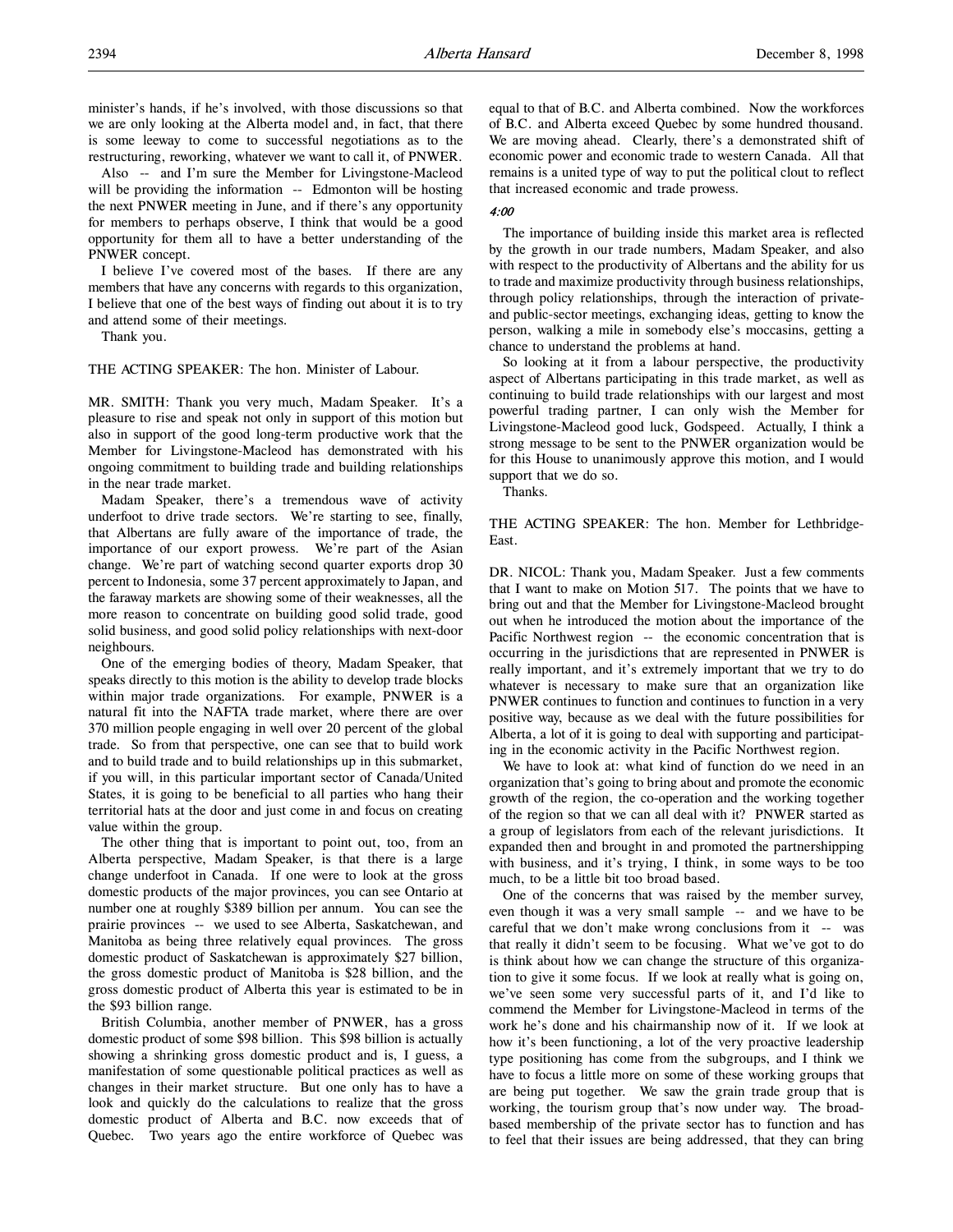minister's hands, if he's involved, with those discussions so that we are only looking at the Alberta model and, in fact, that there is some leeway to come to successful negotiations as to the restructuring, reworking, whatever we want to call it, of PNWER.

Also -- and I'm sure the Member for Livingstone-Macleod will be providing the information -- Edmonton will be hosting the next PNWER meeting in June, and if there's any opportunity for members to perhaps observe, I think that would be a good opportunity for them all to have a better understanding of the PNWER concept.

I believe I've covered most of the bases. If there are any members that have any concerns with regards to this organization, I believe that one of the best ways of finding out about it is to try and attend some of their meetings.

Thank you.

THE ACTING SPEAKER: The hon. Minister of Labour.

MR. SMITH: Thank you very much, Madam Speaker. It's a pleasure to rise and speak not only in support of this motion but also in support of the good long-term productive work that the Member for Livingstone-Macleod has demonstrated with his ongoing commitment to building trade and building relationships in the near trade market.

Madam Speaker, there's a tremendous wave of activity underfoot to drive trade sectors. We're starting to see, finally, that Albertans are fully aware of the importance of trade, the importance of our export prowess. We're part of the Asian change. We're part of watching second quarter exports drop 30 percent to Indonesia, some 37 percent approximately to Japan, and the faraway markets are showing some of their weaknesses, all the more reason to concentrate on building good solid trade, good solid business, and good solid policy relationships with next-door neighbours.

One of the emerging bodies of theory, Madam Speaker, that speaks directly to this motion is the ability to develop trade blocks within major trade organizations. For example, PNWER is a natural fit into the NAFTA trade market, where there are over 370 million people engaging in well over 20 percent of the global trade. So from that perspective, one can see that to build work and to build trade and to build relationships up in this submarket, if you will, in this particular important sector of Canada/United States, it is going to be beneficial to all parties who hang their territorial hats at the door and just come in and focus on creating value within the group.

The other thing that is important to point out, too, from an Alberta perspective, Madam Speaker, is that there is a large change underfoot in Canada. If one were to look at the gross domestic products of the major provinces, you can see Ontario at number one at roughly $389 billion per annum. You can see the prairie provinces -- we used to see Alberta, Saskatchewan, and Manitoba as being three relatively equal provinces. The gross domestic product of Saskatchewan is approximately $27 billion, the gross domestic product of Manitoba is $28 billion, and the gross domestic product of Alberta this year is estimated to be in the $93 billion range.

British Columbia, another member of PNWER, has a gross domestic product of some $98 billion. This $98 billion is actually showing a shrinking gross domestic product and is, I guess, a manifestation of some questionable political practices as well as changes in their market structure. But one only has to have a look and quickly do the calculations to realize that the gross domestic product of Alberta and B.C. now exceeds that of Quebec. Two years ago the entire workforce of Quebec was equal to that of B.C. and Alberta combined. Now the workforces of B.C. and Alberta exceed Quebec by some hundred thousand. We are moving ahead. Clearly, there's a demonstrated shift of economic power and economic trade to western Canada. All that remains is a united type of way to put the political clout to reflect that increased economic and trade prowess.

*4:00*

The importance of building inside this market area is reflected by the growth in our trade numbers, Madam Speaker, and also with respect to the productivity of Albertans and the ability for us to trade and maximize productivity through business relationships, through policy relationships, through the interaction of private- and public-sector meetings, exchanging ideas, getting to know the person, walking a mile in somebody else's moccasins, getting a chance to understand the problems at hand.

So looking at it from a labour perspective, the productivity aspect of Albertans participating in this trade market, as well as continuing to build trade relationships with our largest and most powerful trading partner, I can only wish the Member for Livingstone-Macleod good luck, Godspeed. Actually, I think a strong message to be sent to the PNWER organization would be for this House to unanimously approve this motion, and I would support that we do so.

Thanks.

THE ACTING SPEAKER: The hon. Member for Lethbridge-East.

DR. NICOL: Thank you, Madam Speaker. Just a few comments that I want to make on Motion 517. The points that we have to bring out and that the Member for Livingstone-Macleod brought out when he introduced the motion about the importance of the Pacific Northwest region -- the economic concentration that is occurring in the jurisdictions that are represented in PNWER is really important, and it's extremely important that we try to do whatever is necessary to make sure that an organization like PNWER continues to function and continues to function in a very positive way, because as we deal with the future possibilities for Alberta, a lot of it is going to deal with supporting and participating in the economic activity in the Pacific Northwest region.

We have to look at: what kind of function do we need in an organization that's going to bring about and promote the economic growth of the region, the co-operation and the working together of the region so that we can all deal with it? PNWER started as a group of legislators from each of the relevant jurisdictions. It expanded then and brought in and promoted the partnershipping with business, and it's trying, I think, in some ways to be too much, to be a little bit too broad based.

One of the concerns that was raised by the member survey, even though it was a very small sample -- and we have to be careful that we don't make wrong conclusions from it -- was that really it didn't seem to be focusing. What we've got to do is think about how we can change the structure of this organization to give it some focus. If we look at really what is going on, we've seen some very successful parts of it, and I'd like to commend the Member for Livingstone-Macleod in terms of the work he's done and his chairmanship now of it. If we look at how it's been functioning, a lot of the very proactive leadership type positioning has come from the subgroups, and I think we have to focus a little more on some of these working groups that are being put together. We saw the grain trade group that is working, the tourism group that's now under way. The broad-based membership of the private sector has to function and has to feel that their issues are being addressed, that they can bring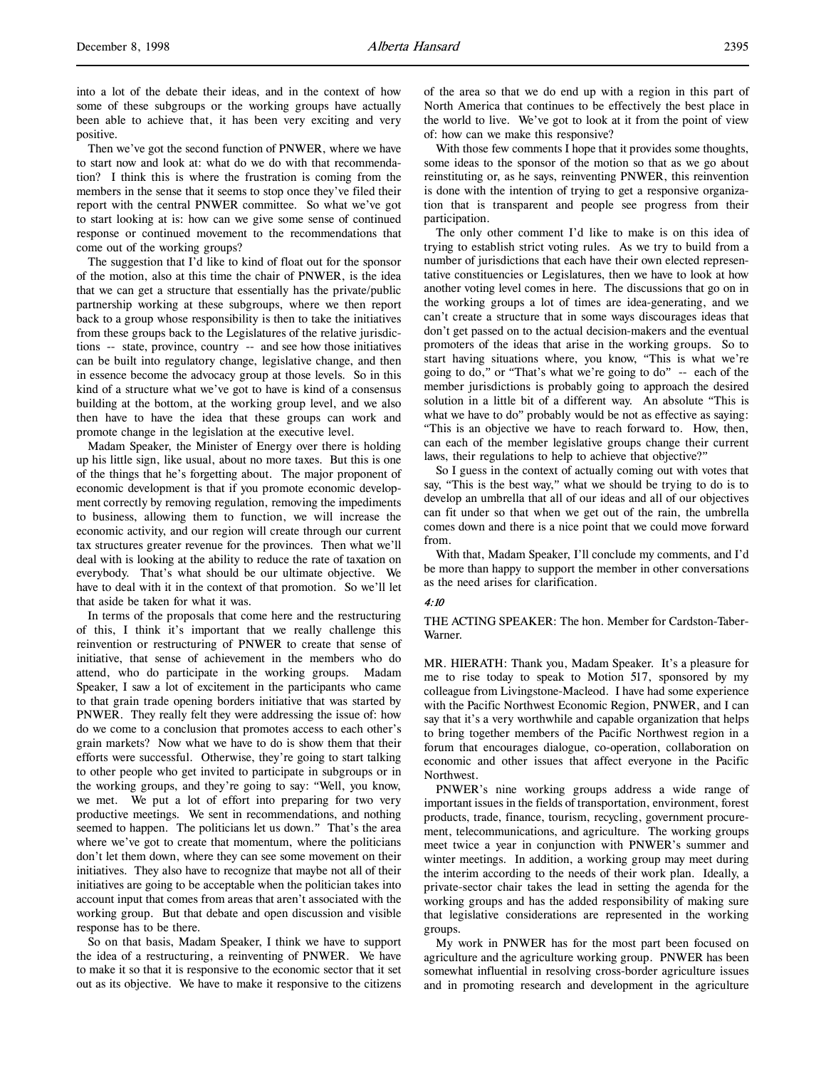into a lot of the debate their ideas, and in the context of how some of these subgroups or the working groups have actually been able to achieve that, it has been very exciting and very positive.

Then we've got the second function of PNWER, where we have to start right now and look at: what do we do with that recommendation? I think this is where the frustration is coming from the members in the sense that it seems to stop once they've filed their report with the central PNWER committee. So what we've got to start looking at is: how can we give some sense of continued response or continued movement to the recommendations that come out of the working groups?

The suggestion that I'd like to kind of float out for the sponsor of the motion, also at this time the chair of PNWER, is the idea that we can get a structure that essentially has the private/public partnership working at these subgroups, where we then report back to a group whose responsibility is then to take the initiatives from these groups back to the Legislatures of the relative jurisdictions -- state, province, country -- and see how those initiatives can be built into regulatory change, legislative change, and then in essence become the advocacy group at those levels. So in this kind of a structure what we've got to have is kind of a consensus building at the bottom, at the working group level, and we also then have to have the idea that these groups can work and promote change in the legislation at the executive level.

Madam Speaker, the Minister of Energy over there is holding up his little sign, like usual, about no more taxes. But this is one of the things that he's forgetting about. The major proponent of economic development is that if you promote economic development correctly by removing regulation, removing the impediments to business, allowing them to function, we will increase the economic activity, and our region will create through our current tax structures greater revenue for the provinces. Then what we'll deal with is looking at the ability to reduce the rate of taxation on everybody. That's what should be our ultimate objective. We have to deal with it in the context of that promotion. So we'll let that aside be taken for what it was.

In terms of the proposals that come here and the restructuring of this, I think it's important that we really challenge this reinvention or restructuring of PNWER to create that sense of initiative, that sense of achievement in the members who do attend, who do participate in the working groups. Madam Speaker, I saw a lot of excitement in the participants who came to that grain trade opening borders initiative that was started by PNWER. They really felt they were addressing the issue of: how do we come to a conclusion that promotes access to each other's grain markets? Now what we have to do is show them that their efforts were successful. Otherwise, they're going to start talking to other people who get invited to participate in subgroups or in the working groups, and they're going to say: "Well, you know, we met. We put a lot of effort into preparing for two very productive meetings. We sent in recommendations, and nothing seemed to happen. The politicians let us down." That's the area where we've got to create that momentum, where the politicians don't let them down, where they can see some movement on their initiatives. They also have to recognize that maybe not all of their initiatives are going to be acceptable when the politician takes into account input that comes from areas that aren't associated with the working group. But that debate and open discussion and visible response has to be there.

So on that basis, Madam Speaker, I think we have to support the idea of a restructuring, a reinventing of PNWER. We have to make it so that it is responsive to the economic sector that it set out as its objective. We have to make it responsive to the citizens of the area so that we do end up with a region in this part of North America that continues to be effectively the best place in the world to live. We've got to look at it from the point of view of: how can we make this responsive?

With those few comments I hope that it provides some thoughts, some ideas to the sponsor of the motion so that as we go about reinstituting or, as he says, reinventing PNWER, this reinvention is done with the intention of trying to get a responsive organization that is transparent and people see progress from their participation.

The only other comment I'd like to make is on this idea of trying to establish strict voting rules. As we try to build from a number of jurisdictions that each have their own elected representative constituencies or Legislatures, then we have to look at how another voting level comes in here. The discussions that go on in the working groups a lot of times are idea-generating, and we can't create a structure that in some ways discourages ideas that don't get passed on to the actual decision-makers and the eventual promoters of the ideas that arise in the working groups. So to start having situations where, you know, "This is what we're going to do," or "That's what we're going to do" -- each of the member jurisdictions is probably going to approach the desired solution in a little bit of a different way. An absolute "This is what we have to do" probably would be not as effective as saying: "This is an objective we have to reach forward to. How, then, can each of the member legislative groups change their current laws, their regulations to help to achieve that objective?"

So I guess in the context of actually coming out with votes that say, "This is the best way," what we should be trying to do is to develop an umbrella that all of our ideas and all of our objectives can fit under so that when we get out of the rain, the umbrella comes down and there is a nice point that we could move forward from.

With that, Madam Speaker, I'll conclude my comments, and I'd be more than happy to support the member in other conversations as the need arises for clarification.

*4:10*

THE ACTING SPEAKER: The hon. Member for Cardston-Taber-Warner.

MR. HIERATH: Thank you, Madam Speaker. It's a pleasure for me to rise today to speak to Motion 517, sponsored by my colleague from Livingstone-Macleod. I have had some experience with the Pacific Northwest Economic Region, PNWER, and I can say that it's a very worthwhile and capable organization that helps to bring together members of the Pacific Northwest region in a forum that encourages dialogue, co-operation, collaboration on economic and other issues that affect everyone in the Pacific Northwest.

PNWER's nine working groups address a wide range of important issues in the fields of transportation, environment, forest products, trade, finance, tourism, recycling, government procurement, telecommunications, and agriculture. The working groups meet twice a year in conjunction with PNWER's summer and winter meetings. In addition, a working group may meet during the interim according to the needs of their work plan. Ideally, a private-sector chair takes the lead in setting the agenda for the working groups and has the added responsibility of making sure that legislative considerations are represented in the working groups.

My work in PNWER has for the most part been focused on agriculture and the agriculture working group. PNWER has been somewhat influential in resolving cross-border agriculture issues and in promoting research and development in the agriculture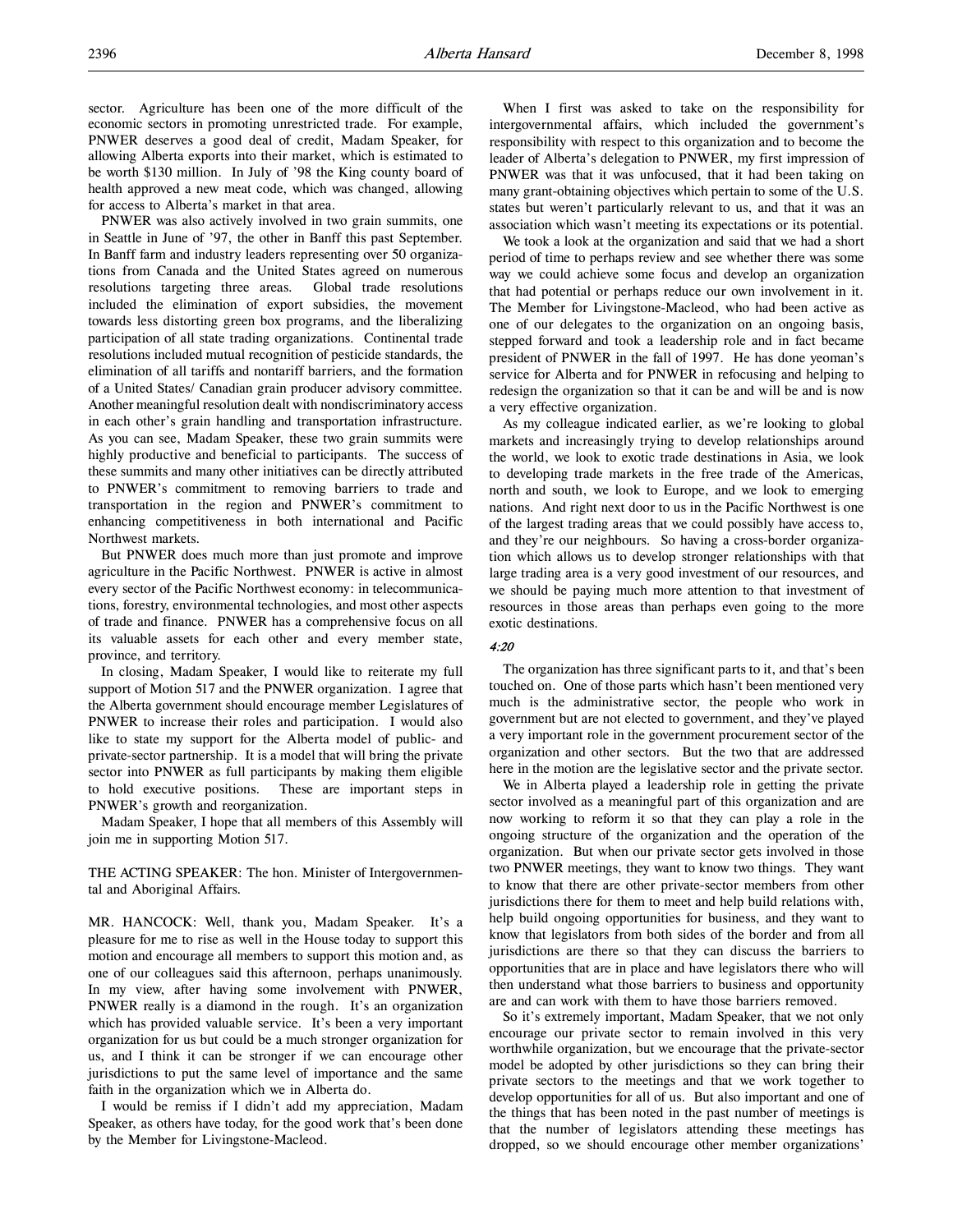sector. Agriculture has been one of the more difficult of the economic sectors in promoting unrestricted trade. For example, PNWER deserves a good deal of credit, Madam Speaker, for allowing Alberta exports into their market, which is estimated to be worth $130 million. In July of '98 the King county board of health approved a new meat code, which was changed, allowing for access to Alberta's market in that area.

PNWER was also actively involved in two grain summits, one in Seattle in June of '97, the other in Banff this past September. In Banff farm and industry leaders representing over 50 organizations from Canada and the United States agreed on numerous resolutions targeting three areas. Global trade resolutions included the elimination of export subsidies, the movement towards less distorting green box programs, and the liberalizing participation of all state trading organizations. Continental trade resolutions included mutual recognition of pesticide standards, the elimination of all tariffs and nontariff barriers, and the formation of a United States/ Canadian grain producer advisory committee. Another meaningful resolution dealt with nondiscriminatory access in each other's grain handling and transportation infrastructure. As you can see, Madam Speaker, these two grain summits were highly productive and beneficial to participants. The success of these summits and many other initiatives can be directly attributed to PNWER's commitment to removing barriers to trade and transportation in the region and PNWER's commitment to enhancing competitiveness in both international and Pacific Northwest markets.

But PNWER does much more than just promote and improve agriculture in the Pacific Northwest. PNWER is active in almost every sector of the Pacific Northwest economy: in telecommunications, forestry, environmental technologies, and most other aspects of trade and finance. PNWER has a comprehensive focus on all its valuable assets for each other and every member state, province, and territory.

In closing, Madam Speaker, I would like to reiterate my full support of Motion 517 and the PNWER organization. I agree that the Alberta government should encourage member Legislatures of PNWER to increase their roles and participation. I would also like to state my support for the Alberta model of public- and private-sector partnership. It is a model that will bring the private sector into PNWER as full participants by making them eligible to hold executive positions. These are important steps in PNWER's growth and reorganization.

Madam Speaker, I hope that all members of this Assembly will join me in supporting Motion 517.

THE ACTING SPEAKER: The hon. Minister of Intergovernmental and Aboriginal Affairs.

MR. HANCOCK: Well, thank you, Madam Speaker. It's a pleasure for me to rise as well in the House today to support this motion and encourage all members to support this motion and, as one of our colleagues said this afternoon, perhaps unanimously. In my view, after having some involvement with PNWER, PNWER really is a diamond in the rough. It's an organization which has provided valuable service. It's been a very important organization for us but could be a much stronger organization for us, and I think it can be stronger if we can encourage other jurisdictions to put the same level of importance and the same faith in the organization which we in Alberta do.

I would be remiss if I didn't add my appreciation, Madam Speaker, as others have today, for the good work that's been done by the Member for Livingstone-Macleod.

When I first was asked to take on the responsibility for intergovernmental affairs, which included the government's responsibility with respect to this organization and to become the leader of Alberta's delegation to PNWER, my first impression of PNWER was that it was unfocused, that it had been taking on many grant-obtaining objectives which pertain to some of the U.S. states but weren't particularly relevant to us, and that it was an association which wasn't meeting its expectations or its potential.

We took a look at the organization and said that we had a short period of time to perhaps review and see whether there was some way we could achieve some focus and develop an organization that had potential or perhaps reduce our own involvement in it. The Member for Livingstone-Macleod, who had been active as one of our delegates to the organization on an ongoing basis, stepped forward and took a leadership role and in fact became president of PNWER in the fall of 1997. He has done yeoman's service for Alberta and for PNWER in refocusing and helping to redesign the organization so that it can be and will be and is now a very effective organization.

As my colleague indicated earlier, as we're looking to global markets and increasingly trying to develop relationships around the world, we look to exotic trade destinations in Asia, we look to developing trade markets in the free trade of the Americas, north and south, we look to Europe, and we look to emerging nations. And right next door to us in the Pacific Northwest is one of the largest trading areas that we could possibly have access to, and they're our neighbours. So having a cross-border organization which allows us to develop stronger relationships with that large trading area is a very good investment of our resources, and we should be paying much more attention to that investment of resources in those areas than perhaps even going to the more exotic destinations.

*4:20*

The organization has three significant parts to it, and that's been touched on. One of those parts which hasn't been mentioned very much is the administrative sector, the people who work in government but are not elected to government, and they've played a very important role in the government procurement sector of the organization and other sectors. But the two that are addressed here in the motion are the legislative sector and the private sector.

We in Alberta played a leadership role in getting the private sector involved as a meaningful part of this organization and are now working to reform it so that they can play a role in the ongoing structure of the organization and the operation of the organization. But when our private sector gets involved in those two PNWER meetings, they want to know two things. They want to know that there are other private-sector members from other jurisdictions there for them to meet and help build relations with, help build ongoing opportunities for business, and they want to know that legislators from both sides of the border and from all jurisdictions are there so that they can discuss the barriers to opportunities that are in place and have legislators there who will then understand what those barriers to business and opportunity are and can work with them to have those barriers removed.

So it's extremely important, Madam Speaker, that we not only encourage our private sector to remain involved in this very worthwhile organization, but we encourage that the private-sector model be adopted by other jurisdictions so they can bring their private sectors to the meetings and that we work together to develop opportunities for all of us. But also important and one of the things that has been noted in the past number of meetings is that the number of legislators attending these meetings has dropped, so we should encourage other member organizations'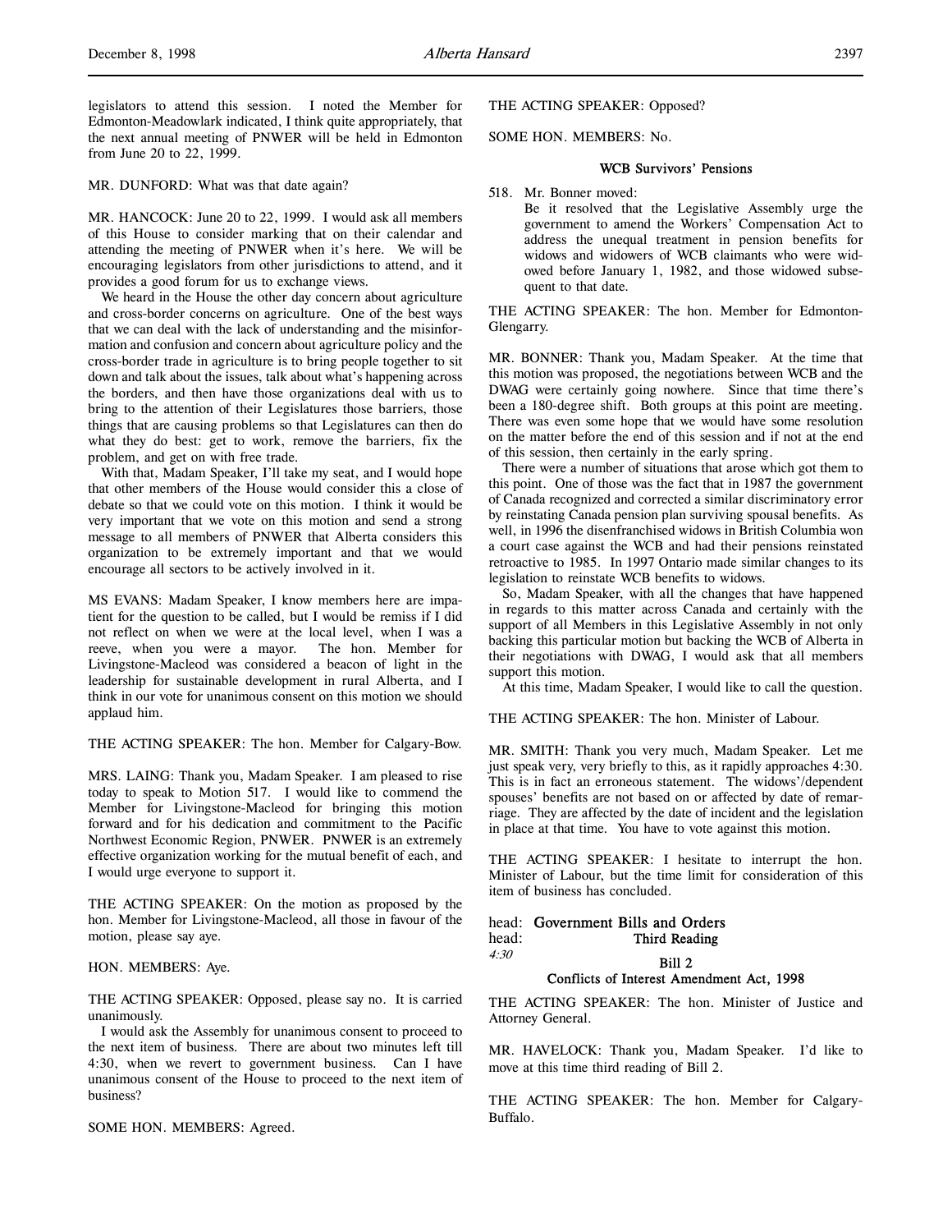legislators to attend this session. I noted the Member for Edmonton-Meadowlark indicated, I think quite appropriately, that the next annual meeting of PNWER will be held in Edmonton from June 20 to 22, 1999.

MR. DUNFORD: What was that date again?

MR. HANCOCK: June 20 to 22, 1999. I would ask all members of this House to consider marking that on their calendar and attending the meeting of PNWER when it's here. We will be encouraging legislators from other jurisdictions to attend, and it provides a good forum for us to exchange views.

We heard in the House the other day concern about agriculture and cross-border concerns on agriculture. One of the best ways that we can deal with the lack of understanding and the misinformation and confusion and concern about agriculture policy and the cross-border trade in agriculture is to bring people together to sit down and talk about the issues, talk about what's happening across the borders, and then have those organizations deal with us to bring to the attention of their Legislatures those barriers, those things that are causing problems so that Legislatures can then do what they do best: get to work, remove the barriers, fix the problem, and get on with free trade.

With that, Madam Speaker, I'll take my seat, and I would hope that other members of the House would consider this a close of debate so that we could vote on this motion. I think it would be very important that we vote on this motion and send a strong message to all members of PNWER that Alberta considers this organization to be extremely important and that we would encourage all sectors to be actively involved in it.

MS EVANS: Madam Speaker, I know members here are impatient for the question to be called, but I would be remiss if I did not reflect on when we were at the local level, when I was a reeve, when you were a mayor. The hon. Member for Livingstone-Macleod was considered a beacon of light in the leadership for sustainable development in rural Alberta, and I think in our vote for unanimous consent on this motion we should applaud him.

THE ACTING SPEAKER: The hon. Member for Calgary-Bow.

MRS. LAING: Thank you, Madam Speaker. I am pleased to rise today to speak to Motion 517. I would like to commend the Member for Livingstone-Macleod for bringing this motion forward and for his dedication and commitment to the Pacific Northwest Economic Region, PNWER. PNWER is an extremely effective organization working for the mutual benefit of each, and I would urge everyone to support it.

THE ACTING SPEAKER: On the motion as proposed by the hon. Member for Livingstone-Macleod, all those in favour of the motion, please say aye.

HON. MEMBERS: Aye.

THE ACTING SPEAKER: Opposed, please say no. It is carried unanimously.

I would ask the Assembly for unanimous consent to proceed to the next item of business. There are about two minutes left till 4:30, when we revert to government business. Can I have unanimous consent of the House to proceed to the next item of business?

SOME HON. MEMBERS: Agreed.

THE ACTING SPEAKER: Opposed?

SOME HON. MEMBERS: No.

### WCB Survivors' Pensions

518. Mr. Bonner moved:

   Be it resolved that the Legislative Assembly urge the government to amend the Workers' Compensation Act to address the unequal treatment in pension benefits for widows and widowers of WCB claimants who were widowed before January 1, 1982, and those widowed subsequent to that date.

THE ACTING SPEAKER: The hon. Member for Edmonton-Glengarry.

MR. BONNER: Thank you, Madam Speaker. At the time that this motion was proposed, the negotiations between WCB and the DWAG were certainly going nowhere. Since that time there's been a 180-degree shift. Both groups at this point are meeting. There was even some hope that we would have some resolution on the matter before the end of this session and if not at the end of this session, then certainly in the early spring.

There were a number of situations that arose which got them to this point. One of those was the fact that in 1987 the government of Canada recognized and corrected a similar discriminatory error by reinstating Canada pension plan surviving spousal benefits. As well, in 1996 the disenfranchised widows in British Columbia won a court case against the WCB and had their pensions reinstated retroactive to 1985. In 1997 Ontario made similar changes to its legislation to reinstate WCB benefits to widows.

So, Madam Speaker, with all the changes that have happened in regards to this matter across Canada and certainly with the support of all Members in this Legislative Assembly in not only backing this particular motion but backing the WCB of Alberta in their negotiations with DWAG, I would ask that all members support this motion.

At this time, Madam Speaker, I would like to call the question.

THE ACTING SPEAKER: The hon. Minister of Labour.

MR. SMITH: Thank you very much, Madam Speaker. Let me just speak very, very briefly to this, as it rapidly approaches 4:30. This is in fact an erroneous statement. The widows'/dependent spouses' benefits are not based on or affected by date of remarriage. They are affected by the date of incident and the legislation in place at that time. You have to vote against this motion.

THE ACTING SPEAKER: I hesitate to interrupt the hon. Minister of Labour, but the time limit for consideration of this item of business has concluded.

head: **Government Bills and Orders**
head: **Third Reading**

*4:30*

### Bill 2
### Conflicts of Interest Amendment Act, 1998

THE ACTING SPEAKER: The hon. Minister of Justice and Attorney General.

MR. HAVELOCK: Thank you, Madam Speaker. I'd like to move at this time third reading of Bill 2.

THE ACTING SPEAKER: The hon. Member for Calgary-Buffalo.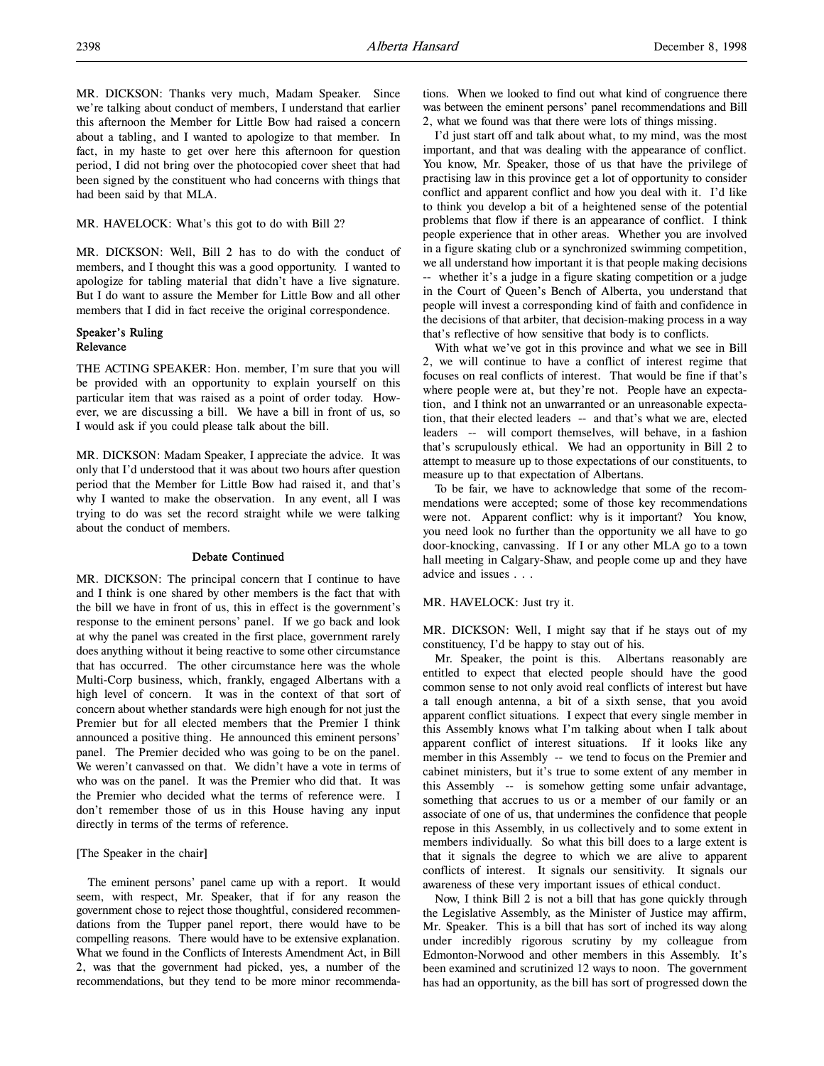MR. DICKSON: Thanks very much, Madam Speaker. Since we're talking about conduct of members, I understand that earlier this afternoon the Member for Little Bow had raised a concern about a tabling, and I wanted to apologize to that member. In fact, in my haste to get over here this afternoon for question period, I did not bring over the photocopied cover sheet that had been signed by the constituent who had concerns with things that had been said by that MLA.

MR. HAVELOCK: What's this got to do with Bill 2?

MR. DICKSON: Well, Bill 2 has to do with the conduct of members, and I thought this was a good opportunity. I wanted to apologize for tabling material that didn't have a live signature. But I do want to assure the Member for Little Bow and all other members that I did in fact receive the original correspondence.

### Speaker's Ruling
### Relevance

THE ACTING SPEAKER: Hon. member, I'm sure that you will be provided with an opportunity to explain yourself on this particular item that was raised as a point of order today. However, we are discussing a bill. We have a bill in front of us, so I would ask if you could please talk about the bill.

MR. DICKSON: Madam Speaker, I appreciate the advice. It was only that I'd understood that it was about two hours after question period that the Member for Little Bow had raised it, and that's why I wanted to make the observation. In any event, all I was trying to do was set the record straight while we were talking about the conduct of members.

### Debate Continued

MR. DICKSON: The principal concern that I continue to have and I think is one shared by other members is the fact that with the bill we have in front of us, this in effect is the government's response to the eminent persons' panel. If we go back and look at why the panel was created in the first place, government rarely does anything without it being reactive to some other circumstance that has occurred. The other circumstance here was the whole Multi-Corp business, which, frankly, engaged Albertans with a high level of concern. It was in the context of that sort of concern about whether standards were high enough for not just the Premier but for all elected members that the Premier I think announced a positive thing. He announced this eminent persons' panel. The Premier decided who was going to be on the panel. We weren't canvassed on that. We didn't have a vote in terms of who was on the panel. It was the Premier who did that. It was the Premier who decided what the terms of reference were. I don't remember those of us in this House having any input directly in terms of the terms of reference.

[The Speaker in the chair]

The eminent persons' panel came up with a report. It would seem, with respect, Mr. Speaker, that if for any reason the government chose to reject those thoughtful, considered recommendations from the Tupper panel report, there would have to be compelling reasons. There would have to be extensive explanation. What we found in the Conflicts of Interests Amendment Act, in Bill 2, was that the government had picked, yes, a number of the recommendations, but they tend to be more minor recommendations. When we looked to find out what kind of congruence there was between the eminent persons' panel recommendations and Bill 2, what we found was that there were lots of things missing.

I'd just start off and talk about what, to my mind, was the most important, and that was dealing with the appearance of conflict. You know, Mr. Speaker, those of us that have the privilege of practising law in this province get a lot of opportunity to consider conflict and apparent conflict and how you deal with it. I'd like to think you develop a bit of a heightened sense of the potential problems that flow if there is an appearance of conflict. I think people experience that in other areas. Whether you are involved in a figure skating club or a synchronized swimming competition, we all understand how important it is that people making decisions -- whether it's a judge in a figure skating competition or a judge in the Court of Queen's Bench of Alberta, you understand that people will invest a corresponding kind of faith and confidence in the decisions of that arbiter, that decision-making process in a way that's reflective of how sensitive that body is to conflicts.

With what we've got in this province and what we see in Bill 2, we will continue to have a conflict of interest regime that focuses on real conflicts of interest. That would be fine if that's where people were at, but they're not. People have an expectation, and I think not an unwarranted or an unreasonable expectation, that their elected leaders -- and that's what we are, elected leaders -- will comport themselves, will behave, in a fashion that's scrupulously ethical. We had an opportunity in Bill 2 to attempt to measure up to those expectations of our constituents, to measure up to that expectation of Albertans.

To be fair, we have to acknowledge that some of the recommendations were accepted; some of those key recommendations were not. Apparent conflict: why is it important? You know, you need look no further than the opportunity we all have to go door-knocking, canvassing. If I or any other MLA go to a town hall meeting in Calgary-Shaw, and people come up and they have advice and issues . . .

MR. HAVELOCK: Just try it.

MR. DICKSON: Well, I might say that if he stays out of my constituency, I'd be happy to stay out of his.

Mr. Speaker, the point is this. Albertans reasonably are entitled to expect that elected people should have the good common sense to not only avoid real conflicts of interest but have a tall enough antenna, a bit of a sixth sense, that you avoid apparent conflict situations. I expect that every single member in this Assembly knows what I'm talking about when I talk about apparent conflict of interest situations. If it looks like any member in this Assembly -- we tend to focus on the Premier and cabinet ministers, but it's true to some extent of any member in this Assembly -- is somehow getting some unfair advantage, something that accrues to us or a member of our family or an associate of one of us, that undermines the confidence that people repose in this Assembly, in us collectively and to some extent in members individually. So what this bill does to a large extent is that it signals the degree to which we are alive to apparent conflicts of interest. It signals our sensitivity. It signals our awareness of these very important issues of ethical conduct.

Now, I think Bill 2 is not a bill that has gone quickly through the Legislative Assembly, as the Minister of Justice may affirm, Mr. Speaker. This is a bill that has sort of inched its way along under incredibly rigorous scrutiny by my colleague from Edmonton-Norwood and other members in this Assembly. It's been examined and scrutinized 12 ways to noon. The government has had an opportunity, as the bill has sort of progressed down the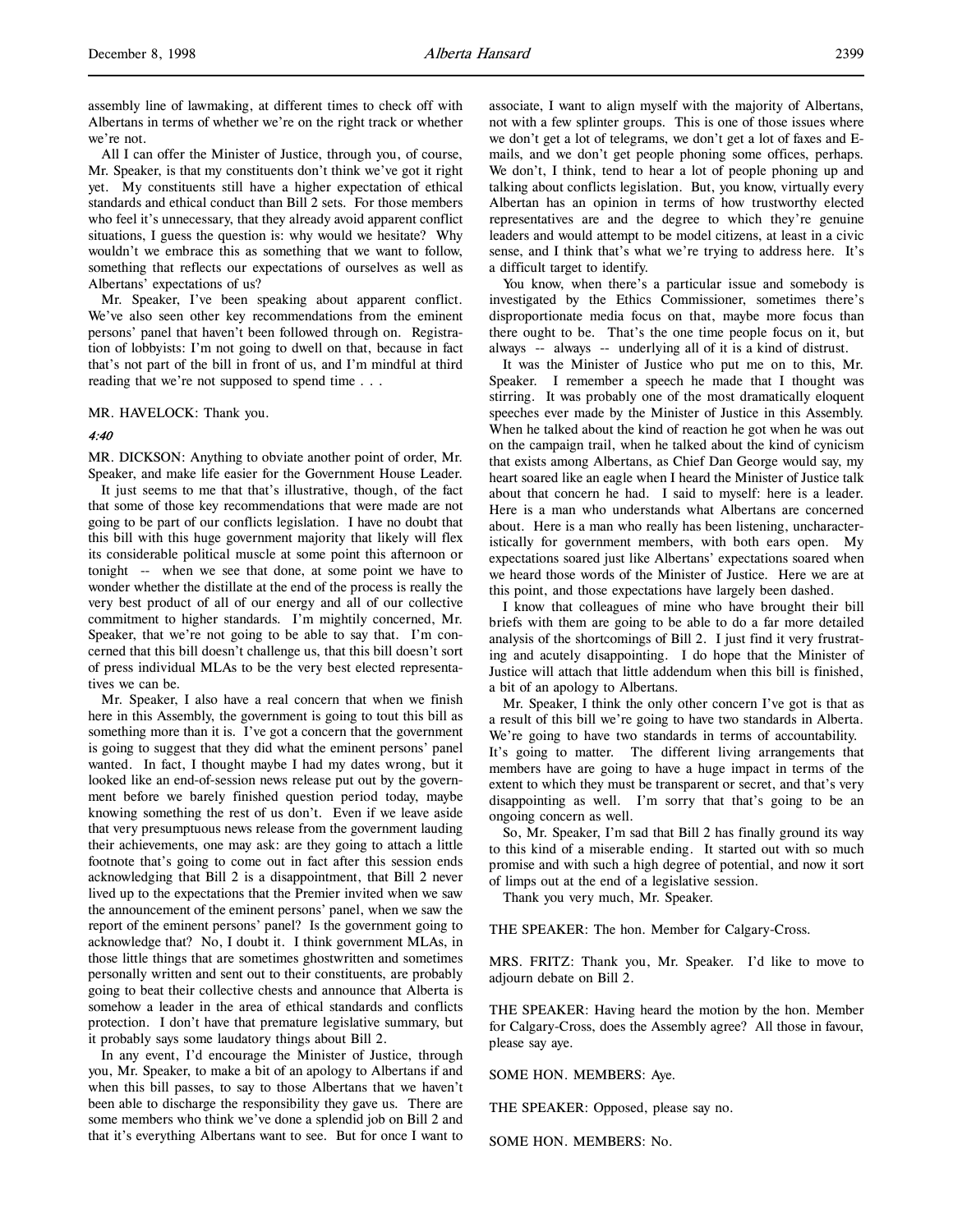assembly line of lawmaking, at different times to check off with Albertans in terms of whether we're on the right track or whether we're not.

All I can offer the Minister of Justice, through you, of course, Mr. Speaker, is that my constituents don't think we've got it right yet. My constituents still have a higher expectation of ethical standards and ethical conduct than Bill 2 sets. For those members who feel it's unnecessary, that they already avoid apparent conflict situations, I guess the question is: why would we hesitate? Why wouldn't we embrace this as something that we want to follow, something that reflects our expectations of ourselves as well as Albertans' expectations of us?

Mr. Speaker, I've been speaking about apparent conflict. We've also seen other key recommendations from the eminent persons' panel that haven't been followed through on. Registration of lobbyists: I'm not going to dwell on that, because in fact that's not part of the bill in front of us, and I'm mindful at third reading that we're not supposed to spend time . . .

MR. HAVELOCK: Thank you.

*4:40*

MR. DICKSON: Anything to obviate another point of order, Mr. Speaker, and make life easier for the Government House Leader.

It just seems to me that that's illustrative, though, of the fact that some of those key recommendations that were made are not going to be part of our conflicts legislation. I have no doubt that this bill with this huge government majority that likely will flex its considerable political muscle at some point this afternoon or tonight -- when we see that done, at some point we have to wonder whether the distillate at the end of the process is really the very best product of all of our energy and all of our collective commitment to higher standards. I'm mightily concerned, Mr. Speaker, that we're not going to be able to say that. I'm concerned that this bill doesn't challenge us, that this bill doesn't sort of press individual MLAs to be the very best elected representatives we can be.

Mr. Speaker, I also have a real concern that when we finish here in this Assembly, the government is going to tout this bill as something more than it is. I've got a concern that the government is going to suggest that they did what the eminent persons' panel wanted. In fact, I thought maybe I had my dates wrong, but it looked like an end-of-session news release put out by the government before we barely finished question period today, maybe knowing something the rest of us don't. Even if we leave aside that very presumptuous news release from the government lauding their achievements, one may ask: are they going to attach a little footnote that's going to come out in fact after this session ends acknowledging that Bill 2 is a disappointment, that Bill 2 never lived up to the expectations that the Premier invited when we saw the announcement of the eminent persons' panel, when we saw the report of the eminent persons' panel? Is the government going to acknowledge that? No, I doubt it. I think government MLAs, in those little things that are sometimes ghostwritten and sometimes personally written and sent out to their constituents, are probably going to beat their collective chests and announce that Alberta is somehow a leader in the area of ethical standards and conflicts protection. I don't have that premature legislative summary, but it probably says some laudatory things about Bill 2.

In any event, I'd encourage the Minister of Justice, through you, Mr. Speaker, to make a bit of an apology to Albertans if and when this bill passes, to say to those Albertans that we haven't been able to discharge the responsibility they gave us. There are some members who think we've done a splendid job on Bill 2 and that it's everything Albertans want to see. But for once I want to associate, I want to align myself with the majority of Albertans, not with a few splinter groups. This is one of those issues where we don't get a lot of telegrams, we don't get a lot of faxes and E-mails, and we don't get people phoning some offices, perhaps. We don't, I think, tend to hear a lot of people phoning up and talking about conflicts legislation. But, you know, virtually every Albertan has an opinion in terms of how trustworthy elected representatives are and the degree to which they're genuine leaders and would attempt to be model citizens, at least in a civic sense, and I think that's what we're trying to address here. It's a difficult target to identify.

You know, when there's a particular issue and somebody is investigated by the Ethics Commissioner, sometimes there's disproportionate media focus on that, maybe more focus than there ought to be. That's the one time people focus on it, but always -- always -- underlying all of it is a kind of distrust.

It was the Minister of Justice who put me on to this, Mr. Speaker. I remember a speech he made that I thought was stirring. It was probably one of the most dramatically eloquent speeches ever made by the Minister of Justice in this Assembly. When he talked about the kind of reaction he got when he was out on the campaign trail, when he talked about the kind of cynicism that exists among Albertans, as Chief Dan George would say, my heart soared like an eagle when I heard the Minister of Justice talk about that concern he had. I said to myself: here is a leader. Here is a man who understands what Albertans are concerned about. Here is a man who really has been listening, uncharacteristically for government members, with both ears open. My expectations soared just like Albertans' expectations soared when we heard those words of the Minister of Justice. Here we are at this point, and those expectations have largely been dashed.

I know that colleagues of mine who have brought their bill briefs with them are going to be able to do a far more detailed analysis of the shortcomings of Bill 2. I just find it very frustrating and acutely disappointing. I do hope that the Minister of Justice will attach that little addendum when this bill is finished, a bit of an apology to Albertans.

Mr. Speaker, I think the only other concern I've got is that as a result of this bill we're going to have two standards in Alberta. We're going to have two standards in terms of accountability. It's going to matter. The different living arrangements that members have are going to have a huge impact in terms of the extent to which they must be transparent or secret, and that's very disappointing as well. I'm sorry that that's going to be an ongoing concern as well.

So, Mr. Speaker, I'm sad that Bill 2 has finally ground its way to this kind of a miserable ending. It started out with so much promise and with such a high degree of potential, and now it sort of limps out at the end of a legislative session.

Thank you very much, Mr. Speaker.

THE SPEAKER: The hon. Member for Calgary-Cross.

MRS. FRITZ: Thank you, Mr. Speaker. I'd like to move to adjourn debate on Bill 2.

THE SPEAKER: Having heard the motion by the hon. Member for Calgary-Cross, does the Assembly agree? All those in favour, please say aye.

SOME HON. MEMBERS: Aye.

THE SPEAKER: Opposed, please say no.

SOME HON. MEMBERS: No.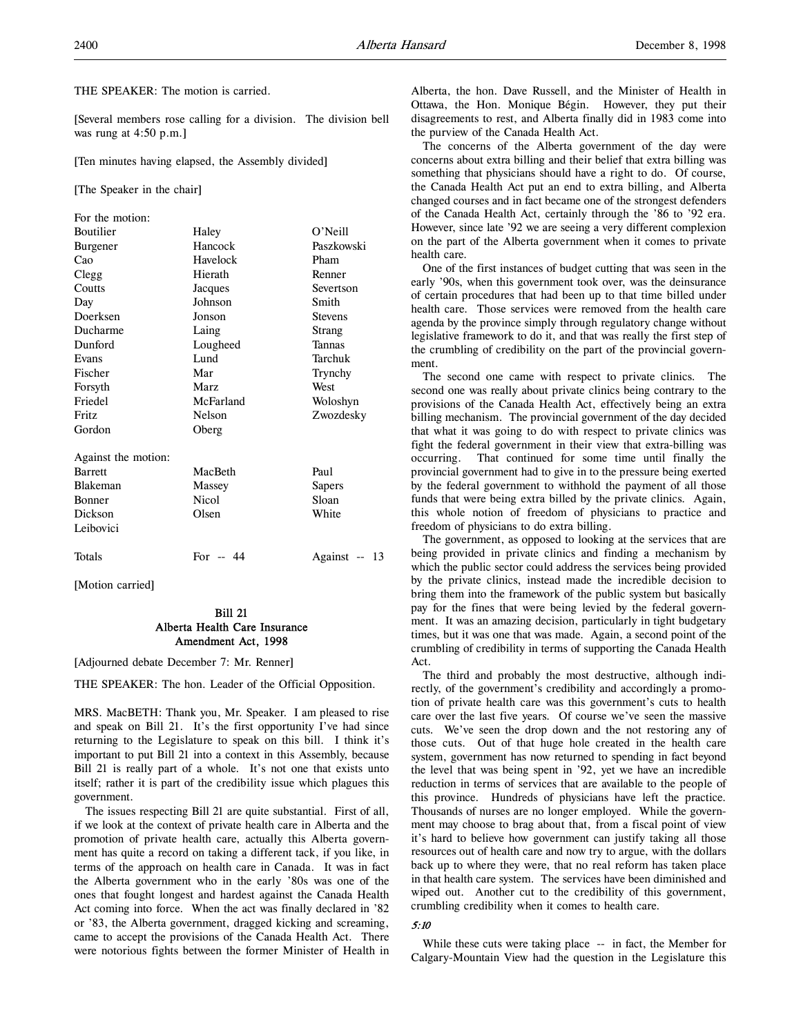THE SPEAKER: The motion is carried.

[Several members rose calling for a division. The division bell was rung at 4:50 p.m.]

[Ten minutes having elapsed, the Assembly divided]

[The Speaker in the chair]

For the motion:

| | | |
|---|---|---|
| Boutilier | Haley | O'Neill |
| Burgener | Hancock | Paszkowski |
| Cao | Havelock | Pham |
| Clegg | Hierath | Renner |
| Coutts | Jacques | Severtson |
| Day | Johnson | Smith |
| Doerksen | Jonson | Stevens |
| Ducharme | Laing | Strang |
| Dunford | Lougheed | Tannas |
| Evans | Lund | Tarchuk |
| Fischer | Mar | Trynchy |
| Forsyth | Marz | West |
| Friedel | McFarland | Woloshyn |
| Fritz | Nelson | Zwozdesky |
| Gordon | Oberg | |

Against the motion:

| | | |
|---|---|---|
| Barrett | MacBeth | Paul |
| Blakeman | Massey | Sapers |
| Bonner | Nicol | Sloan |
| Dickson | Olsen | White |
| Leibovici | | |

| Totals | For -- 44 | Against -- 13 |
|---|---|---|

[Motion carried]

## Bill 21
## Alberta Health Care Insurance Amendment Act, 1998

[Adjourned debate December 7: Mr. Renner]

THE SPEAKER: The hon. Leader of the Official Opposition.

MRS. MacBETH: Thank you, Mr. Speaker. I am pleased to rise and speak on Bill 21. It's the first opportunity I've had since returning to the Legislature to speak on this bill. I think it's important to put Bill 21 into a context in this Assembly, because Bill 21 is really part of a whole. It's not one that exists unto itself; rather it is part of the credibility issue which plagues this government.

The issues respecting Bill 21 are quite substantial. First of all, if we look at the context of private health care in Alberta and the promotion of private health care, actually this Alberta government has quite a record on taking a different tack, if you like, in terms of the approach on health care in Canada. It was in fact the Alberta government who in the early '80s was one of the ones that fought longest and hardest against the Canada Health Act coming into force. When the act was finally declared in '82 or '83, the Alberta government, dragged kicking and screaming, came to accept the provisions of the Canada Health Act. There were notorious fights between the former Minister of Health in Alberta, the hon. Dave Russell, and the Minister of Health in Ottawa, the Hon. Monique Bégin. However, they put their disagreements to rest, and Alberta finally did in 1983 come into the purview of the Canada Health Act.

The concerns of the Alberta government of the day were concerns about extra billing and their belief that extra billing was something that physicians should have a right to do. Of course, the Canada Health Act put an end to extra billing, and Alberta changed courses and in fact became one of the strongest defenders of the Canada Health Act, certainly through the '86 to '92 era. However, since late '92 we are seeing a very different complexion on the part of the Alberta government when it comes to private health care.

One of the first instances of budget cutting that was seen in the early '90s, when this government took over, was the deinsurance of certain procedures that had been up to that time billed under health care. Those services were removed from the health care agenda by the province simply through regulatory change without legislative framework to do it, and that was really the first step of the crumbling of credibility on the part of the provincial government.

The second one came with respect to private clinics. The second one was really about private clinics being contrary to the provisions of the Canada Health Act, effectively being an extra billing mechanism. The provincial government of the day decided that what it was going to do with respect to private clinics was fight the federal government in their view that extra-billing was occurring. That continued for some time until finally the provincial government had to give in to the pressure being exerted by the federal government to withhold the payment of all those funds that were being extra billed by the private clinics. Again, this whole notion of freedom of physicians to practice and freedom of physicians to do extra billing.

The government, as opposed to looking at the services that are being provided in private clinics and finding a mechanism by which the public sector could address the services being provided by the private clinics, instead made the incredible decision to bring them into the framework of the public system but basically pay for the fines that were being levied by the federal government. It was an amazing decision, particularly in tight budgetary times, but it was one that was made. Again, a second point of the crumbling of credibility in terms of supporting the Canada Health Act.

The third and probably the most destructive, although indirectly, of the government's credibility and accordingly a promotion of private health care was this government's cuts to health care over the last five years. Of course we've seen the massive cuts. We've seen the drop down and the not restoring any of those cuts. Out of that huge hole created in the health care system, government has now returned to spending in fact beyond the level that was being spent in '92, yet we have an incredible reduction in terms of services that are available to the people of this province. Hundreds of physicians have left the practice. Thousands of nurses are no longer employed. While the government may choose to brag about that, from a fiscal point of view it's hard to believe how government can justify taking all those resources out of health care and now try to argue, with the dollars back up to where they were, that no real reform has taken place in that health care system. The services have been diminished and wiped out. Another cut to the credibility of this government, crumbling credibility when it comes to health care.

*5:10*

While these cuts were taking place -- in fact, the Member for Calgary-Mountain View had the question in the Legislature this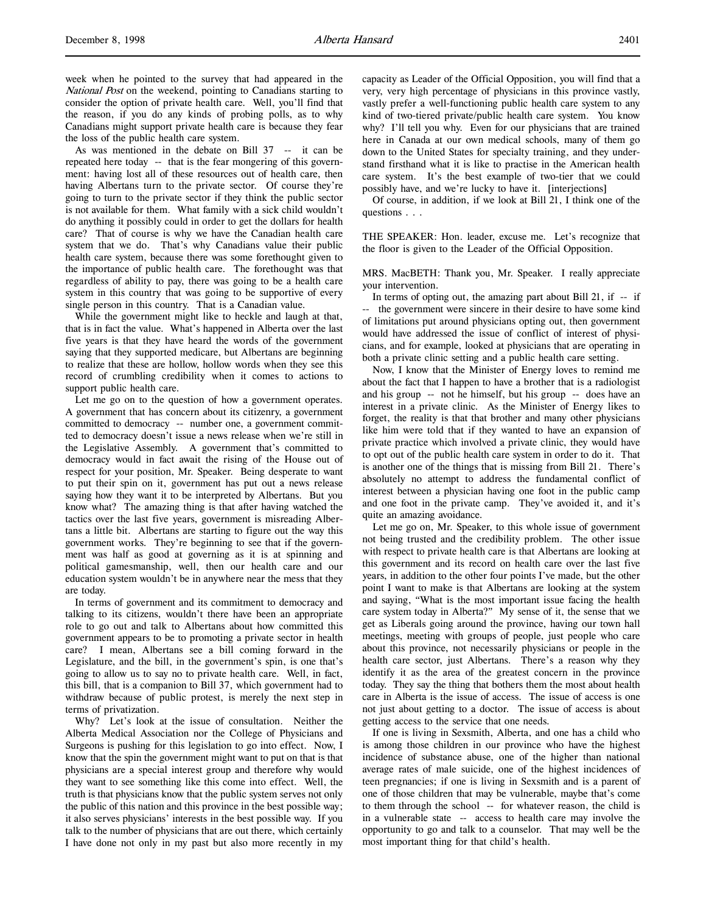week when he pointed to the survey that had appeared in the *National Post* on the weekend, pointing to Canadians starting to consider the option of private health care. Well, you'll find that the reason, if you do any kinds of probing polls, as to why Canadians might support private health care is because they fear the loss of the public health care system.

As was mentioned in the debate on Bill 37 -- it can be repeated here today -- that is the fear mongering of this government: having lost all of these resources out of health care, then having Albertans turn to the private sector. Of course they're going to turn to the private sector if they think the public sector is not available for them. What family with a sick child wouldn't do anything it possibly could in order to get the dollars for health care? That of course is why we have the Canadian health care system that we do. That's why Canadians value their public health care system, because there was some forethought given to the importance of public health care. The forethought was that regardless of ability to pay, there was going to be a health care system in this country that was going to be supportive of every single person in this country. That is a Canadian value.

While the government might like to heckle and laugh at that, that is in fact the value. What's happened in Alberta over the last five years is that they have heard the words of the government saying that they supported medicare, but Albertans are beginning to realize that these are hollow, hollow words when they see this record of crumbling credibility when it comes to actions to support public health care.

Let me go on to the question of how a government operates. A government that has concern about its citizenry, a government committed to democracy -- number one, a government committed to democracy doesn't issue a news release when we're still in the Legislative Assembly. A government that's committed to democracy would in fact await the rising of the House out of respect for your position, Mr. Speaker. Being desperate to want to put their spin on it, government has put out a news release saying how they want it to be interpreted by Albertans. But you know what? The amazing thing is that after having watched the tactics over the last five years, government is misreading Albertans a little bit. Albertans are starting to figure out the way this government works. They're beginning to see that if the government was half as good at governing as it is at spinning and political gamesmanship, well, then our health care and our education system wouldn't be in anywhere near the mess that they are today.

In terms of government and its commitment to democracy and talking to its citizens, wouldn't there have been an appropriate role to go out and talk to Albertans about how committed this government appears to be to promoting a private sector in health care? I mean, Albertans see a bill coming forward in the Legislature, and the bill, in the government's spin, is one that's going to allow us to say no to private health care. Well, in fact, this bill, that is a companion to Bill 37, which government had to withdraw because of public protest, is merely the next step in terms of privatization.

Why? Let's look at the issue of consultation. Neither the Alberta Medical Association nor the College of Physicians and Surgeons is pushing for this legislation to go into effect. Now, I know that the spin the government might want to put on that is that physicians are a special interest group and therefore why would they want to see something like this come into effect. Well, the truth is that physicians know that the public system serves not only the public of this nation and this province in the best possible way; it also serves physicians' interests in the best possible way. If you talk to the number of physicians that are out there, which certainly I have done not only in my past but also more recently in my capacity as Leader of the Official Opposition, you will find that a very, very high percentage of physicians in this province vastly, vastly prefer a well-functioning public health care system to any kind of two-tiered private/public health care system. You know why? I'll tell you why. Even for our physicians that are trained here in Canada at our own medical schools, many of them go down to the United States for specialty training, and they understand firsthand what it is like to practise in the American health care system. It's the best example of two-tier that we could possibly have, and we're lucky to have it. [interjections]

Of course, in addition, if we look at Bill 21, I think one of the questions . . .

THE SPEAKER: Hon. leader, excuse me. Let's recognize that the floor is given to the Leader of the Official Opposition.

MRS. MacBETH: Thank you, Mr. Speaker. I really appreciate your intervention.

In terms of opting out, the amazing part about Bill 21, if -- if -- the government were sincere in their desire to have some kind of limitations put around physicians opting out, then government would have addressed the issue of conflict of interest of physicians, and for example, looked at physicians that are operating in both a private clinic setting and a public health care setting.

Now, I know that the Minister of Energy loves to remind me about the fact that I happen to have a brother that is a radiologist and his group -- not he himself, but his group -- does have an interest in a private clinic. As the Minister of Energy likes to forget, the reality is that that brother and many other physicians like him were told that if they wanted to have an expansion of private practice which involved a private clinic, they would have to opt out of the public health care system in order to do it. That is another one of the things that is missing from Bill 21. There's absolutely no attempt to address the fundamental conflict of interest between a physician having one foot in the public camp and one foot in the private camp. They've avoided it, and it's quite an amazing avoidance.

Let me go on, Mr. Speaker, to this whole issue of government not being trusted and the credibility problem. The other issue with respect to private health care is that Albertans are looking at this government and its record on health care over the last five years, in addition to the other four points I've made, but the other point I want to make is that Albertans are looking at the system and saying, "What is the most important issue facing the health care system today in Alberta?" My sense of it, the sense that we get as Liberals going around the province, having our town hall meetings, meeting with groups of people, just people who care about this province, not necessarily physicians or people in the health care sector, just Albertans. There's a reason why they identify it as the area of the greatest concern in the province today. They say the thing that bothers them the most about health care in Alberta is the issue of access. The issue of access is one not just about getting to a doctor. The issue of access is about getting access to the service that one needs.

If one is living in Sexsmith, Alberta, and one has a child who is among those children in our province who have the highest incidence of substance abuse, one of the higher than national average rates of male suicide, one of the highest incidences of teen pregnancies; if one is living in Sexsmith and is a parent of one of those children that may be vulnerable, maybe that's come to them through the school -- for whatever reason, the child is in a vulnerable state -- access to health care may involve the opportunity to go and talk to a counselor. That may well be the most important thing for that child's health.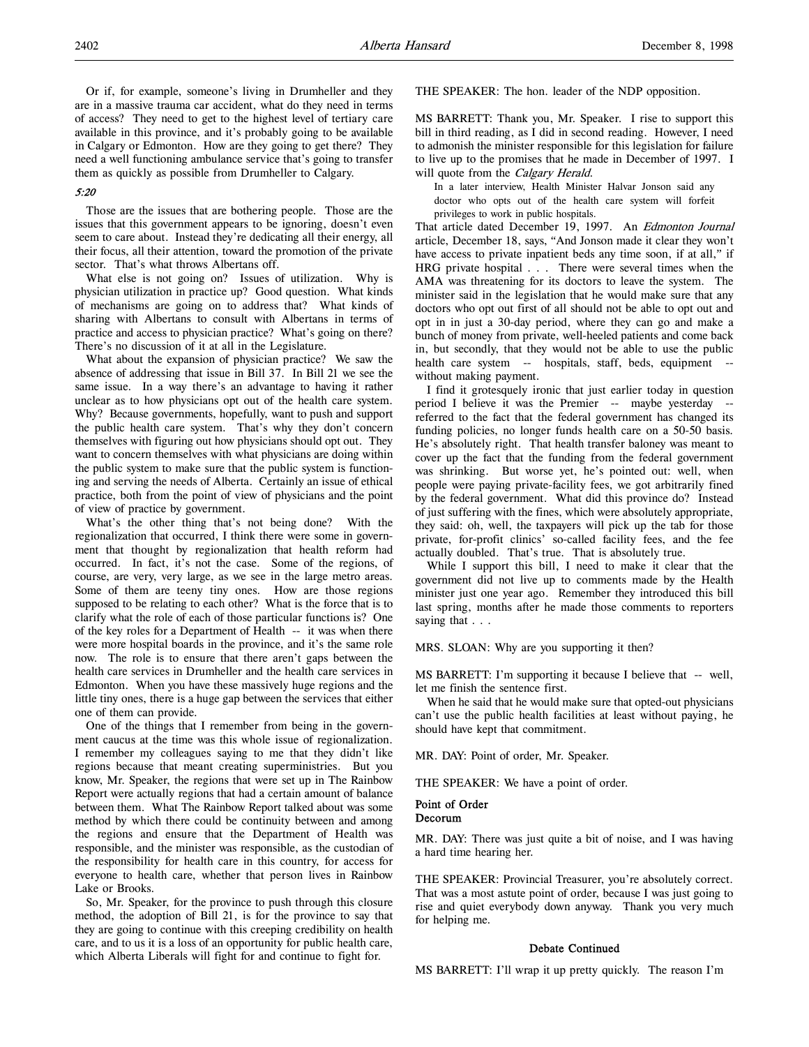Or if, for example, someone's living in Drumheller and they are in a massive trauma car accident, what do they need in terms of access? They need to get to the highest level of tertiary care available in this province, and it's probably going to be available in Calgary or Edmonton. How are they going to get there? They need a well functioning ambulance service that's going to transfer them as quickly as possible from Drumheller to Calgary.

*5:20*

Those are the issues that are bothering people. Those are the issues that this government appears to be ignoring, doesn't even seem to care about. Instead they're dedicating all their energy, all their focus, all their attention, toward the promotion of the private sector. That's what throws Albertans off.

What else is not going on? Issues of utilization. Why is physician utilization in practice up? Good question. What kinds of mechanisms are going on to address that? What kinds of sharing with Albertans to consult with Albertans in terms of practice and access to physician practice? What's going on there? There's no discussion of it at all in the Legislature.

What about the expansion of physician practice? We saw the absence of addressing that issue in Bill 37. In Bill 21 we see the same issue. In a way there's an advantage to having it rather unclear as to how physicians opt out of the health care system. Why? Because governments, hopefully, want to push and support the public health care system. That's why they don't concern themselves with figuring out how physicians should opt out. They want to concern themselves with what physicians are doing within the public system to make sure that the public system is functioning and serving the needs of Alberta. Certainly an issue of ethical practice, both from the point of view of physicians and the point of view of practice by government.

What's the other thing that's not being done? With the regionalization that occurred, I think there were some in government that thought by regionalization that health reform had occurred. In fact, it's not the case. Some of the regions, of course, are very, very large, as we see in the large metro areas. Some of them are teeny tiny ones. How are those regions supposed to be relating to each other? What is the force that is to clarify what the role of each of those particular functions is? One of the key roles for a Department of Health -- it was when there were more hospital boards in the province, and it's the same role now. The role is to ensure that there aren't gaps between the health care services in Drumheller and the health care services in Edmonton. When you have these massively huge regions and the little tiny ones, there is a huge gap between the services that either one of them can provide.

One of the things that I remember from being in the government caucus at the time was this whole issue of regionalization. I remember my colleagues saying to me that they didn't like regions because that meant creating superministries. But you know, Mr. Speaker, the regions that were set up in The Rainbow Report were actually regions that had a certain amount of balance between them. What The Rainbow Report talked about was some method by which there could be continuity between and among the regions and ensure that the Department of Health was responsible, and the minister was responsible, as the custodian of the responsibility for health care in this country, for access for everyone to health care, whether that person lives in Rainbow Lake or Brooks.

So, Mr. Speaker, for the province to push through this closure method, the adoption of Bill 21, is for the province to say that they are going to continue with this creeping credibility on health care, and to us it is a loss of an opportunity for public health care, which Alberta Liberals will fight for and continue to fight for.

THE SPEAKER: The hon. leader of the NDP opposition.

MS BARRETT: Thank you, Mr. Speaker. I rise to support this bill in third reading, as I did in second reading. However, I need to admonish the minister responsible for this legislation for failure to live up to the promises that he made in December of 1997. I will quote from the *Calgary Herald*.

> In a later interview, Health Minister Halvar Jonson said any doctor who opts out of the health care system will forfeit privileges to work in public hospitals.

That article dated December 19, 1997. An *Edmonton Journal* article, December 18, says, "And Jonson made it clear they won't have access to private inpatient beds any time soon, if at all," if HRG private hospital . . . There were several times when the AMA was threatening for its doctors to leave the system. The minister said in the legislation that he would make sure that any doctors who opt out first of all should not be able to opt out and opt in in just a 30-day period, where they can go and make a bunch of money from private, well-heeled patients and come back in, but secondly, that they would not be able to use the public health care system -- hospitals, staff, beds, equipment -- without making payment.

I find it grotesquely ironic that just earlier today in question period I believe it was the Premier -- maybe yesterday -- referred to the fact that the federal government has changed its funding policies, no longer funds health care on a 50-50 basis. He's absolutely right. That health transfer baloney was meant to cover up the fact that the funding from the federal government was shrinking. But worse yet, he's pointed out: well, when people were paying private-facility fees, we got arbitrarily fined by the federal government. What did this province do? Instead of just suffering with the fines, which were absolutely appropriate, they said: oh, well, the taxpayers will pick up the tab for those private, for-profit clinics' so-called facility fees, and the fee actually doubled. That's true. That is absolutely true.

While I support this bill, I need to make it clear that the government did not live up to comments made by the Health minister just one year ago. Remember they introduced this bill last spring, months after he made those comments to reporters saying that . . .

MRS. SLOAN: Why are you supporting it then?

MS BARRETT: I'm supporting it because I believe that -- well, let me finish the sentence first.

When he said that he would make sure that opted-out physicians can't use the public health facilities at least without paying, he should have kept that commitment.

MR. DAY: Point of order, Mr. Speaker.

THE SPEAKER: We have a point of order.

**Point of Order**
**Decorum**

MR. DAY: There was just quite a bit of noise, and I was having a hard time hearing her.

THE SPEAKER: Provincial Treasurer, you're absolutely correct. That was a most astute point of order, because I was just going to rise and quiet everybody down anyway. Thank you very much for helping me.

**Debate Continued**

MS BARRETT: I'll wrap it up pretty quickly. The reason I'm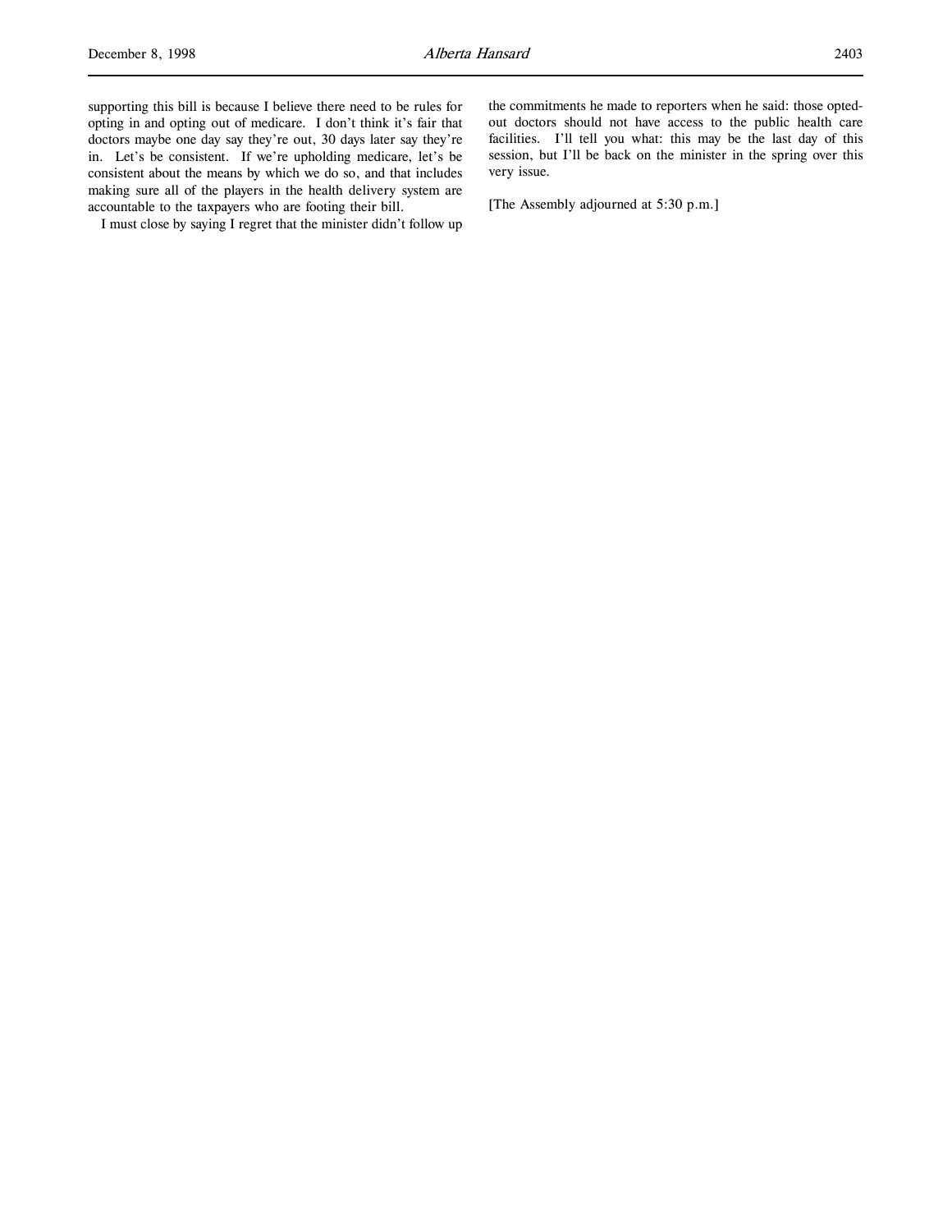supporting this bill is because I believe there need to be rules for opting in and opting out of medicare. I don't think it's fair that doctors maybe one day say they're out, 30 days later say they're in. Let's be consistent. If we're upholding medicare, let's be consistent about the means by which we do so, and that includes making sure all of the players in the health delivery system are accountable to the taxpayers who are footing their bill.

I must close by saying I regret that the minister didn't follow up the commitments he made to reporters when he said: those opted-out doctors should not have access to the public health care facilities. I'll tell you what: this may be the last day of this session, but I'll be back on the minister in the spring over this very issue.

[The Assembly adjourned at 5:30 p.m.]